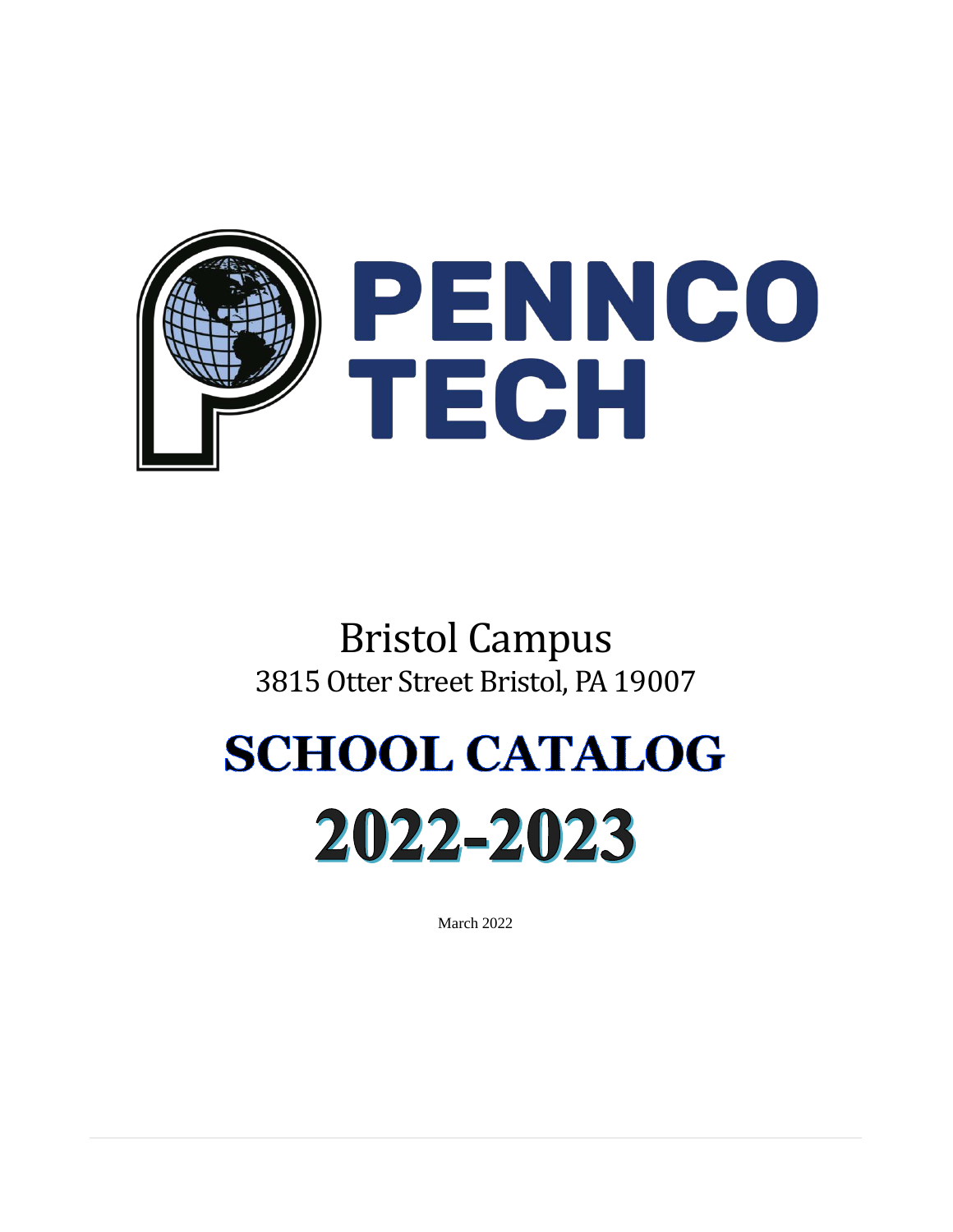# PENNCO TECH

Bristol Campus

3815 Otter Street Bristol, PA 19007

# SCHOOL CATALOG

# 2022-2023

March 2022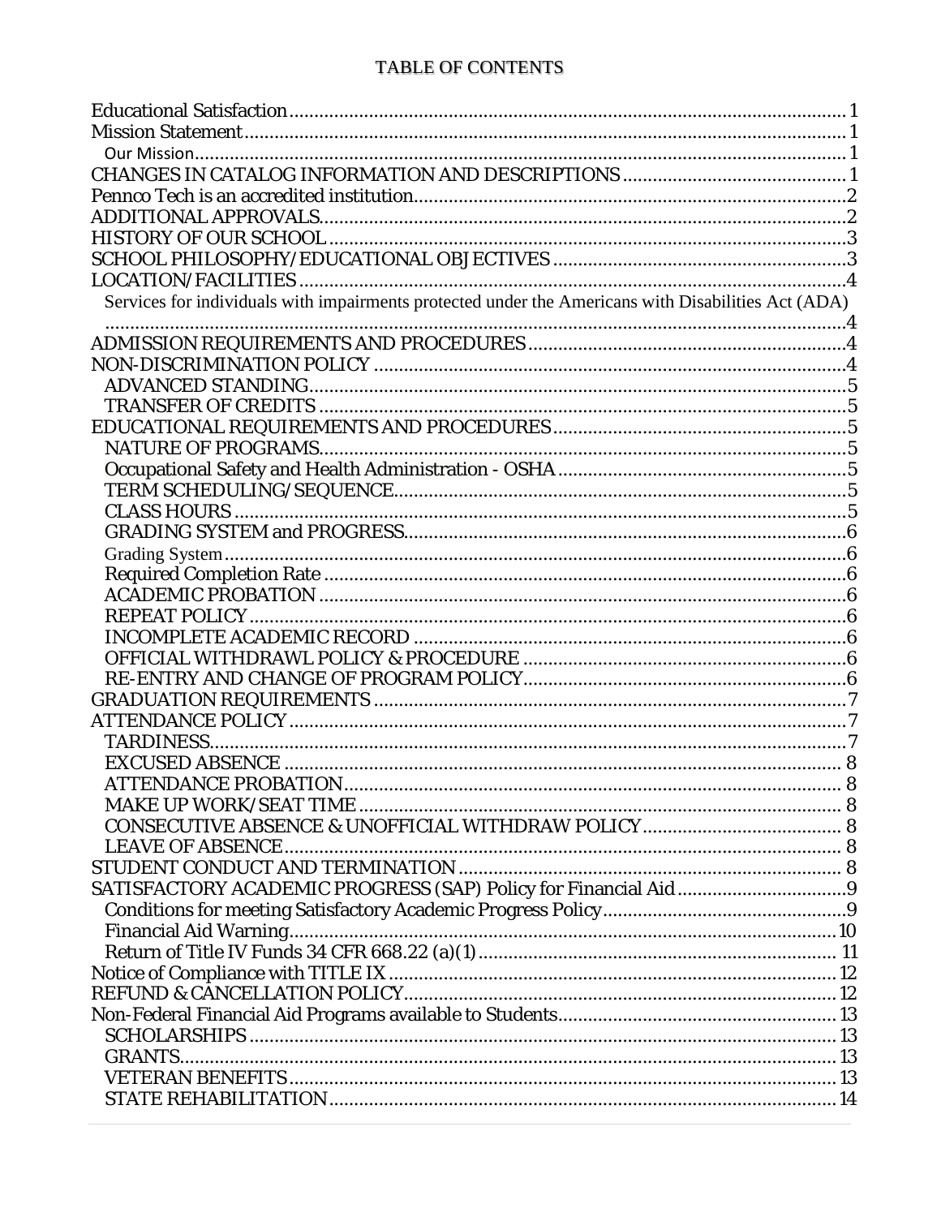# TABLE OF CONTENTS

Educational Satisfaction....1
Mission Statement....1
- Our Mission....1

CHANGES IN CATALOG INFORMATION AND DESCRIPTIONS....1
Pennco Tech is an accredited institution....2
ADDITIONAL APPROVALS....2
HISTORY OF OUR SCHOOL....3
SCHOOL PHILOSOPHY/EDUCATIONAL OBJECTIVES....3
LOCATION/FACILITIES....4
- Services for individuals with impairments protected under the Americans with Disabilities Act (ADA)....4

ADMISSION REQUIREMENTS AND PROCEDURES....4
NON-DISCRIMINATION POLICY....4
- ADVANCED STANDING....5
- TRANSFER OF CREDITS....5

EDUCATIONAL REQUIREMENTS AND PROCEDURES....5
- NATURE OF PROGRAMS....5
- Occupational Safety and Health Administration - OSHA....5
- TERM SCHEDULING/SEQUENCE....5
- CLASS HOURS....5
- GRADING SYSTEM and PROGRESS....6
- Grading System....6
- Required Completion Rate....6
- ACADEMIC PROBATION....6
- REPEAT POLICY....6
- INCOMPLETE ACADEMIC RECORD....6
- OFFICIAL WITHDRAWL POLICY & PROCEDURE....6
- RE-ENTRY AND CHANGE OF PROGRAM POLICY....6

GRADUATION REQUIREMENTS....7
ATTENDANCE POLICY....7
- TARDINESS....7
- EXCUSED ABSENCE....8
- ATTENDANCE PROBATION....8
- MAKE UP WORK/SEAT TIME....8
- CONSECUTIVE ABSENCE & UNOFFICIAL WITHDRAW POLICY....8
- LEAVE OF ABSENCE....8

STUDENT CONDUCT AND TERMINATION....8
SATISFACTORY ACADEMIC PROGRESS (SAP) Policy for Financial Aid....9
- Conditions for meeting Satisfactory Academic Progress Policy....9
- Financial Aid Warning....10
- Return of Title IV Funds 34 CFR 668.22 (a)(1)....11

Notice of Compliance with TITLE IX....12
REFUND & CANCELLATION POLICY....12
Non-Federal Financial Aid Programs available to Students....13
- SCHOLARSHIPS....13
- GRANTS....13
- VETERAN BENEFITS....13
- STATE REHABILITATION....14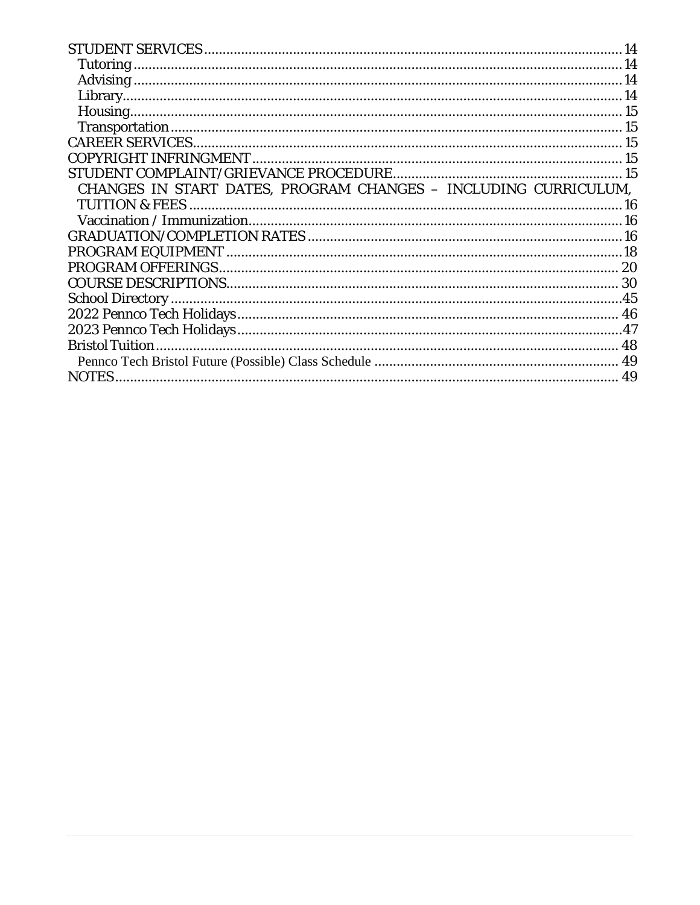STUDENT SERVICES ........................................................................................................ 14
  Tutoring ........................................................................................................................ 14
  Advising ........................................................................................................................ 14
  Library ........................................................................................................................... 14
  Housing .......................................................................................................................... 15
  Transportation ................................................................................................................ 15
CAREER SERVICES ........................................................................................................ 15
COPYRIGHT INFRINGMENT ........................................................................................ 15
STUDENT COMPLAINT/GRIEVANCE PROCEDURE ................................................. 15
  CHANGES IN START DATES, PROGRAM CHANGES – INCLUDING CURRICULUM, TUITION & FEES ........................................................................................................ 16
  Vaccination / Immunization ........................................................................................... 16
GRADUATION/COMPLETION RATES ........................................................................ 16
PROGRAM EQUIPMENT .............................................................................................. 18
PROGRAM OFFERINGS ................................................................................................ 20
COURSE DESCRIPTIONS .............................................................................................. 30
School Directory ............................................................................................................. 45
2022 Pennco Tech Holidays ............................................................................................ 46
2023 Pennco Tech Holidays ............................................................................................ 47
Bristol Tuition .................................................................................................................. 48
  Pennco Tech Bristol Future (Possible) Class Schedule ................................................. 49
NOTES ............................................................................................................................. 49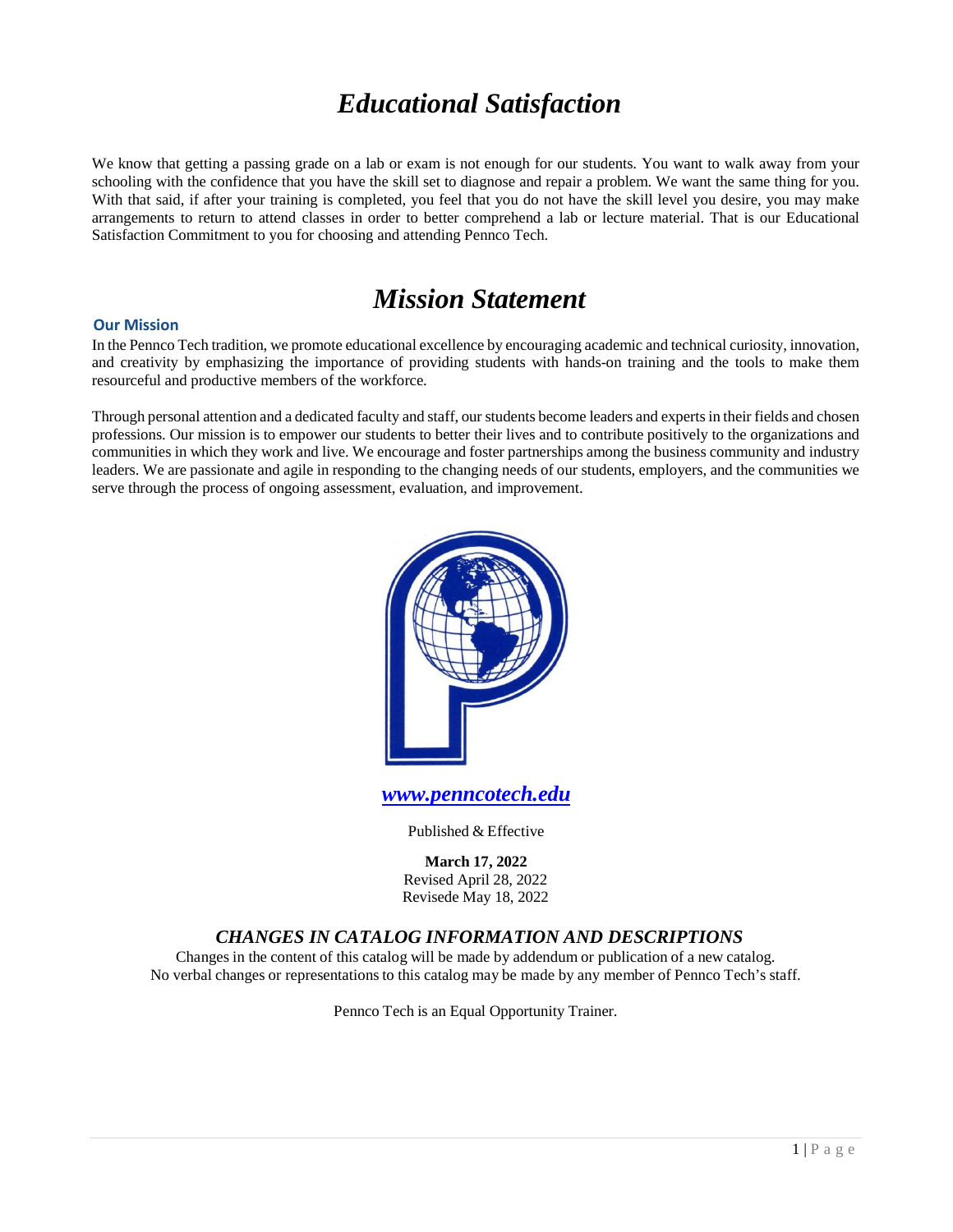# *Educational Satisfaction*

We know that getting a passing grade on a lab or exam is not enough for our students. You want to walk away from your schooling with the confidence that you have the skill set to diagnose and repair a problem. We want the same thing for you. With that said, if after your training is completed, you feel that you do not have the skill level you desire, you may make arrangements to return to attend classes in order to better comprehend a lab or lecture material. That is our Educational Satisfaction Commitment to you for choosing and attending Pennco Tech.

# *Mission Statement*

### Our Mission

In the Pennco Tech tradition, we promote educational excellence by encouraging academic and technical curiosity, innovation, and creativity by emphasizing the importance of providing students with hands-on training and the tools to make them resourceful and productive members of the workforce.

Through personal attention and a dedicated faculty and staff, our students become leaders and experts in their fields and chosen professions. Our mission is to empower our students to better their lives and to contribute positively to the organizations and communities in which they work and live. We encourage and foster partnerships among the business community and industry leaders. We are passionate and agile in responding to the changing needs of our students, employers, and the communities we serve through the process of ongoing assessment, evaluation, and improvement.

***www.penncotech.edu***

Published & Effective

**March 17, 2022**
Revised April 28, 2022
Revisede May 18, 2022

### *CHANGES IN CATALOG INFORMATION AND DESCRIPTIONS*

Changes in the content of this catalog will be made by addendum or publication of a new catalog.
No verbal changes or representations to this catalog may be made by any member of Pennco Tech's staff.

Pennco Tech is an Equal Opportunity Trainer.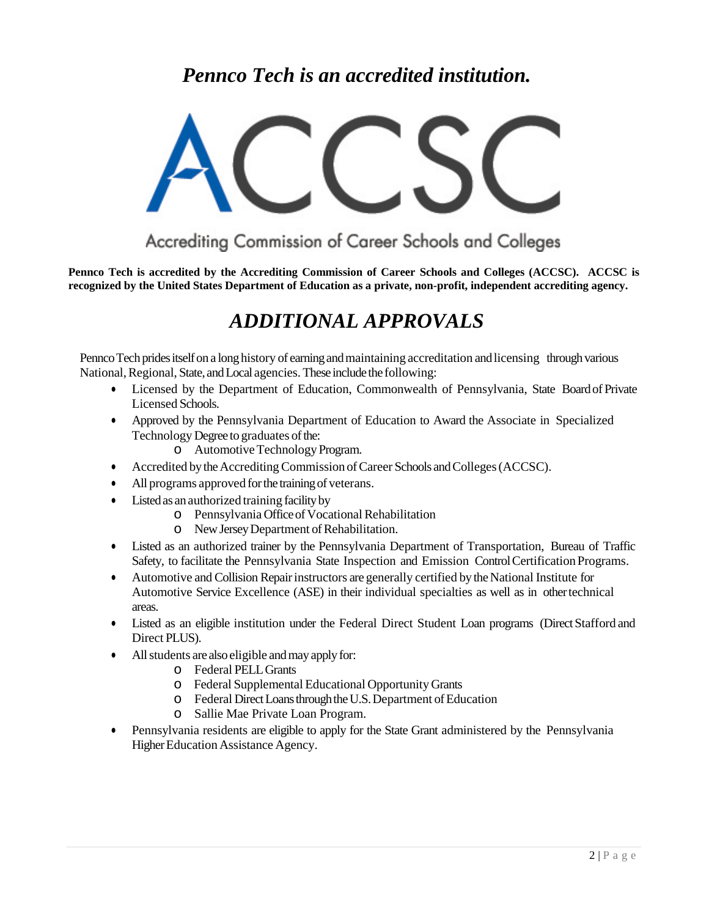# *Pennco Tech is an accredited institution.*

ACCSC

Accrediting Commission of Career Schools and Colleges

**Pennco Tech is accredited by the Accrediting Commission of Career Schools and Colleges (ACCSC). ACCSC is recognized by the United States Department of Education as a private, non-profit, independent accrediting agency.**

# *ADDITIONAL APPROVALS*

Pennco Tech prides itself on a long history of earning and maintaining accreditation and licensing through various National, Regional, State, and Local agencies. These include the following:

- Licensed by the Department of Education, Commonwealth of Pennsylvania, State Board of Private Licensed Schools.
- Approved by the Pennsylvania Department of Education to Award the Associate in Specialized Technology Degree to graduates of the:
  - Automotive Technology Program.
- Accredited by the Accrediting Commission of Career Schools and Colleges (ACCSC).
- All programs approved for the training of veterans.
- Listed as an authorized training facility by
  - Pennsylvania Office of Vocational Rehabilitation
  - New Jersey Department of Rehabilitation.
- Listed as an authorized trainer by the Pennsylvania Department of Transportation, Bureau of Traffic Safety, to facilitate the Pennsylvania State Inspection and Emission Control Certification Programs.
- Automotive and Collision Repair instructors are generally certified by the National Institute for Automotive Service Excellence (ASE) in their individual specialties as well as in other technical areas.
- Listed as an eligible institution under the Federal Direct Student Loan programs (Direct Stafford and Direct PLUS).
- All students are also eligible and may apply for:
  - Federal PELL Grants
  - Federal Supplemental Educational Opportunity Grants
  - Federal Direct Loans through the U.S. Department of Education
  - Sallie Mae Private Loan Program.
- Pennsylvania residents are eligible to apply for the State Grant administered by the Pennsylvania Higher Education Assistance Agency.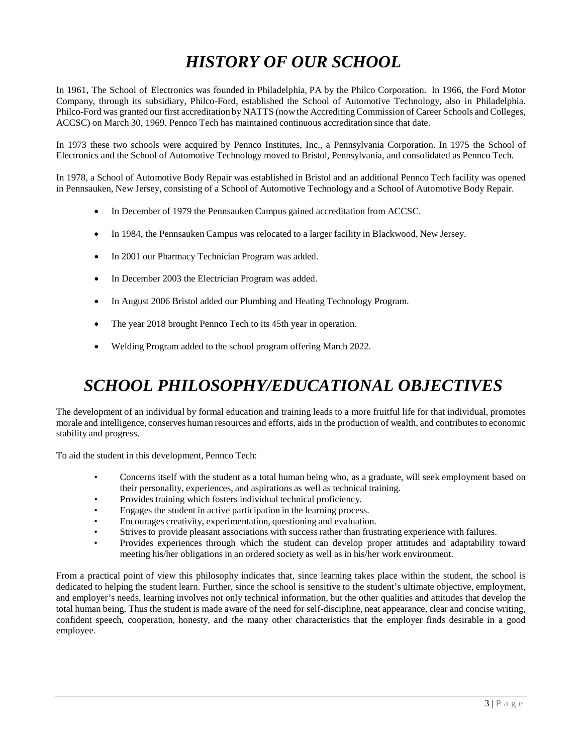# *HISTORY OF OUR SCHOOL*

In 1961, The School of Electronics was founded in Philadelphia, PA by the Philco Corporation. In 1966, the Ford Motor Company, through its subsidiary, Philco-Ford, established the School of Automotive Technology, also in Philadelphia. Philco-Ford was granted our first accreditation by NATTS (now the Accrediting Commission of Career Schools and Colleges, ACCSC) on March 30, 1969. Pennco Tech has maintained continuous accreditation since that date.

In 1973 these two schools were acquired by Pennco Institutes, Inc., a Pennsylvania Corporation. In 1975 the School of Electronics and the School of Automotive Technology moved to Bristol, Pennsylvania, and consolidated as Pennco Tech.

In 1978, a School of Automotive Body Repair was established in Bristol and an additional Pennco Tech facility was opened in Pennsauken, New Jersey, consisting of a School of Automotive Technology and a School of Automotive Body Repair.

- In December of 1979 the Pennsauken Campus gained accreditation from ACCSC.
- In 1984, the Pennsauken Campus was relocated to a larger facility in Blackwood, New Jersey.
- In 2001 our Pharmacy Technician Program was added.
- In December 2003 the Electrician Program was added.
- In August 2006 Bristol added our Plumbing and Heating Technology Program.
- The year 2018 brought Pennco Tech to its 45th year in operation.
- Welding Program added to the school program offering March 2022.

# *SCHOOL PHILOSOPHY/EDUCATIONAL OBJECTIVES*

The development of an individual by formal education and training leads to a more fruitful life for that individual, promotes morale and intelligence, conserves human resources and efforts, aids in the production of wealth, and contributes to economic stability and progress.

To aid the student in this development, Pennco Tech:

- Concerns itself with the student as a total human being who, as a graduate, will seek employment based on their personality, experiences, and aspirations as well as technical training.
- Provides training which fosters individual technical proficiency.
- Engages the student in active participation in the learning process.
- Encourages creativity, experimentation, questioning and evaluation.
- Strives to provide pleasant associations with success rather than frustrating experience with failures.
- Provides experiences through which the student can develop proper attitudes and adaptability toward meeting his/her obligations in an ordered society as well as in his/her work environment.

From a practical point of view this philosophy indicates that, since learning takes place within the student, the school is dedicated to helping the student learn. Further, since the school is sensitive to the student's ultimate objective, employment, and employer's needs, learning involves not only technical information, but the other qualities and attitudes that develop the total human being. Thus the student is made aware of the need for self-discipline, neat appearance, clear and concise writing, confident speech, cooperation, honesty, and the many other characteristics that the employer finds desirable in a good employee.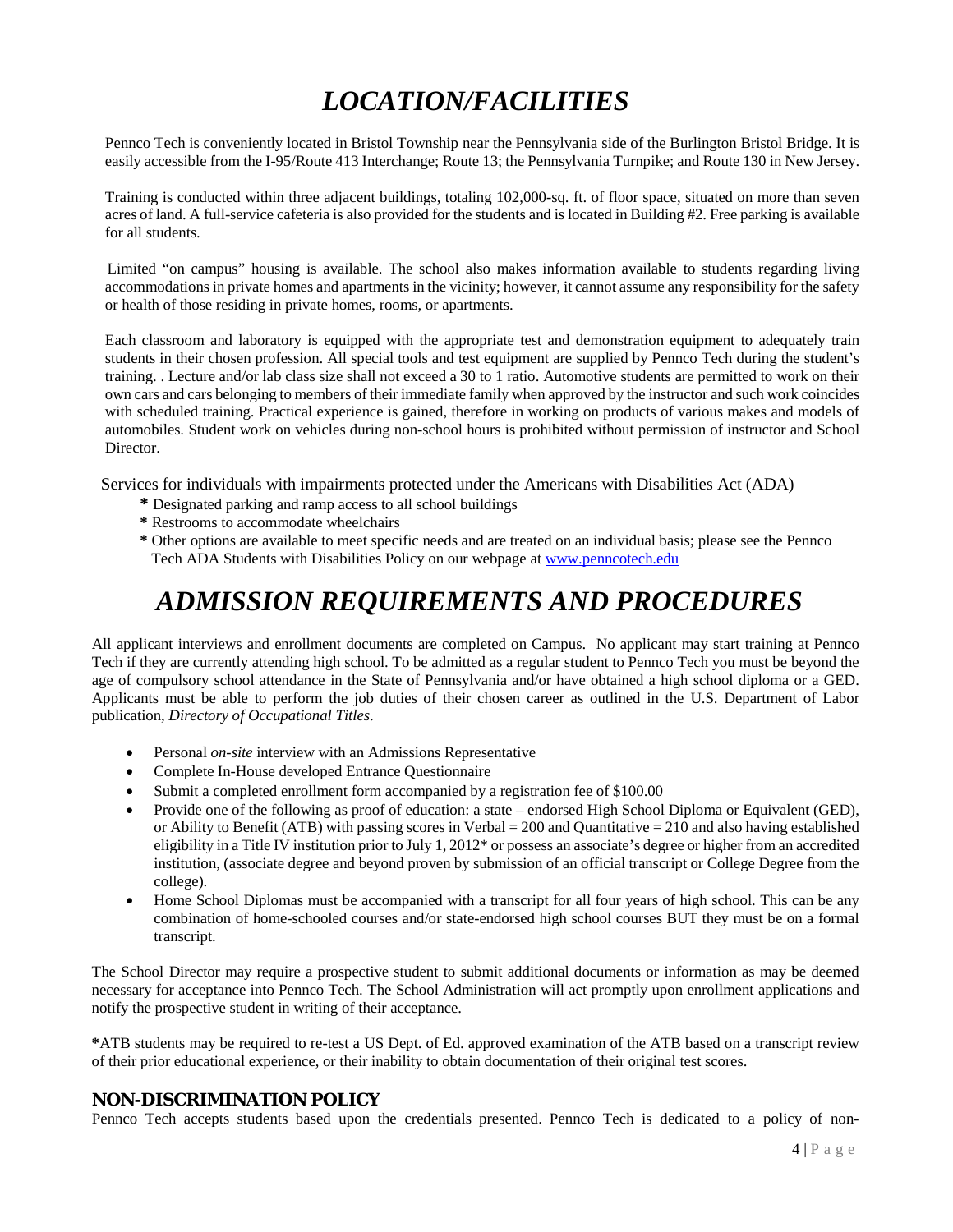# *LOCATION/FACILITIES*

Pennco Tech is conveniently located in Bristol Township near the Pennsylvania side of the Burlington Bristol Bridge. It is easily accessible from the I-95/Route 413 Interchange; Route 13; the Pennsylvania Turnpike; and Route 130 in New Jersey.

Training is conducted within three adjacent buildings, totaling 102,000-sq. ft. of floor space, situated on more than seven acres of land. A full-service cafeteria is also provided for the students and is located in Building #2. Free parking is available for all students.

Limited "on campus" housing is available. The school also makes information available to students regarding living accommodations in private homes and apartments in the vicinity; however, it cannot assume any responsibility for the safety or health of those residing in private homes, rooms, or apartments.

Each classroom and laboratory is equipped with the appropriate test and demonstration equipment to adequately train students in their chosen profession. All special tools and test equipment are supplied by Pennco Tech during the student's training. . Lecture and/or lab class size shall not exceed a 30 to 1 ratio. Automotive students are permitted to work on their own cars and cars belonging to members of their immediate family when approved by the instructor and such work coincides with scheduled training. Practical experience is gained, therefore in working on products of various makes and models of automobiles. Student work on vehicles during non-school hours is prohibited without permission of instructor and School Director.

Services for individuals with impairments protected under the Americans with Disabilities Act (ADA)

- **\*** Designated parking and ramp access to all school buildings
- **\*** Restrooms to accommodate wheelchairs
- **\*** Other options are available to meet specific needs and are treated on an individual basis; please see the Pennco Tech ADA Students with Disabilities Policy on our webpage at [www.penncotech.edu](http://www.penncotech.edu)

# *ADMISSION REQUIREMENTS AND PROCEDURES*

All applicant interviews and enrollment documents are completed on Campus. No applicant may start training at Pennco Tech if they are currently attending high school. To be admitted as a regular student to Pennco Tech you must be beyond the age of compulsory school attendance in the State of Pennsylvania and/or have obtained a high school diploma or a GED. Applicants must be able to perform the job duties of their chosen career as outlined in the U.S. Department of Labor publication, *Directory of Occupational Titles*.

- Personal *on-site* interview with an Admissions Representative
- Complete In-House developed Entrance Questionnaire
- Submit a completed enrollment form accompanied by a registration fee of $100.00
- Provide one of the following as proof of education: a state – endorsed High School Diploma or Equivalent (GED), or Ability to Benefit (ATB) with passing scores in Verbal = 200 and Quantitative = 210 and also having established eligibility in a Title IV institution prior to July 1, 2012* or possess an associate's degree or higher from an accredited institution, (associate degree and beyond proven by submission of an official transcript or College Degree from the college).
- Home School Diplomas must be accompanied with a transcript for all four years of high school. This can be any combination of home-schooled courses and/or state-endorsed high school courses BUT they must be on a formal transcript.

The School Director may require a prospective student to submit additional documents or information as may be deemed necessary for acceptance into Pennco Tech. The School Administration will act promptly upon enrollment applications and notify the prospective student in writing of their acceptance.

**\***ATB students may be required to re-test a US Dept. of Ed. approved examination of the ATB based on a transcript review of their prior educational experience, or their inability to obtain documentation of their original test scores.

### NON-DISCRIMINATION POLICY

Pennco Tech accepts students based upon the credentials presented. Pennco Tech is dedicated to a policy of non-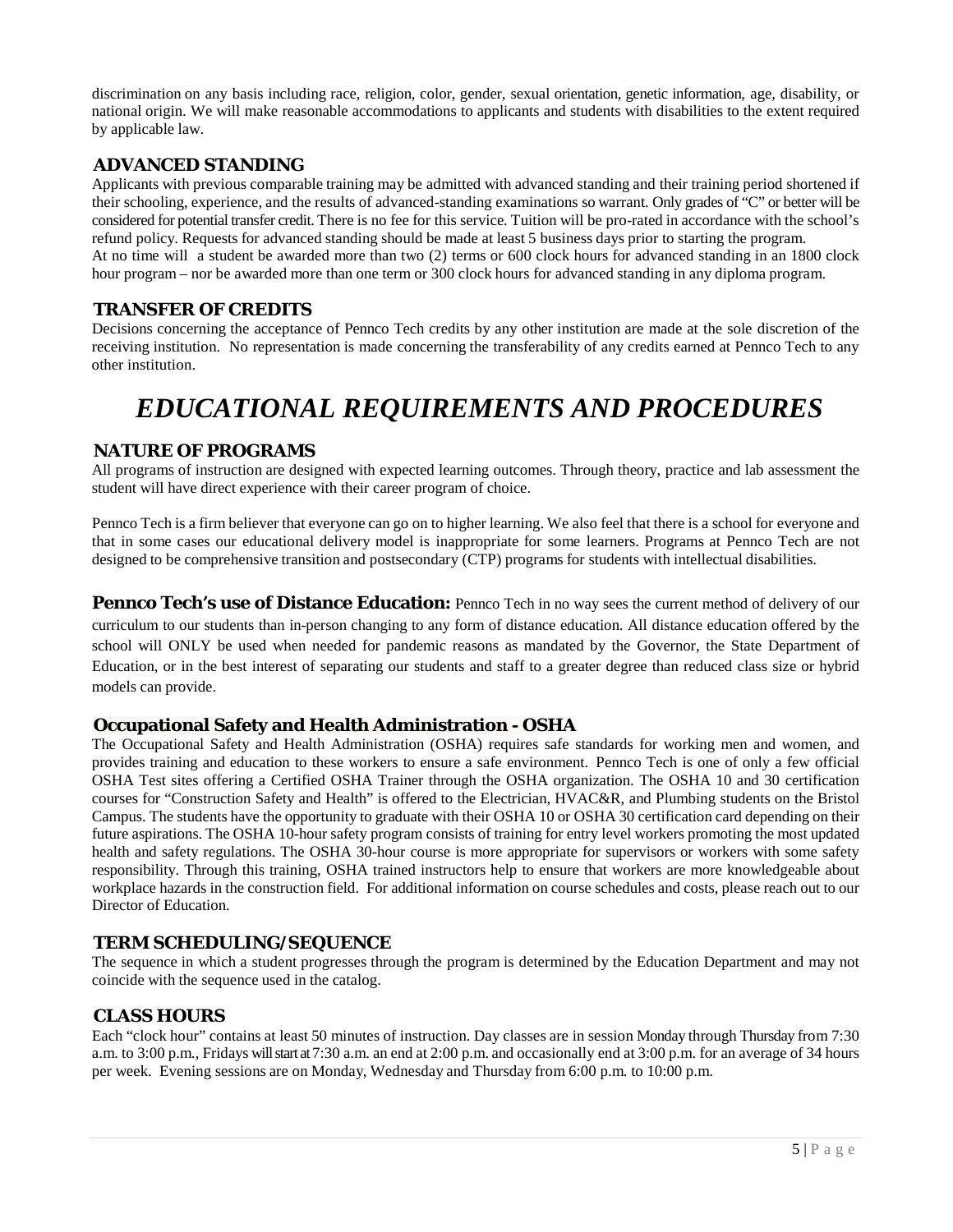discrimination on any basis including race, religion, color, gender, sexual orientation, genetic information, age, disability, or national origin. We will make reasonable accommodations to applicants and students with disabilities to the extent required by applicable law.

### ADVANCED STANDING

Applicants with previous comparable training may be admitted with advanced standing and their training period shortened if their schooling, experience, and the results of advanced-standing examinations so warrant. Only grades of "C" or better will be considered for potential transfer credit. There is no fee for this service. Tuition will be pro-rated in accordance with the school's refund policy. Requests for advanced standing should be made at least 5 business days prior to starting the program.
At no time will a student be awarded more than two (2) terms or 600 clock hours for advanced standing in an 1800 clock hour program – nor be awarded more than one term or 300 clock hours for advanced standing in any diploma program.

### TRANSFER OF CREDITS

Decisions concerning the acceptance of Pennco Tech credits by any other institution are made at the sole discretion of the receiving institution. No representation is made concerning the transferability of any credits earned at Pennco Tech to any other institution.

# *EDUCATIONAL REQUIREMENTS AND PROCEDURES*

### NATURE OF PROGRAMS

All programs of instruction are designed with expected learning outcomes. Through theory, practice and lab assessment the student will have direct experience with their career program of choice.

Pennco Tech is a firm believer that everyone can go on to higher learning. We also feel that there is a school for everyone and that in some cases our educational delivery model is inappropriate for some learners. Programs at Pennco Tech are not designed to be comprehensive transition and postsecondary (CTP) programs for students with intellectual disabilities.

**Pennco Tech's use of Distance Education:** Pennco Tech in no way sees the current method of delivery of our curriculum to our students than in-person changing to any form of distance education. All distance education offered by the school will ONLY be used when needed for pandemic reasons as mandated by the Governor, the State Department of Education, or in the best interest of separating our students and staff to a greater degree than reduced class size or hybrid models can provide.

### Occupational Safety and Health Administration - OSHA

The Occupational Safety and Health Administration (OSHA) requires safe standards for working men and women, and provides training and education to these workers to ensure a safe environment. Pennco Tech is one of only a few official OSHA Test sites offering a Certified OSHA Trainer through the OSHA organization. The OSHA 10 and 30 certification courses for "Construction Safety and Health" is offered to the Electrician, HVAC&R, and Plumbing students on the Bristol Campus. The students have the opportunity to graduate with their OSHA 10 or OSHA 30 certification card depending on their future aspirations. The OSHA 10-hour safety program consists of training for entry level workers promoting the most updated health and safety regulations. The OSHA 30-hour course is more appropriate for supervisors or workers with some safety responsibility. Through this training, OSHA trained instructors help to ensure that workers are more knowledgeable about workplace hazards in the construction field. For additional information on course schedules and costs, please reach out to our Director of Education.

### TERM SCHEDULING/SEQUENCE

The sequence in which a student progresses through the program is determined by the Education Department and may not coincide with the sequence used in the catalog.

### CLASS HOURS

Each "clock hour" contains at least 50 minutes of instruction. Day classes are in session Monday through Thursday from 7:30 a.m. to 3:00 p.m., Fridays will start at 7:30 a.m. an end at 2:00 p.m. and occasionally end at 3:00 p.m. for an average of 34 hours per week. Evening sessions are on Monday, Wednesday and Thursday from 6:00 p.m. to 10:00 p.m.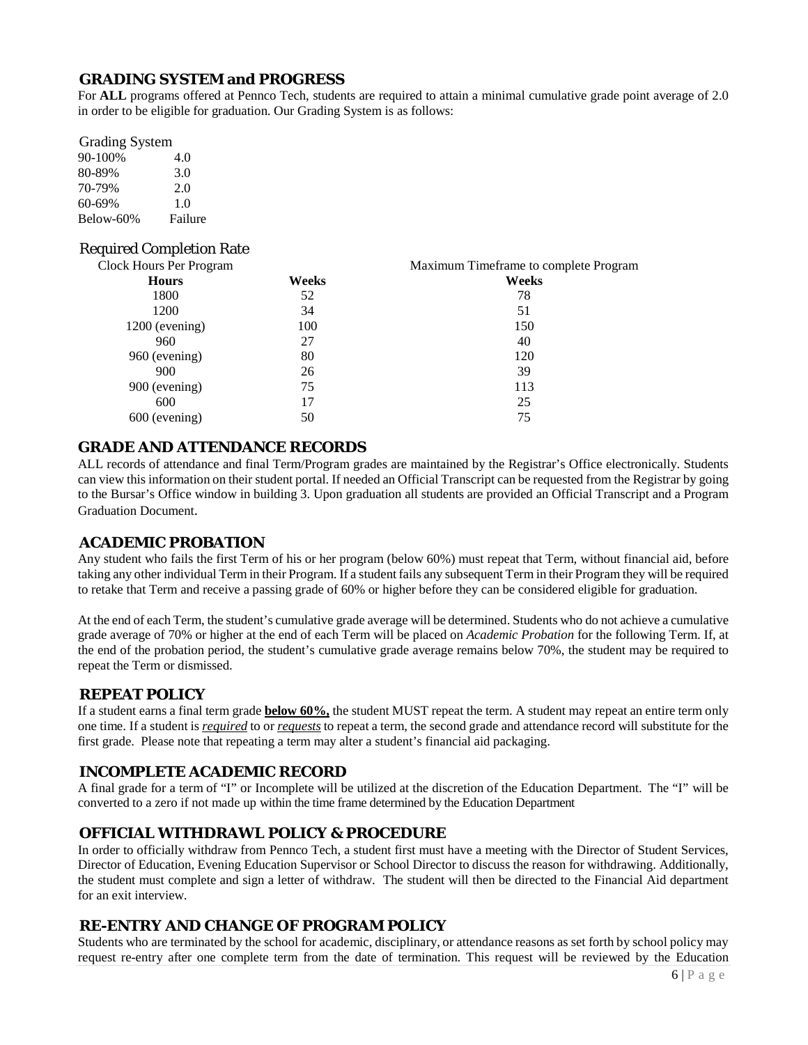## GRADING SYSTEM and PROGRESS

For **ALL** programs offered at Pennco Tech, students are required to attain a minimal cumulative grade point average of 2.0 in order to be eligible for graduation. Our Grading System is as follows:

Grading System

| | |
|---|---|
| 90-100% | 4.0 |
| 80-89% | 3.0 |
| 70-79% | 2.0 |
| 60-69% | 1.0 |
| Below-60% | Failure |

### Required Completion Rate

| Clock Hours Per Program | | Maximum Timeframe to complete Program |
|---|---|---|
| **Hours** | **Weeks** | **Weeks** |
| 1800 | 52 | 78 |
| 1200 | 34 | 51 |
| 1200 (evening) | 100 | 150 |
| 960 | 27 | 40 |
| 960 (evening) | 80 | 120 |
| 900 | 26 | 39 |
| 900 (evening) | 75 | 113 |
| 600 | 17 | 25 |
| 600 (evening) | 50 | 75 |

## GRADE AND ATTENDANCE RECORDS

ALL records of attendance and final Term/Program grades are maintained by the Registrar's Office electronically. Students can view this information on their student portal. If needed an Official Transcript can be requested from the Registrar by going to the Bursar's Office window in building 3. Upon graduation all students are provided an Official Transcript and a Program Graduation Document.

## ACADEMIC PROBATION

Any student who fails the first Term of his or her program (below 60%) must repeat that Term, without financial aid, before taking any other individual Term in their Program. If a student fails any subsequent Term in their Program they will be required to retake that Term and receive a passing grade of 60% or higher before they can be considered eligible for graduation.

At the end of each Term, the student's cumulative grade average will be determined. Students who do not achieve a cumulative grade average of 70% or higher at the end of each Term will be placed on *Academic Probation* for the following Term. If, at the end of the probation period, the student's cumulative grade average remains below 70%, the student may be required to repeat the Term or dismissed.

## REPEAT POLICY

If a student earns a final term grade **below 60%,** the student MUST repeat the term. A student may repeat an entire term only one time. If a student is *required* to or *requests* to repeat a term, the second grade and attendance record will substitute for the first grade. Please note that repeating a term may alter a student's financial aid packaging.

## INCOMPLETE ACADEMIC RECORD

A final grade for a term of "I" or Incomplete will be utilized at the discretion of the Education Department. The "I" will be converted to a zero if not made up within the time frame determined by the Education Department

## OFFICIAL WITHDRAWL POLICY & PROCEDURE

In order to officially withdraw from Pennco Tech, a student first must have a meeting with the Director of Student Services, Director of Education, Evening Education Supervisor or School Director to discuss the reason for withdrawing. Additionally, the student must complete and sign a letter of withdraw. The student will then be directed to the Financial Aid department for an exit interview.

## RE-ENTRY AND CHANGE OF PROGRAM POLICY

Students who are terminated by the school for academic, disciplinary, or attendance reasons as set forth by school policy may request re-entry after one complete term from the date of termination. This request will be reviewed by the Education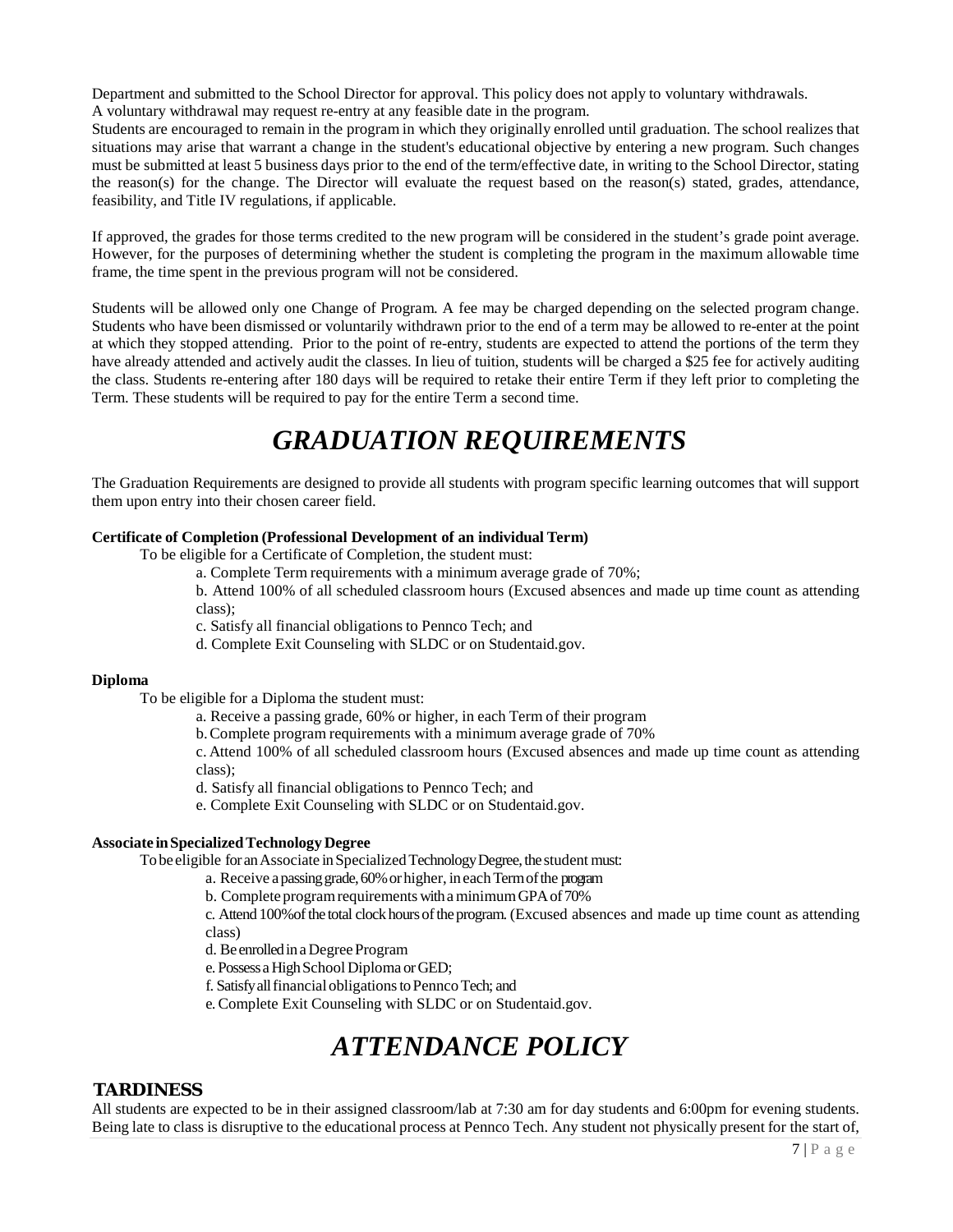Department and submitted to the School Director for approval. This policy does not apply to voluntary withdrawals. A voluntary withdrawal may request re-entry at any feasible date in the program.

Students are encouraged to remain in the program in which they originally enrolled until graduation. The school realizes that situations may arise that warrant a change in the student's educational objective by entering a new program. Such changes must be submitted at least 5 business days prior to the end of the term/effective date, in writing to the School Director, stating the reason(s) for the change. The Director will evaluate the request based on the reason(s) stated, grades, attendance, feasibility, and Title IV regulations, if applicable.

If approved, the grades for those terms credited to the new program will be considered in the student's grade point average. However, for the purposes of determining whether the student is completing the program in the maximum allowable time frame, the time spent in the previous program will not be considered.

Students will be allowed only one Change of Program. A fee may be charged depending on the selected program change. Students who have been dismissed or voluntarily withdrawn prior to the end of a term may be allowed to re-enter at the point at which they stopped attending. Prior to the point of re-entry, students are expected to attend the portions of the term they have already attended and actively audit the classes. In lieu of tuition, students will be charged a $25 fee for actively auditing the class. Students re-entering after 180 days will be required to retake their entire Term if they left prior to completing the Term. These students will be required to pay for the entire Term a second time.

# *GRADUATION REQUIREMENTS*

The Graduation Requirements are designed to provide all students with program specific learning outcomes that will support them upon entry into their chosen career field.

**Certificate of Completion (Professional Development of an individual Term)**

To be eligible for a Certificate of Completion, the student must:

a. Complete Term requirements with a minimum average grade of 70%;

b. Attend 100% of all scheduled classroom hours (Excused absences and made up time count as attending class);

c. Satisfy all financial obligations to Pennco Tech; and

d. Complete Exit Counseling with SLDC or on Studentaid.gov.

**Diploma**

To be eligible for a Diploma the student must:

a. Receive a passing grade, 60% or higher, in each Term of their program

b. Complete program requirements with a minimum average grade of 70%

c. Attend 100% of all scheduled classroom hours (Excused absences and made up time count as attending class);

d. Satisfy all financial obligations to Pennco Tech; and

e. Complete Exit Counseling with SLDC or on Studentaid.gov.

**Associate in Specialized Technology Degree**

To be eligible for an Associate in Specialized Technology Degree, the student must:

a. Receive a passing grade, 60% or higher, in each Term of the program

b. Complete program requirements with a minimum GPA of 70%

c. Attend 100% of the total clock hours of the program. (Excused absences and made up time count as attending class)

d. Be enrolled in a Degree Program

e. Possess a High School Diploma or GED;

f. Satisfy all financial obligations to Pennco Tech; and

e. Complete Exit Counseling with SLDC or on Studentaid.gov.

# *ATTENDANCE POLICY*

## TARDINESS

All students are expected to be in their assigned classroom/lab at 7:30 am for day students and 6:00pm for evening students. Being late to class is disruptive to the educational process at Pennco Tech. Any student not physically present for the start of,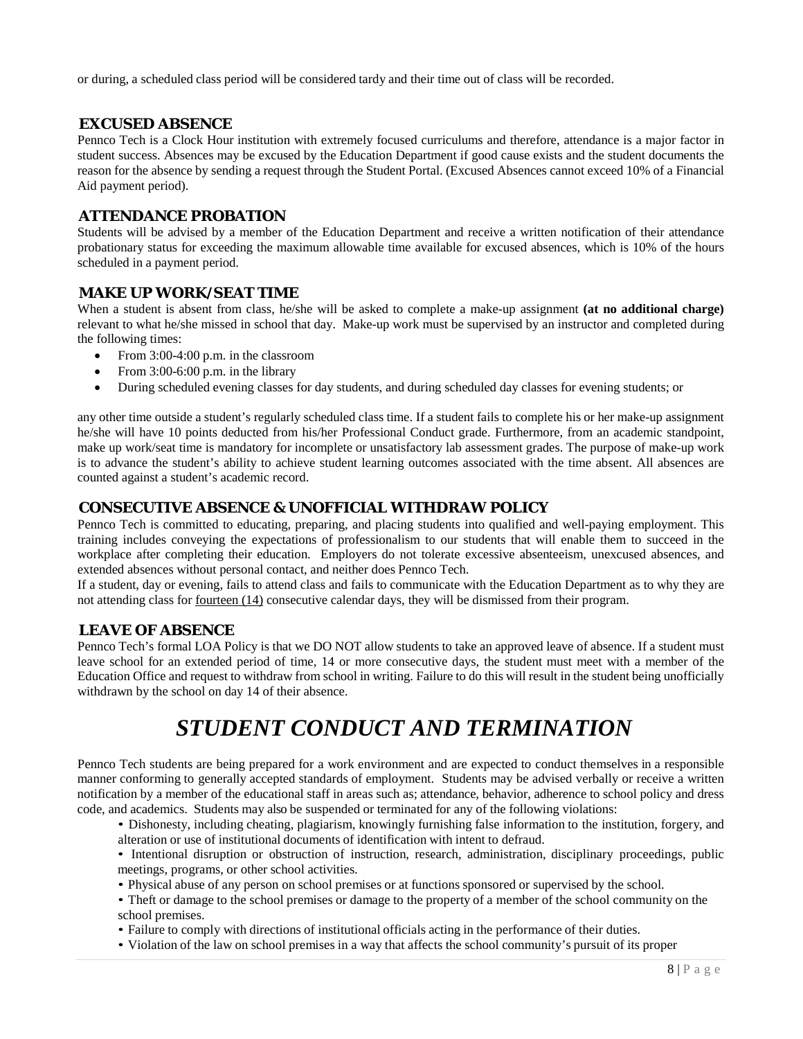or during, a scheduled class period will be considered tardy and their time out of class will be recorded.

## EXCUSED ABSENCE

Pennco Tech is a Clock Hour institution with extremely focused curriculums and therefore, attendance is a major factor in student success. Absences may be excused by the Education Department if good cause exists and the student documents the reason for the absence by sending a request through the Student Portal. (Excused Absences cannot exceed 10% of a Financial Aid payment period).

## ATTENDANCE PROBATION

Students will be advised by a member of the Education Department and receive a written notification of their attendance probationary status for exceeding the maximum allowable time available for excused absences, which is 10% of the hours scheduled in a payment period.

## MAKE UP WORK/SEAT TIME

When a student is absent from class, he/she will be asked to complete a make-up assignment **(at no additional charge)** relevant to what he/she missed in school that day. Make-up work must be supervised by an instructor and completed during the following times:

- From 3:00-4:00 p.m. in the classroom
- From 3:00-6:00 p.m. in the library
- During scheduled evening classes for day students, and during scheduled day classes for evening students; or

any other time outside a student's regularly scheduled class time. If a student fails to complete his or her make-up assignment he/she will have 10 points deducted from his/her Professional Conduct grade. Furthermore, from an academic standpoint, make up work/seat time is mandatory for incomplete or unsatisfactory lab assessment grades. The purpose of make-up work is to advance the student's ability to achieve student learning outcomes associated with the time absent. All absences are counted against a student's academic record.

## CONSECUTIVE ABSENCE & UNOFFICIAL WITHDRAW POLICY

Pennco Tech is committed to educating, preparing, and placing students into qualified and well-paying employment. This training includes conveying the expectations of professionalism to our students that will enable them to succeed in the workplace after completing their education. Employers do not tolerate excessive absenteeism, unexcused absences, and extended absences without personal contact, and neither does Pennco Tech.

If a student, day or evening, fails to attend class and fails to communicate with the Education Department as to why they are not attending class for fourteen (14) consecutive calendar days, they will be dismissed from their program.

## LEAVE OF ABSENCE

Pennco Tech's formal LOA Policy is that we DO NOT allow students to take an approved leave of absence. If a student must leave school for an extended period of time, 14 or more consecutive days, the student must meet with a member of the Education Office and request to withdraw from school in writing. Failure to do this will result in the student being unofficially withdrawn by the school on day 14 of their absence.

# *STUDENT CONDUCT AND TERMINATION*

Pennco Tech students are being prepared for a work environment and are expected to conduct themselves in a responsible manner conforming to generally accepted standards of employment. Students may be advised verbally or receive a written notification by a member of the educational staff in areas such as; attendance, behavior, adherence to school policy and dress code, and academics. Students may also be suspended or terminated for any of the following violations:

- Dishonesty, including cheating, plagiarism, knowingly furnishing false information to the institution, forgery, and alteration or use of institutional documents of identification with intent to defraud.
- Intentional disruption or obstruction of instruction, research, administration, disciplinary proceedings, public meetings, programs, or other school activities.
- Physical abuse of any person on school premises or at functions sponsored or supervised by the school.
- Theft or damage to the school premises or damage to the property of a member of the school community on the school premises.
- Failure to comply with directions of institutional officials acting in the performance of their duties.
- Violation of the law on school premises in a way that affects the school community's pursuit of its proper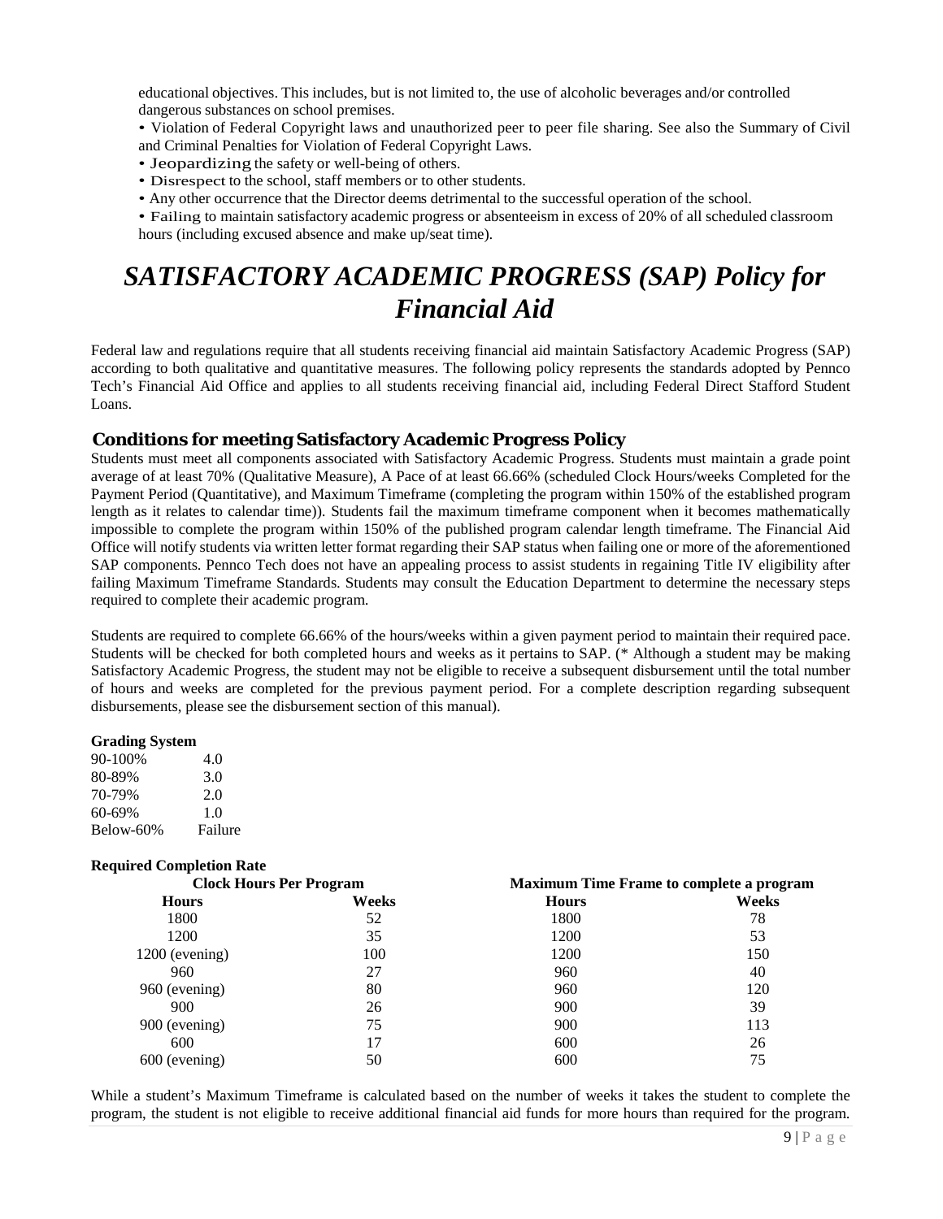educational objectives. This includes, but is not limited to, the use of alcoholic beverages and/or controlled dangerous substances on school premises.

- Violation of Federal Copyright laws and unauthorized peer to peer file sharing. See also the Summary of Civil and Criminal Penalties for Violation of Federal Copyright Laws.
- Jeopardizing the safety or well-being of others.
- Disrespect to the school, staff members or to other students.
- Any other occurrence that the Director deems detrimental to the successful operation of the school.
- Failing to maintain satisfactory academic progress or absenteeism in excess of 20% of all scheduled classroom hours (including excused absence and make up/seat time).

# *SATISFACTORY ACADEMIC PROGRESS (SAP) Policy for Financial Aid*

Federal law and regulations require that all students receiving financial aid maintain Satisfactory Academic Progress (SAP) according to both qualitative and quantitative measures. The following policy represents the standards adopted by Pennco Tech's Financial Aid Office and applies to all students receiving financial aid, including Federal Direct Stafford Student Loans.

## Conditions for meeting Satisfactory Academic Progress Policy

Students must meet all components associated with Satisfactory Academic Progress. Students must maintain a grade point average of at least 70% (Qualitative Measure), A Pace of at least 66.66% (scheduled Clock Hours/weeks Completed for the Payment Period (Quantitative), and Maximum Timeframe (completing the program within 150% of the established program length as it relates to calendar time)). Students fail the maximum timeframe component when it becomes mathematically impossible to complete the program within 150% of the published program calendar length timeframe. The Financial Aid Office will notify students via written letter format regarding their SAP status when failing one or more of the aforementioned SAP components. Pennco Tech does not have an appealing process to assist students in regaining Title IV eligibility after failing Maximum Timeframe Standards. Students may consult the Education Department to determine the necessary steps required to complete their academic program.

Students are required to complete 66.66% of the hours/weeks within a given payment period to maintain their required pace. Students will be checked for both completed hours and weeks as it pertains to SAP. (* Although a student may be making Satisfactory Academic Progress, the student may not be eligible to receive a subsequent disbursement until the total number of hours and weeks are completed for the previous payment period. For a complete description regarding subsequent disbursements, please see the disbursement section of this manual).

**Grading System**

| | |
|---|---|
| 90-100% | 4.0 |
| 80-89% | 3.0 |
| 70-79% | 2.0 |
| 60-69% | 1.0 |
| Below-60% | Failure |

**Required Completion Rate**

| Clock Hours Per Program | | Maximum Time Frame to complete a program | |
|---|---|---|---|
| **Hours** | **Weeks** | **Hours** | **Weeks** |
| 1800 | 52 | 1800 | 78 |
| 1200 | 35 | 1200 | 53 |
| 1200 (evening) | 100 | 1200 | 150 |
| 960 | 27 | 960 | 40 |
| 960 (evening) | 80 | 960 | 120 |
| 900 | 26 | 900 | 39 |
| 900 (evening) | 75 | 900 | 113 |
| 600 | 17 | 600 | 26 |
| 600 (evening) | 50 | 600 | 75 |

While a student's Maximum Timeframe is calculated based on the number of weeks it takes the student to complete the program, the student is not eligible to receive additional financial aid funds for more hours than required for the program.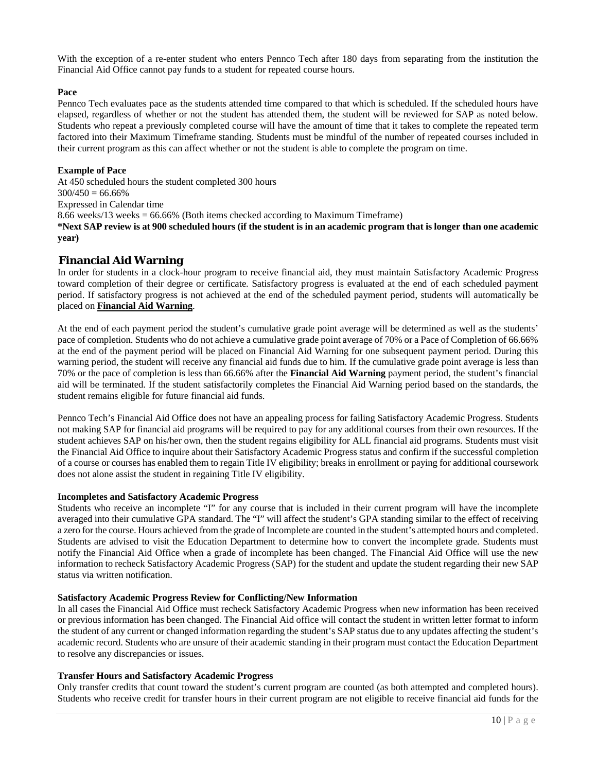With the exception of a re-enter student who enters Pennco Tech after 180 days from separating from the institution the Financial Aid Office cannot pay funds to a student for repeated course hours.

**Pace**

Pennco Tech evaluates pace as the students attended time compared to that which is scheduled. If the scheduled hours have elapsed, regardless of whether or not the student has attended them, the student will be reviewed for SAP as noted below. Students who repeat a previously completed course will have the amount of time that it takes to complete the repeated term factored into their Maximum Timeframe standing. Students must be mindful of the number of repeated courses included in their current program as this can affect whether or not the student is able to complete the program on time.

**Example of Pace**

At 450 scheduled hours the student completed 300 hours
300/450 = 66.66%
Expressed in Calendar time
8.66 weeks/13 weeks = 66.66% (Both items checked according to Maximum Timeframe)
**\*Next SAP review is at 900 scheduled hours (if the student is in an academic program that is longer than one academic year)**

## Financial Aid Warning

In order for students in a clock-hour program to receive financial aid, they must maintain Satisfactory Academic Progress toward completion of their degree or certificate. Satisfactory progress is evaluated at the end of each scheduled payment period. If satisfactory progress is not achieved at the end of the scheduled payment period, students will automatically be placed on **Financial Aid Warning**.

At the end of each payment period the student's cumulative grade point average will be determined as well as the students' pace of completion. Students who do not achieve a cumulative grade point average of 70% or a Pace of Completion of 66.66% at the end of the payment period will be placed on Financial Aid Warning for one subsequent payment period. During this warning period, the student will receive any financial aid funds due to him. If the cumulative grade point average is less than 70% or the pace of completion is less than 66.66% after the **Financial Aid Warning** payment period, the student's financial aid will be terminated. If the student satisfactorily completes the Financial Aid Warning period based on the standards, the student remains eligible for future financial aid funds.

Pennco Tech's Financial Aid Office does not have an appealing process for failing Satisfactory Academic Progress. Students not making SAP for financial aid programs will be required to pay for any additional courses from their own resources. If the student achieves SAP on his/her own, then the student regains eligibility for ALL financial aid programs. Students must visit the Financial Aid Office to inquire about their Satisfactory Academic Progress status and confirm if the successful completion of a course or courses has enabled them to regain Title IV eligibility; breaks in enrollment or paying for additional coursework does not alone assist the student in regaining Title IV eligibility.

**Incompletes and Satisfactory Academic Progress**

Students who receive an incomplete "I" for any course that is included in their current program will have the incomplete averaged into their cumulative GPA standard. The "I" will affect the student's GPA standing similar to the effect of receiving a zero for the course. Hours achieved from the grade of Incomplete are counted in the student's attempted hours and completed. Students are advised to visit the Education Department to determine how to convert the incomplete grade. Students must notify the Financial Aid Office when a grade of incomplete has been changed. The Financial Aid Office will use the new information to recheck Satisfactory Academic Progress (SAP) for the student and update the student regarding their new SAP status via written notification.

**Satisfactory Academic Progress Review for Conflicting/New Information**

In all cases the Financial Aid Office must recheck Satisfactory Academic Progress when new information has been received or previous information has been changed. The Financial Aid office will contact the student in written letter format to inform the student of any current or changed information regarding the student's SAP status due to any updates affecting the student's academic record. Students who are unsure of their academic standing in their program must contact the Education Department to resolve any discrepancies or issues.

**Transfer Hours and Satisfactory Academic Progress**

Only transfer credits that count toward the student's current program are counted (as both attempted and completed hours). Students who receive credit for transfer hours in their current program are not eligible to receive financial aid funds for the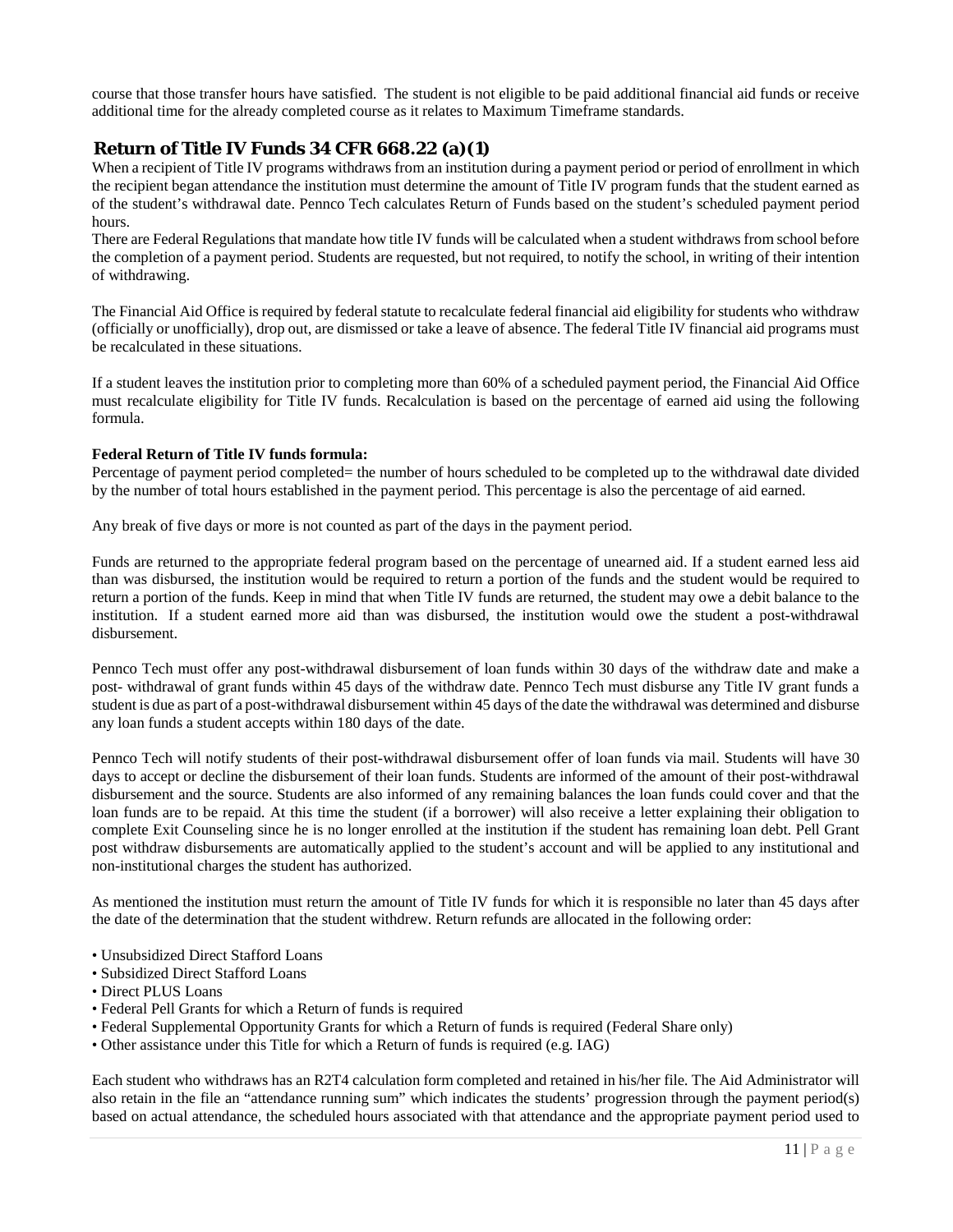course that those transfer hours have satisfied. The student is not eligible to be paid additional financial aid funds or receive additional time for the already completed course as it relates to Maximum Timeframe standards.

## Return of Title IV Funds 34 CFR 668.22 (a)(1)

When a recipient of Title IV programs withdraws from an institution during a payment period or period of enrollment in which the recipient began attendance the institution must determine the amount of Title IV program funds that the student earned as of the student's withdrawal date. Pennco Tech calculates Return of Funds based on the student's scheduled payment period hours.

There are Federal Regulations that mandate how title IV funds will be calculated when a student withdraws from school before the completion of a payment period. Students are requested, but not required, to notify the school, in writing of their intention of withdrawing.

The Financial Aid Office is required by federal statute to recalculate federal financial aid eligibility for students who withdraw (officially or unofficially), drop out, are dismissed or take a leave of absence. The federal Title IV financial aid programs must be recalculated in these situations.

If a student leaves the institution prior to completing more than 60% of a scheduled payment period, the Financial Aid Office must recalculate eligibility for Title IV funds. Recalculation is based on the percentage of earned aid using the following formula.

**Federal Return of Title IV funds formula:**

Percentage of payment period completed= the number of hours scheduled to be completed up to the withdrawal date divided by the number of total hours established in the payment period. This percentage is also the percentage of aid earned.

Any break of five days or more is not counted as part of the days in the payment period.

Funds are returned to the appropriate federal program based on the percentage of unearned aid. If a student earned less aid than was disbursed, the institution would be required to return a portion of the funds and the student would be required to return a portion of the funds. Keep in mind that when Title IV funds are returned, the student may owe a debit balance to the institution. If a student earned more aid than was disbursed, the institution would owe the student a post-withdrawal disbursement.

Pennco Tech must offer any post-withdrawal disbursement of loan funds within 30 days of the withdraw date and make a post- withdrawal of grant funds within 45 days of the withdraw date. Pennco Tech must disburse any Title IV grant funds a student is due as part of a post-withdrawal disbursement within 45 days of the date the withdrawal was determined and disburse any loan funds a student accepts within 180 days of the date.

Pennco Tech will notify students of their post-withdrawal disbursement offer of loan funds via mail. Students will have 30 days to accept or decline the disbursement of their loan funds. Students are informed of the amount of their post-withdrawal disbursement and the source. Students are also informed of any remaining balances the loan funds could cover and that the loan funds are to be repaid. At this time the student (if a borrower) will also receive a letter explaining their obligation to complete Exit Counseling since he is no longer enrolled at the institution if the student has remaining loan debt. Pell Grant post withdraw disbursements are automatically applied to the student's account and will be applied to any institutional and non-institutional charges the student has authorized.

As mentioned the institution must return the amount of Title IV funds for which it is responsible no later than 45 days after the date of the determination that the student withdrew. Return refunds are allocated in the following order:

- Unsubsidized Direct Stafford Loans
- Subsidized Direct Stafford Loans
- Direct PLUS Loans
- Federal Pell Grants for which a Return of funds is required
- Federal Supplemental Opportunity Grants for which a Return of funds is required (Federal Share only)
- Other assistance under this Title for which a Return of funds is required (e.g. IAG)

Each student who withdraws has an R2T4 calculation form completed and retained in his/her file. The Aid Administrator will also retain in the file an "attendance running sum" which indicates the students' progression through the payment period(s) based on actual attendance, the scheduled hours associated with that attendance and the appropriate payment period used to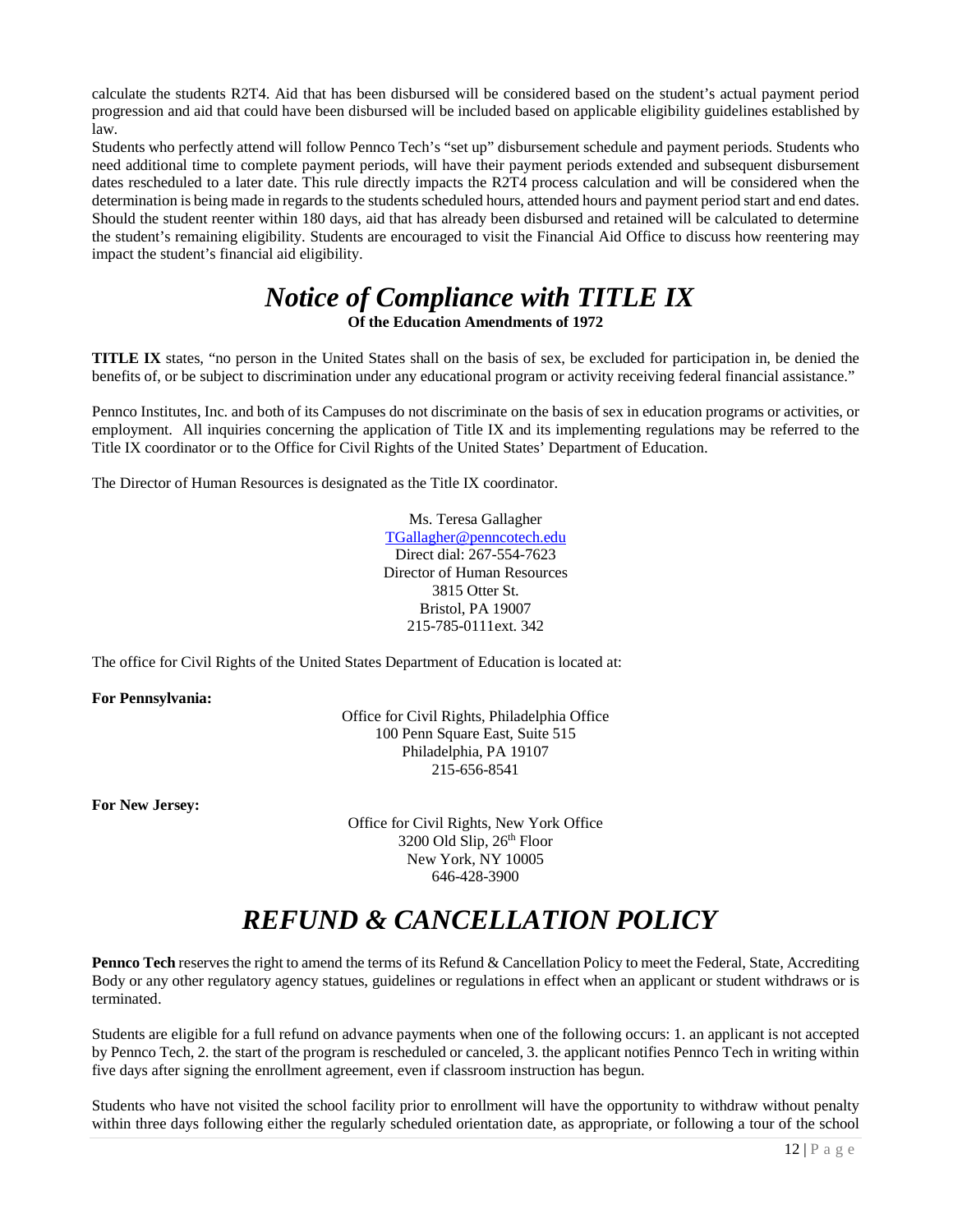calculate the students R2T4. Aid that has been disbursed will be considered based on the student's actual payment period progression and aid that could have been disbursed will be included based on applicable eligibility guidelines established by law.

Students who perfectly attend will follow Pennco Tech's "set up" disbursement schedule and payment periods. Students who need additional time to complete payment periods, will have their payment periods extended and subsequent disbursement dates rescheduled to a later date. This rule directly impacts the R2T4 process calculation and will be considered when the determination is being made in regards to the students scheduled hours, attended hours and payment period start and end dates. Should the student reenter within 180 days, aid that has already been disbursed and retained will be calculated to determine the student's remaining eligibility. Students are encouraged to visit the Financial Aid Office to discuss how reentering may impact the student's financial aid eligibility.

# *Notice of Compliance with TITLE IX*

**Of the Education Amendments of 1972**

**TITLE IX** states, "no person in the United States shall on the basis of sex, be excluded for participation in, be denied the benefits of, or be subject to discrimination under any educational program or activity receiving federal financial assistance."

Pennco Institutes, Inc. and both of its Campuses do not discriminate on the basis of sex in education programs or activities, or employment. All inquiries concerning the application of Title IX and its implementing regulations may be referred to the Title IX coordinator or to the Office for Civil Rights of the United States' Department of Education.

The Director of Human Resources is designated as the Title IX coordinator.

Ms. Teresa Gallagher
TGallagher@penncotech.edu
Direct dial: 267-554-7623
Director of Human Resources
3815 Otter St.
Bristol, PA 19007
215-785-0111ext. 342

The office for Civil Rights of the United States Department of Education is located at:

**For Pennsylvania:**

Office for Civil Rights, Philadelphia Office
100 Penn Square East, Suite 515
Philadelphia, PA 19107
215-656-8541

**For New Jersey:**

Office for Civil Rights, New York Office
3200 Old Slip, 26th Floor
New York, NY 10005
646-428-3900

# *REFUND & CANCELLATION POLICY*

**Pennco Tech** reserves the right to amend the terms of its Refund & Cancellation Policy to meet the Federal, State, Accrediting Body or any other regulatory agency statues, guidelines or regulations in effect when an applicant or student withdraws or is terminated.

Students are eligible for a full refund on advance payments when one of the following occurs: 1. an applicant is not accepted by Pennco Tech, 2. the start of the program is rescheduled or canceled, 3. the applicant notifies Pennco Tech in writing within five days after signing the enrollment agreement, even if classroom instruction has begun.

Students who have not visited the school facility prior to enrollment will have the opportunity to withdraw without penalty within three days following either the regularly scheduled orientation date, as appropriate, or following a tour of the school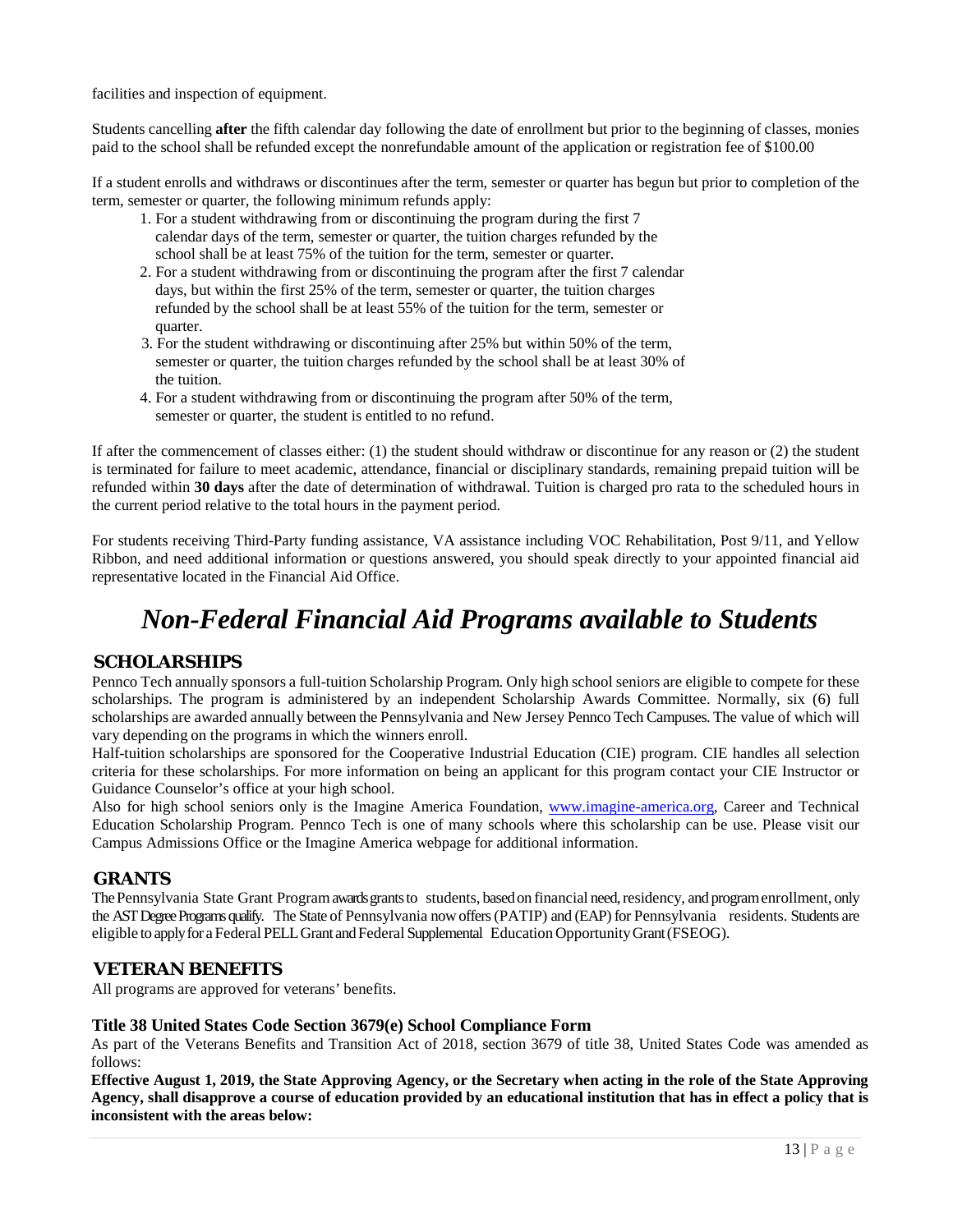facilities and inspection of equipment.

Students cancelling **after** the fifth calendar day following the date of enrollment but prior to the beginning of classes, monies paid to the school shall be refunded except the nonrefundable amount of the application or registration fee of $100.00

If a student enrolls and withdraws or discontinues after the term, semester or quarter has begun but prior to completion of the term, semester or quarter, the following minimum refunds apply:

1. For a student withdrawing from or discontinuing the program during the first 7 calendar days of the term, semester or quarter, the tuition charges refunded by the school shall be at least 75% of the tuition for the term, semester or quarter.
2. For a student withdrawing from or discontinuing the program after the first 7 calendar days, but within the first 25% of the term, semester or quarter, the tuition charges refunded by the school shall be at least 55% of the tuition for the term, semester or quarter.
3. For the student withdrawing or discontinuing after 25% but within 50% of the term, semester or quarter, the tuition charges refunded by the school shall be at least 30% of the tuition.
4. For a student withdrawing from or discontinuing the program after 50% of the term, semester or quarter, the student is entitled to no refund.

If after the commencement of classes either: (1) the student should withdraw or discontinue for any reason or (2) the student is terminated for failure to meet academic, attendance, financial or disciplinary standards, remaining prepaid tuition will be refunded within **30 days** after the date of determination of withdrawal. Tuition is charged pro rata to the scheduled hours in the current period relative to the total hours in the payment period.

For students receiving Third-Party funding assistance, VA assistance including VOC Rehabilitation, Post 9/11, and Yellow Ribbon, and need additional information or questions answered, you should speak directly to your appointed financial aid representative located in the Financial Aid Office.

# *Non-Federal Financial Aid Programs available to Students*

## SCHOLARSHIPS

Pennco Tech annually sponsors a full-tuition Scholarship Program. Only high school seniors are eligible to compete for these scholarships. The program is administered by an independent Scholarship Awards Committee. Normally, six (6) full scholarships are awarded annually between the Pennsylvania and New Jersey Pennco Tech Campuses. The value of which will vary depending on the programs in which the winners enroll.

Half-tuition scholarships are sponsored for the Cooperative Industrial Education (CIE) program. CIE handles all selection criteria for these scholarships. For more information on being an applicant for this program contact your CIE Instructor or Guidance Counselor's office at your high school.

Also for high school seniors only is the Imagine America Foundation, www.imagine-america.org, Career and Technical Education Scholarship Program. Pennco Tech is one of many schools where this scholarship can be use. Please visit our Campus Admissions Office or the Imagine America webpage for additional information.

## GRANTS

The Pennsylvania State Grant Program awards grants to students, based on financial need, residency, and program enrollment, only the AST Degree Programs qualify. The State of Pennsylvania now offers (PATIP) and (EAP) for Pennsylvania residents. Students are eligible to apply for a Federal PELL Grant and Federal Supplemental Education Opportunity Grant (FSEOG).

## VETERAN BENEFITS

All programs are approved for veterans' benefits.

### Title 38 United States Code Section 3679(e) School Compliance Form

As part of the Veterans Benefits and Transition Act of 2018, section 3679 of title 38, United States Code was amended as follows:

**Effective August 1, 2019, the State Approving Agency, or the Secretary when acting in the role of the State Approving Agency, shall disapprove a course of education provided by an educational institution that has in effect a policy that is inconsistent with the areas below:**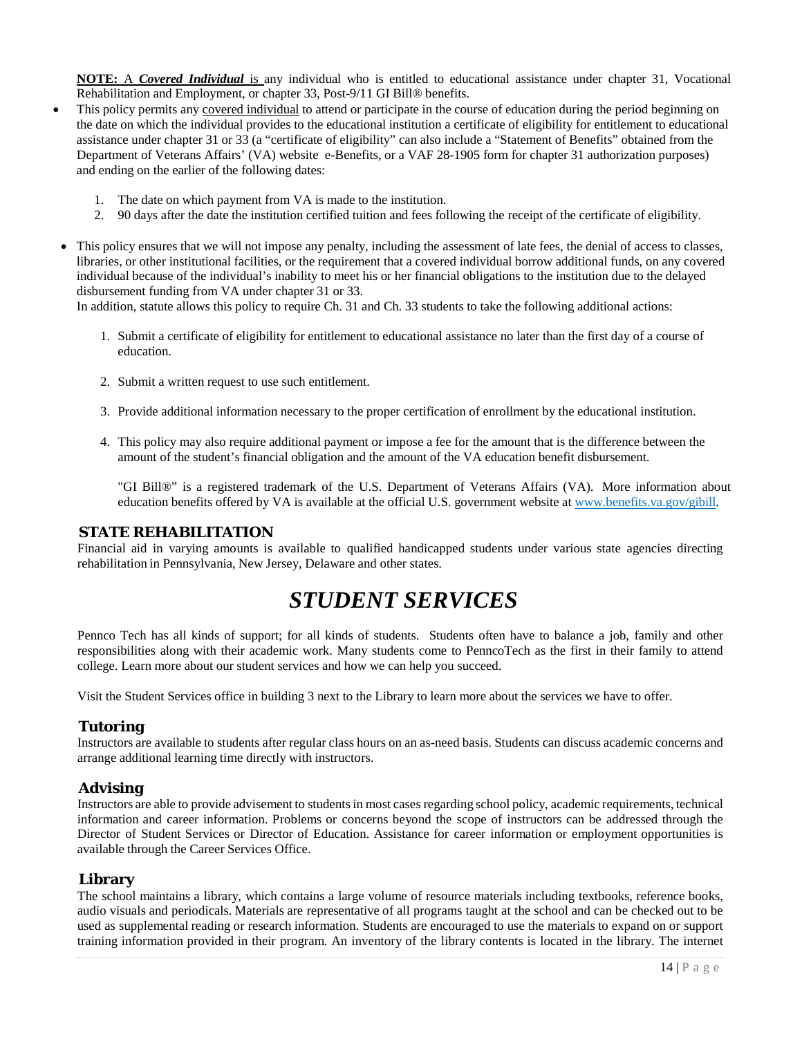**NOTE:** A ***Covered Individual*** is any individual who is entitled to educational assistance under chapter 31, Vocational Rehabilitation and Employment, or chapter 33, Post-9/11 GI Bill® benefits.

- This policy permits any covered individual to attend or participate in the course of education during the period beginning on the date on which the individual provides to the educational institution a certificate of eligibility for entitlement to educational assistance under chapter 31 or 33 (a "certificate of eligibility" can also include a "Statement of Benefits" obtained from the Department of Veterans Affairs' (VA) website e-Benefits, or a VAF 28-1905 form for chapter 31 authorization purposes) and ending on the earlier of the following dates:

  1. The date on which payment from VA is made to the institution.
  2. 90 days after the date the institution certified tuition and fees following the receipt of the certificate of eligibility.

- This policy ensures that we will not impose any penalty, including the assessment of late fees, the denial of access to classes, libraries, or other institutional facilities, or the requirement that a covered individual borrow additional funds, on any covered individual because of the individual's inability to meet his or her financial obligations to the institution due to the delayed disbursement funding from VA under chapter 31 or 33.

  In addition, statute allows this policy to require Ch. 31 and Ch. 33 students to take the following additional actions:

  1. Submit a certificate of eligibility for entitlement to educational assistance no later than the first day of a course of education.
  2. Submit a written request to use such entitlement.
  3. Provide additional information necessary to the proper certification of enrollment by the educational institution.
  4. This policy may also require additional payment or impose a fee for the amount that is the difference between the amount of the student's financial obligation and the amount of the VA education benefit disbursement.

  "GI Bill®" is a registered trademark of the U.S. Department of Veterans Affairs (VA). More information about education benefits offered by VA is available at the official U.S. government website at www.benefits.va.gov/gibill.

### STATE REHABILITATION

Financial aid in varying amounts is available to qualified handicapped students under various state agencies directing rehabilitation in Pennsylvania, New Jersey, Delaware and other states.

# *STUDENT SERVICES*

Pennco Tech has all kinds of support; for all kinds of students. Students often have to balance a job, family and other responsibilities along with their academic work. Many students come to PenncoTech as the first in their family to attend college. Learn more about our student services and how we can help you succeed.

Visit the Student Services office in building 3 next to the Library to learn more about the services we have to offer.

### Tutoring

Instructors are available to students after regular class hours on an as-need basis. Students can discuss academic concerns and arrange additional learning time directly with instructors.

### Advising

Instructors are able to provide advisement to students in most cases regarding school policy, academic requirements, technical information and career information. Problems or concerns beyond the scope of instructors can be addressed through the Director of Student Services or Director of Education. Assistance for career information or employment opportunities is available through the Career Services Office.

### Library

The school maintains a library, which contains a large volume of resource materials including textbooks, reference books, audio visuals and periodicals. Materials are representative of all programs taught at the school and can be checked out to be used as supplemental reading or research information. Students are encouraged to use the materials to expand on or support training information provided in their program. An inventory of the library contents is located in the library. The internet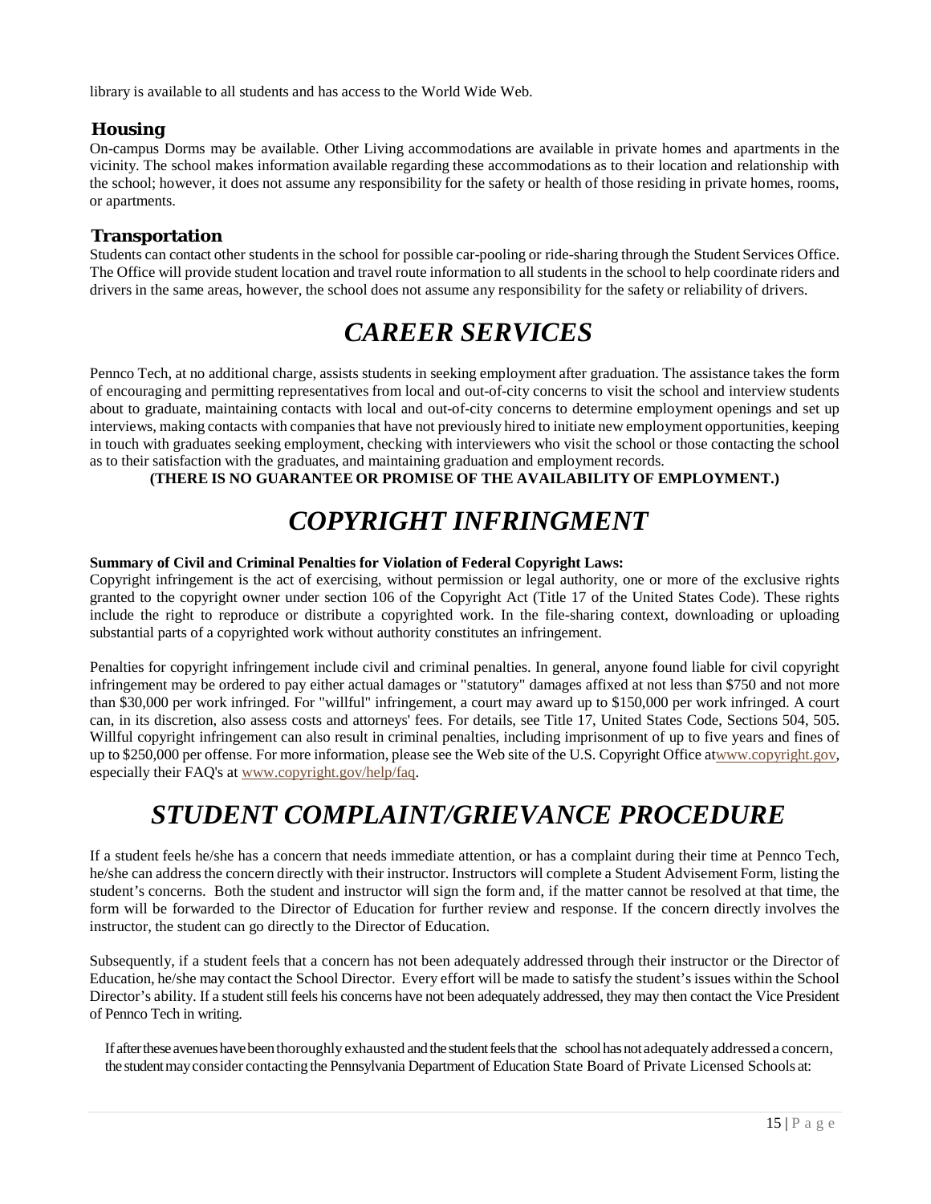library is available to all students and has access to the World Wide Web.

### Housing

On-campus Dorms may be available. Other Living accommodations are available in private homes and apartments in the vicinity. The school makes information available regarding these accommodations as to their location and relationship with the school; however, it does not assume any responsibility for the safety or health of those residing in private homes, rooms, or apartments.

### Transportation

Students can contact other students in the school for possible car-pooling or ride-sharing through the Student Services Office. The Office will provide student location and travel route information to all students in the school to help coordinate riders and drivers in the same areas, however, the school does not assume any responsibility for the safety or reliability of drivers.

# *CAREER SERVICES*

Pennco Tech, at no additional charge, assists students in seeking employment after graduation. The assistance takes the form of encouraging and permitting representatives from local and out-of-city concerns to visit the school and interview students about to graduate, maintaining contacts with local and out-of-city concerns to determine employment openings and set up interviews, making contacts with companies that have not previously hired to initiate new employment opportunities, keeping in touch with graduates seeking employment, checking with interviewers who visit the school or those contacting the school as to their satisfaction with the graduates, and maintaining graduation and employment records.

**(THERE IS NO GUARANTEE OR PROMISE OF THE AVAILABILITY OF EMPLOYMENT.)**

# *COPYRIGHT INFRINGMENT*

**Summary of Civil and Criminal Penalties for Violation of Federal Copyright Laws:**

Copyright infringement is the act of exercising, without permission or legal authority, one or more of the exclusive rights granted to the copyright owner under section 106 of the Copyright Act (Title 17 of the United States Code). These rights include the right to reproduce or distribute a copyrighted work. In the file-sharing context, downloading or uploading substantial parts of a copyrighted work without authority constitutes an infringement.

Penalties for copyright infringement include civil and criminal penalties. In general, anyone found liable for civil copyright infringement may be ordered to pay either actual damages or "statutory" damages affixed at not less than $750 and not more than $30,000 per work infringed. For "willful" infringement, a court may award up to $150,000 per work infringed. A court can, in its discretion, also assess costs and attorneys' fees. For details, see Title 17, United States Code, Sections 504, 505. Willful copyright infringement can also result in criminal penalties, including imprisonment of up to five years and fines of up to $250,000 per offense. For more information, please see the Web site of the U.S. Copyright Office atwww.copyright.gov, especially their FAQ's at www.copyright.gov/help/faq.

# *STUDENT COMPLAINT/GRIEVANCE PROCEDURE*

If a student feels he/she has a concern that needs immediate attention, or has a complaint during their time at Pennco Tech, he/she can address the concern directly with their instructor. Instructors will complete a Student Advisement Form, listing the student's concerns. Both the student and instructor will sign the form and, if the matter cannot be resolved at that time, the form will be forwarded to the Director of Education for further review and response. If the concern directly involves the instructor, the student can go directly to the Director of Education.

Subsequently, if a student feels that a concern has not been adequately addressed through their instructor or the Director of Education, he/she may contact the School Director. Every effort will be made to satisfy the student's issues within the School Director's ability. If a student still feels his concerns have not been adequately addressed, they may then contact the Vice President of Pennco Tech in writing.

If after these avenues have been thoroughly exhausted and the student feels that the school has not adequately addressed a concern, the student may consider contacting the Pennsylvania Department of Education State Board of Private Licensed Schools at: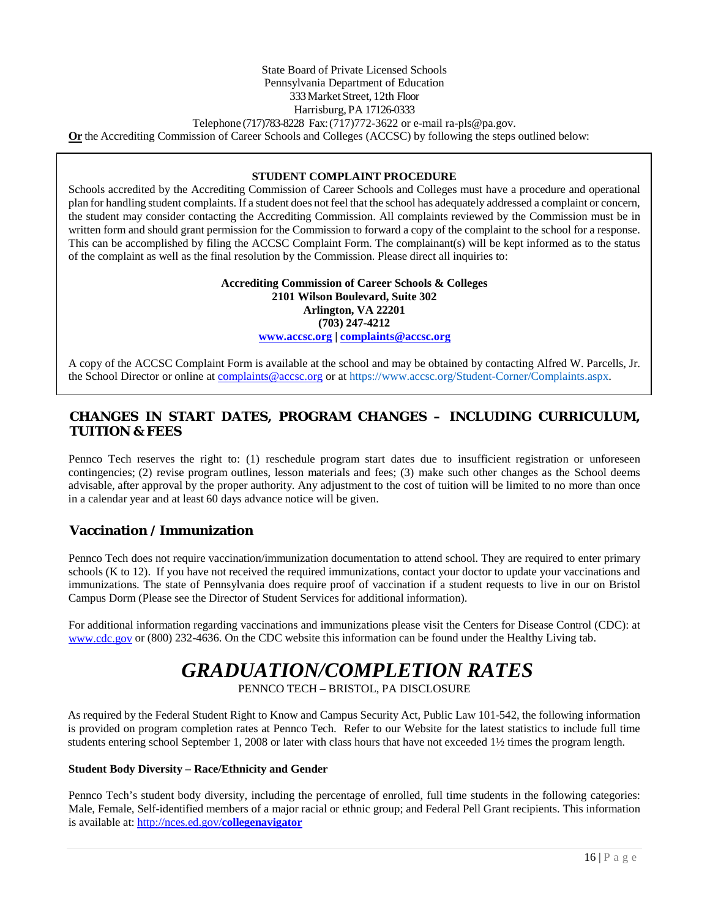State Board of Private Licensed Schools
Pennsylvania Department of Education
333 Market Street, 12th Floor
Harrisburg, PA 17126-0333
Telephone (717)783-8228 Fax: (717)772-3622 or e-mail ra-pls@pa.gov.

**Or** the Accrediting Commission of Career Schools and Colleges (ACCSC) by following the steps outlined below:

**STUDENT COMPLAINT PROCEDURE**

Schools accredited by the Accrediting Commission of Career Schools and Colleges must have a procedure and operational plan for handling student complaints. If a student does not feel that the school has adequately addressed a complaint or concern, the student may consider contacting the Accrediting Commission. All complaints reviewed by the Commission must be in written form and should grant permission for the Commission to forward a copy of the complaint to the school for a response. This can be accomplished by filing the ACCSC Complaint Form. The complainant(s) will be kept informed as to the status of the complaint as well as the final resolution by the Commission. Please direct all inquiries to:

**Accrediting Commission of Career Schools & Colleges**
**2101 Wilson Boulevard, Suite 302**
**Arlington, VA 22201**
**(703) 247-4212**
**www.accsc.org | complaints@accsc.org**

A copy of the ACCSC Complaint Form is available at the school and may be obtained by contacting Alfred W. Parcells, Jr. the School Director or online at complaints@accsc.org or at https://www.accsc.org/Student-Corner/Complaints.aspx.

## CHANGES IN START DATES, PROGRAM CHANGES – INCLUDING CURRICULUM, TUITION & FEES

Pennco Tech reserves the right to: (1) reschedule program start dates due to insufficient registration or unforeseen contingencies; (2) revise program outlines, lesson materials and fees; (3) make such other changes as the School deems advisable, after approval by the proper authority. Any adjustment to the cost of tuition will be limited to no more than once in a calendar year and at least 60 days advance notice will be given.

## Vaccination / Immunization

Pennco Tech does not require vaccination/immunization documentation to attend school. They are required to enter primary schools (K to 12). If you have not received the required immunizations, contact your doctor to update your vaccinations and immunizations. The state of Pennsylvania does require proof of vaccination if a student requests to live in our on Bristol Campus Dorm (Please see the Director of Student Services for additional information).

For additional information regarding vaccinations and immunizations please visit the Centers for Disease Control (CDC): at www.cdc.gov or (800) 232-4636. On the CDC website this information can be found under the Healthy Living tab.

# *GRADUATION/COMPLETION RATES*

PENNCO TECH – BRISTOL, PA DISCLOSURE

As required by the Federal Student Right to Know and Campus Security Act, Public Law 101-542, the following information is provided on program completion rates at Pennco Tech. Refer to our Website for the latest statistics to include full time students entering school September 1, 2008 or later with class hours that have not exceeded 1½ times the program length.

**Student Body Diversity – Race/Ethnicity and Gender**

Pennco Tech's student body diversity, including the percentage of enrolled, full time students in the following categories: Male, Female, Self-identified members of a major racial or ethnic group; and Federal Pell Grant recipients. This information is available at: http://nces.ed.gov/**collegenavigator**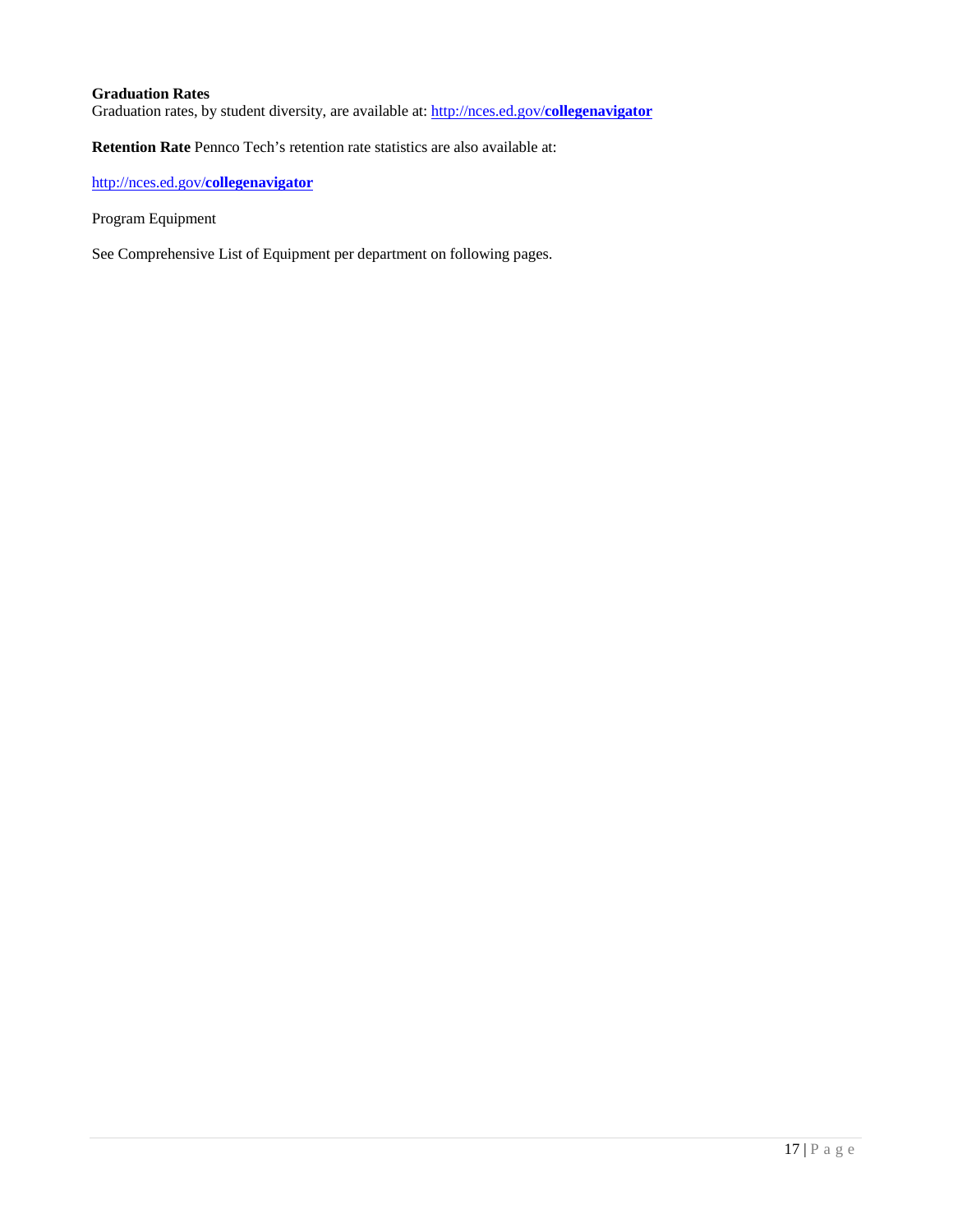**Graduation Rates**
Graduation rates, by student diversity, are available at: [http://nces.ed.gov/**collegenavigator**](http://nces.ed.gov/collegenavigator)

**Retention Rate** Pennco Tech's retention rate statistics are also available at:

[http://nces.ed.gov/**collegenavigator**](http://nces.ed.gov/collegenavigator)

Program Equipment

See Comprehensive List of Equipment per department on following pages.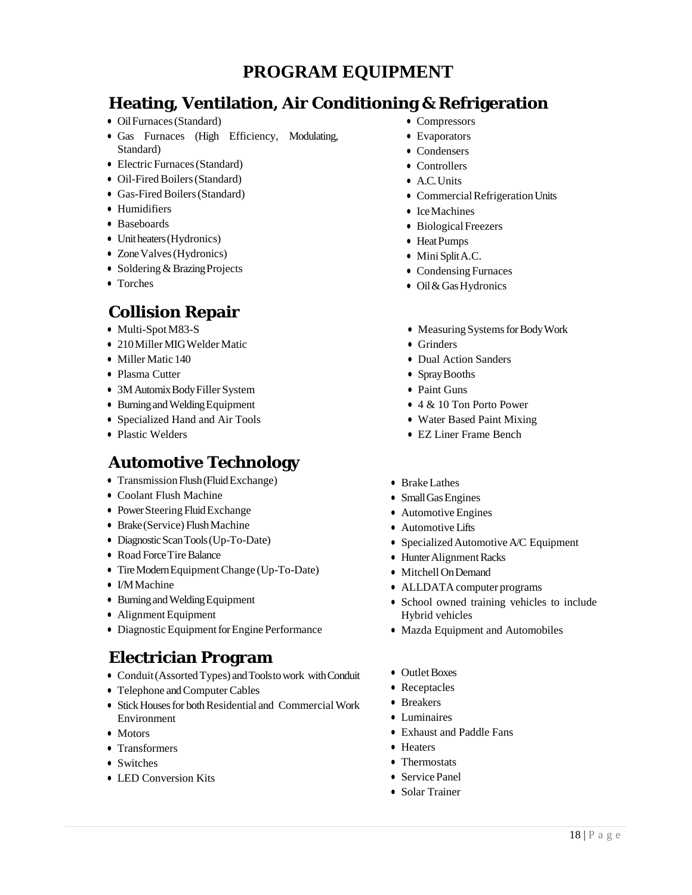# PROGRAM EQUIPMENT

## Heating, Ventilation, Air Conditioning & Refrigeration

- Oil Furnaces (Standard)
- Gas Furnaces (High Efficiency, Modulating, Standard)
- Electric Furnaces (Standard)
- Oil-Fired Boilers (Standard)
- Gas-Fired Boilers (Standard)
- Humidifiers
- Baseboards
- Unit heaters (Hydronics)
- Zone Valves (Hydronics)
- Soldering & Brazing Projects
- Torches
- Compressors
- Evaporators
- Condensers
- Controllers
- A.C. Units
- Commercial Refrigeration Units
- Ice Machines
- Biological Freezers
- Heat Pumps
- Mini Split A.C.
- Condensing Furnaces
- Oil & Gas Hydronics

## Collision Repair

- Multi-Spot M83-S
- 210 Miller MIG Welder Matic
- Miller Matic 140
- Plasma Cutter
- 3M Automix Body Filler System
- Burning and Welding Equipment
- Specialized Hand and Air Tools
- Plastic Welders
- Measuring Systems for Body Work
- Grinders
- Dual Action Sanders
- Spray Booths
- Paint Guns
- 4 & 10 Ton Porto Power
- Water Based Paint Mixing
- EZ Liner Frame Bench

## Automotive Technology

- Transmission Flush (Fluid Exchange)
- Coolant Flush Machine
- Power Steering Fluid Exchange
- Brake (Service) Flush Machine
- Diagnostic Scan Tools (Up-To-Date)
- Road Force Tire Balance
- Tire Modern Equipment Change (Up-To-Date)
- I/M Machine
- Burning and Welding Equipment
- Alignment Equipment
- Diagnostic Equipment for Engine Performance
- Brake Lathes
- Small Gas Engines
- Automotive Engines
- Automotive Lifts
- Specialized Automotive A/C Equipment
- Hunter Alignment Racks
- Mitchell On Demand
- ALLDATA computer programs
- School owned training vehicles to include Hybrid vehicles
- Mazda Equipment and Automobiles

## Electrician Program

- Conduit (Assorted Types) and Tools to work with Conduit
- Telephone and Computer Cables
- Stick Houses for both Residential and Commercial Work Environment
- Motors
- Transformers
- Switches
- LED Conversion Kits
- Outlet Boxes
- Receptacles
- Breakers
- Luminaires
- Exhaust and Paddle Fans
- Heaters
- Thermostats
- Service Panel
- Solar Trainer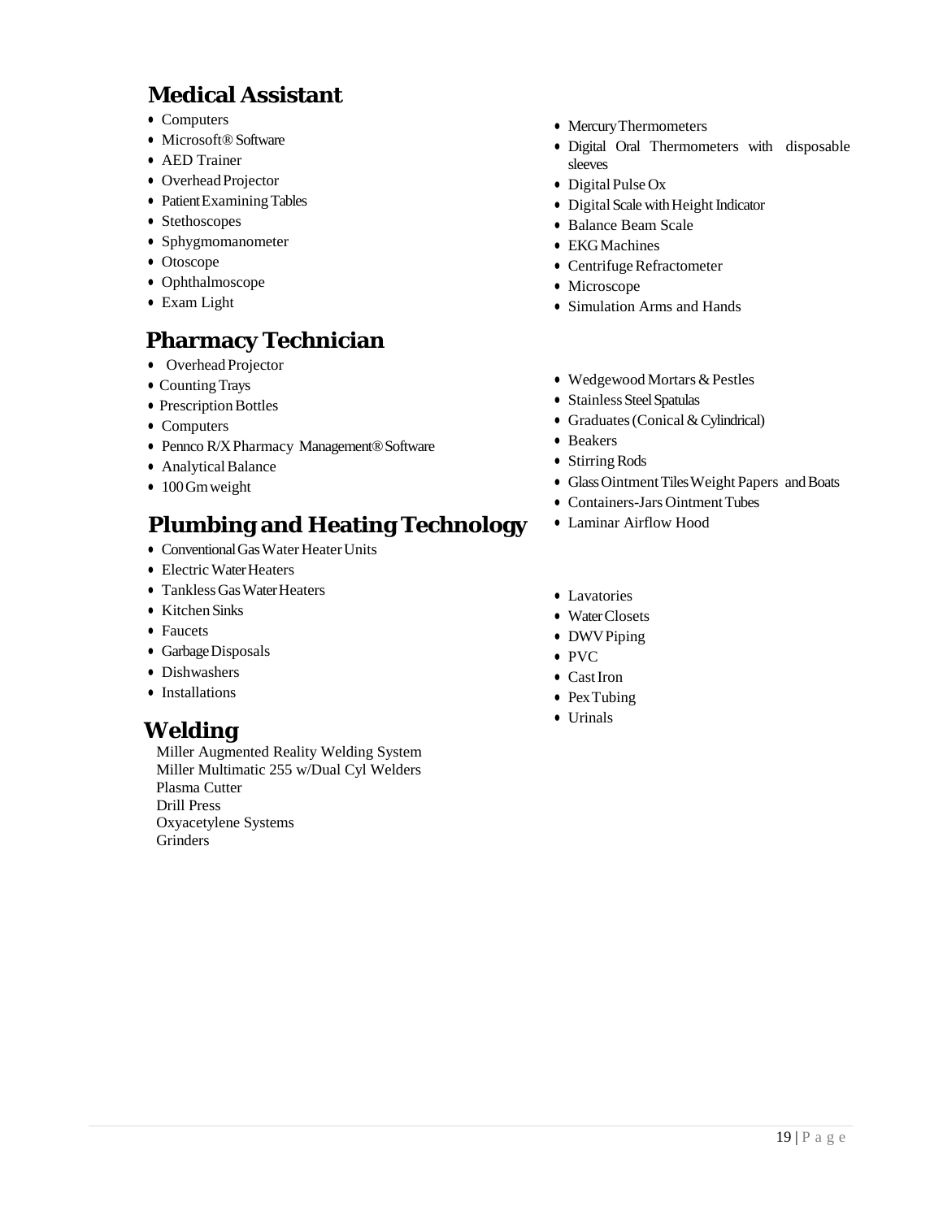## Medical Assistant

- Computers
- Microsoft® Software
- AED Trainer
- Overhead Projector
- Patient Examining Tables
- Stethoscopes
- Sphygmomanometer
- Otoscope
- Ophthalmoscope
- Exam Light
- Mercury Thermometers
- Digital Oral Thermometers with disposable sleeves
- Digital Pulse Ox
- Digital Scale with Height Indicator
- Balance Beam Scale
- EKG Machines
- Centrifuge Refractometer
- Microscope
- Simulation Arms and Hands

## Pharmacy Technician

- Overhead Projector
- Counting Trays
- Prescription Bottles
- Computers
- Pennco R/X Pharmacy Management® Software
- Analytical Balance
- 100 Gm weight
- Wedgewood Mortars & Pestles
- Stainless Steel Spatulas
- Graduates (Conical & Cylindrical)
- Beakers
- Stirring Rods
- Glass Ointment Tiles Weight Papers and Boats
- Containers-Jars Ointment Tubes
- Laminar Airflow Hood

## Plumbing and Heating Technology

- Conventional Gas Water Heater Units
- Electric Water Heaters
- Tankless Gas Water Heaters
- Kitchen Sinks
- Faucets
- Garbage Disposals
- Dishwashers
- Installations
- Lavatories
- Water Closets
- DWV Piping
- PVC
- Cast Iron
- Pex Tubing
- Urinals

## Welding

Miller Augmented Reality Welding System
Miller Multimatic 255 w/Dual Cyl Welders
Plasma Cutter
Drill Press
Oxyacetylene Systems
Grinders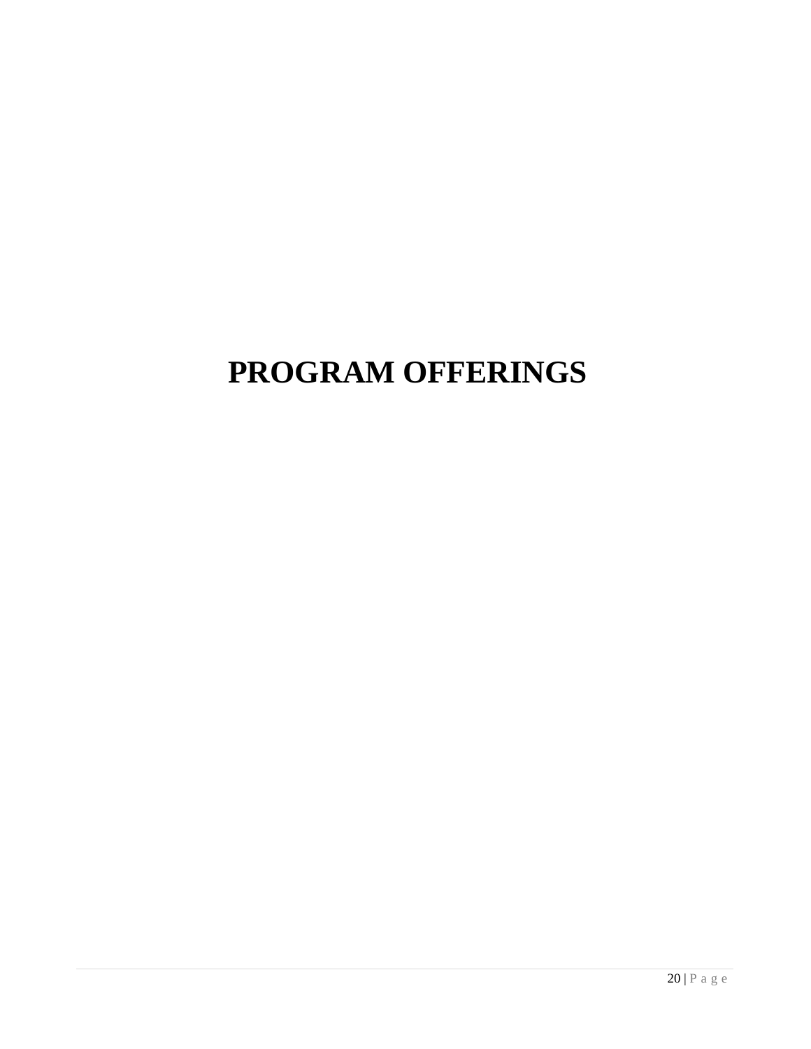# PROGRAM OFFERINGS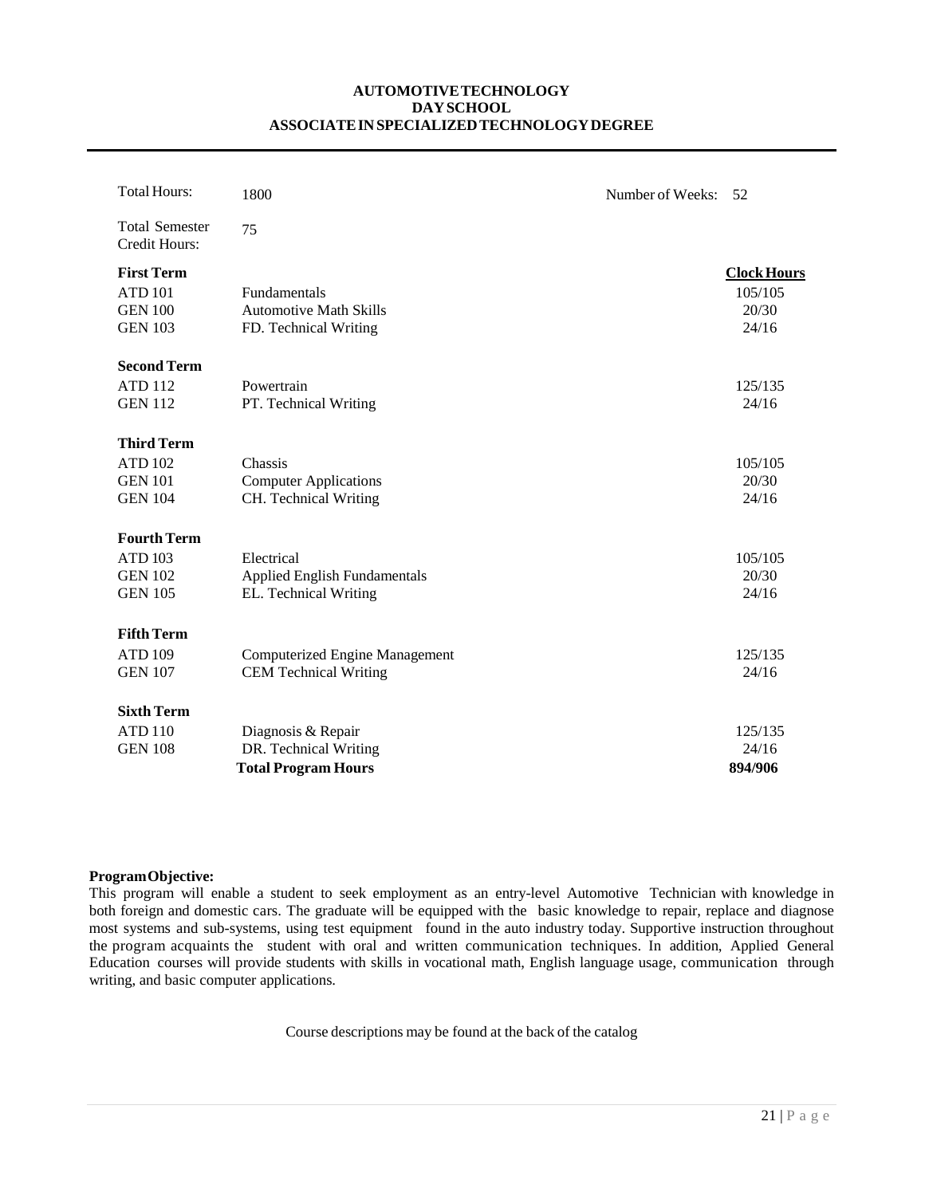# AUTOMOTIVE TECHNOLOGY
## DAY SCHOOL
## ASSOCIATE IN SPECIALIZED TECHNOLOGY DEGREE

| | | | |
|---|---|---|---|
| Total Hours: | 1800 | Number of Weeks: | 52 |
| Total Semester Credit Hours: | 75 | | |

| | | Clock Hours |
|---|---|---|
| **First Term** | | |
| ATD 101 | Fundamentals | 105/105 |
| GEN 100 | Automotive Math Skills | 20/30 |
| GEN 103 | FD. Technical Writing | 24/16 |
| **Second Term** | | |
| ATD 112 | Powertrain | 125/135 |
| GEN 112 | PT. Technical Writing | 24/16 |
| **Third Term** | | |
| ATD 102 | Chassis | 105/105 |
| GEN 101 | Computer Applications | 20/30 |
| GEN 104 | CH. Technical Writing | 24/16 |
| **Fourth Term** | | |
| ATD 103 | Electrical | 105/105 |
| GEN 102 | Applied English Fundamentals | 20/30 |
| GEN 105 | EL. Technical Writing | 24/16 |
| **Fifth Term** | | |
| ATD 109 | Computerized Engine Management | 125/135 |
| GEN 107 | CEM Technical Writing | 24/16 |
| **Sixth Term** | | |
| ATD 110 | Diagnosis & Repair | 125/135 |
| GEN 108 | DR. Technical Writing | 24/16 |
| | **Total Program Hours** | **894/906** |

**Program Objective:**
This program will enable a student to seek employment as an entry-level Automotive Technician with knowledge in both foreign and domestic cars. The graduate will be equipped with the basic knowledge to repair, replace and diagnose most systems and sub-systems, using test equipment found in the auto industry today. Supportive instruction throughout the program acquaints the student with oral and written communication techniques. In addition, Applied General Education courses will provide students with skills in vocational math, English language usage, communication through writing, and basic computer applications.

Course descriptions may be found at the back of the catalog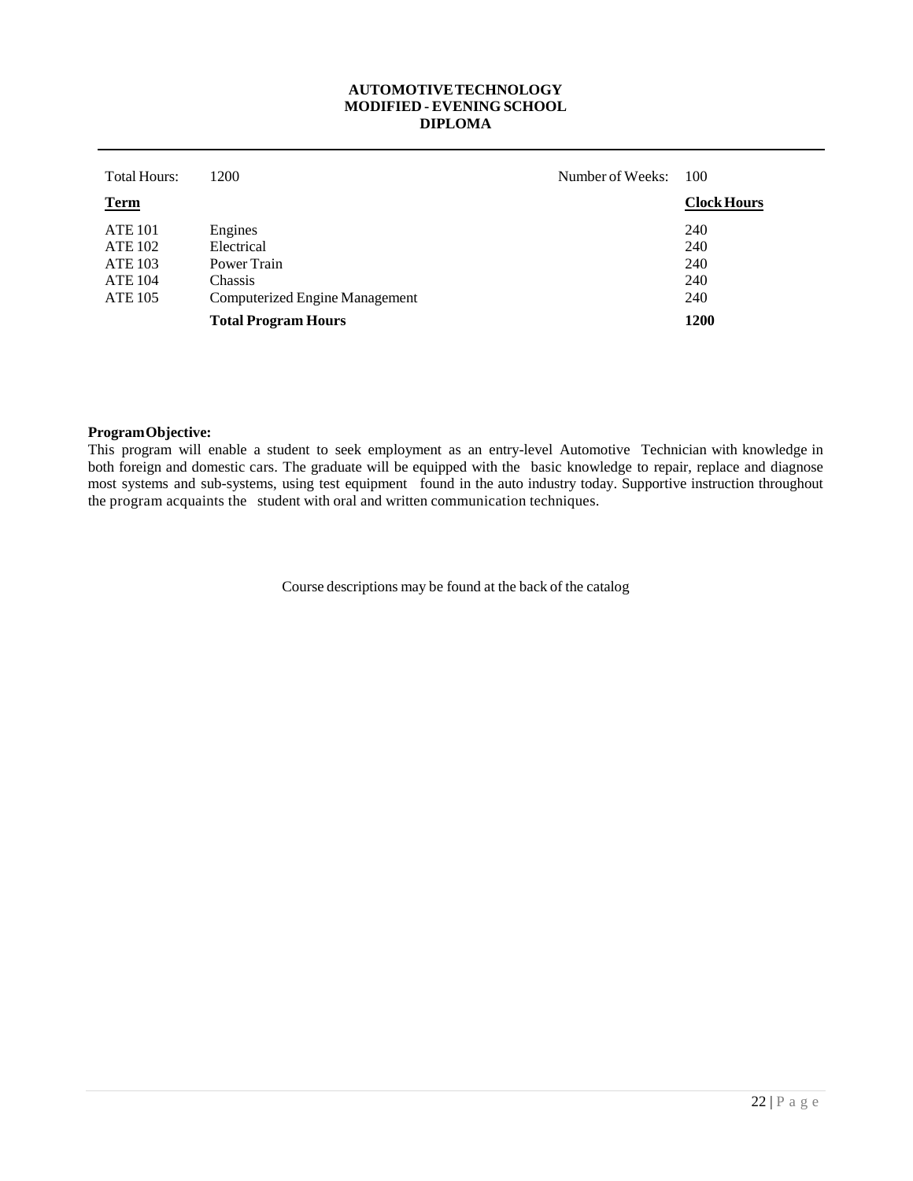# AUTOMOTIVE TECHNOLOGY
## MODIFIED - EVENING SCHOOL
## DIPLOMA

| Total Hours: | 1200 | Number of Weeks: | 100 |
|---|---|---|---|
| **Term** | | | **Clock Hours** |
| ATE 101 | Engines | | 240 |
| ATE 102 | Electrical | | 240 |
| ATE 103 | Power Train | | 240 |
| ATE 104 | Chassis | | 240 |
| ATE 105 | Computerized Engine Management | | 240 |
| | **Total Program Hours** | | **1200** |

**Program Objective:**
This program will enable a student to seek employment as an entry-level Automotive Technician with knowledge in both foreign and domestic cars. The graduate will be equipped with the basic knowledge to repair, replace and diagnose most systems and sub-systems, using test equipment found in the auto industry today. Supportive instruction throughout the program acquaints the student with oral and written communication techniques.

Course descriptions may be found at the back of the catalog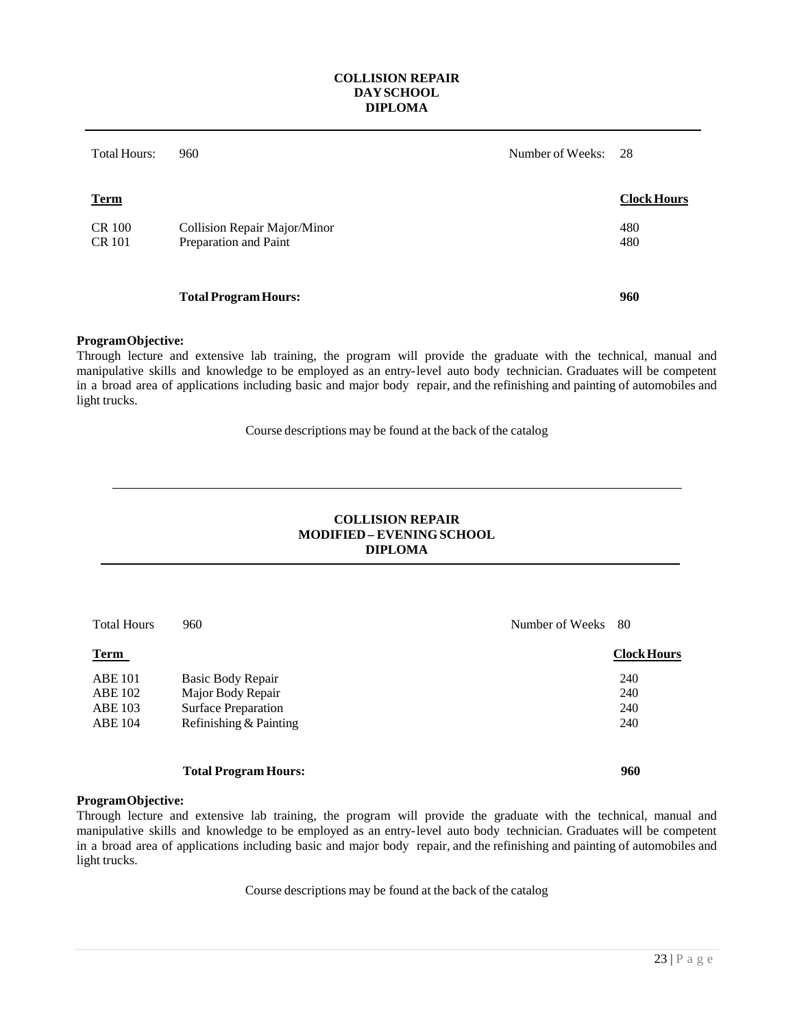# COLLISION REPAIR
## DAY SCHOOL
## DIPLOMA

| Total Hours: | 960 | Number of Weeks: | 28 |
|---|---|---|---|

| Term | | Clock Hours |
|---|---|---|
| CR 100 | Collision Repair Major/Minor | 480 |
| CR 101 | Preparation and Paint | 480 |
| | **Total Program Hours:** | **960** |

**Program Objective:**
Through lecture and extensive lab training, the program will provide the graduate with the technical, manual and manipulative skills and knowledge to be employed as an entry-level auto body technician. Graduates will be competent in a broad area of applications including basic and major body repair, and the refinishing and painting of automobiles and light trucks.

Course descriptions may be found at the back of the catalog

# COLLISION REPAIR
## MODIFIED – EVENING SCHOOL
## DIPLOMA

| Total Hours | 960 | Number of Weeks | 80 |
|---|---|---|---|

| Term | | Clock Hours |
|---|---|---|
| ABE 101 | Basic Body Repair | 240 |
| ABE 102 | Major Body Repair | 240 |
| ABE 103 | Surface Preparation | 240 |
| ABE 104 | Refinishing & Painting | 240 |
| | **Total Program Hours:** | **960** |

**Program Objective:**
Through lecture and extensive lab training, the program will provide the graduate with the technical, manual and manipulative skills and knowledge to be employed as an entry-level auto body technician. Graduates will be competent in a broad area of applications including basic and major body repair, and the refinishing and painting of automobiles and light trucks.

Course descriptions may be found at the back of the catalog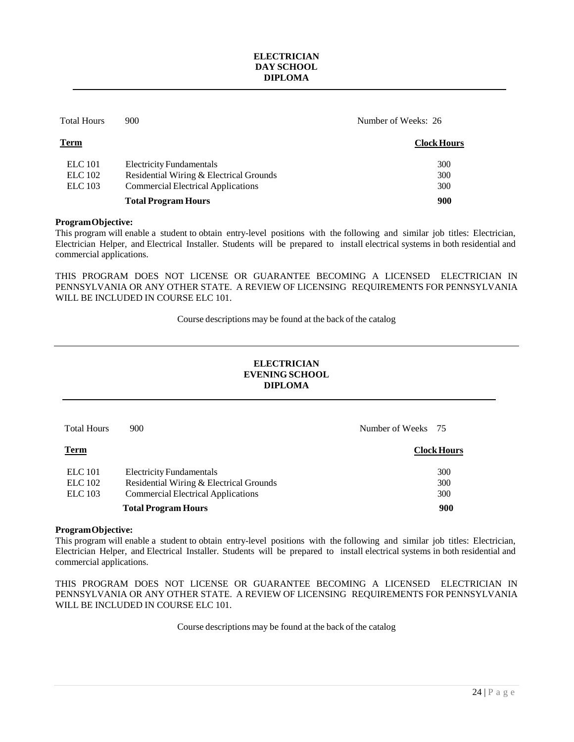# ELECTRICIAN
# DAY SCHOOL
# DIPLOMA

Total Hours 900 Number of Weeks: 26

| Term | | Clock Hours |
|---|---|---|
| ELC 101 | Electricity Fundamentals | 300 |
| ELC 102 | Residential Wiring & Electrical Grounds | 300 |
| ELC 103 | Commercial Electrical Applications | 300 |
| | **Total Program Hours** | **900** |

**Program Objective:**
This program will enable a student to obtain entry-level positions with the following and similar job titles: Electrician, Electrician Helper, and Electrical Installer. Students will be prepared to install electrical systems in both residential and commercial applications.

THIS PROGRAM DOES NOT LICENSE OR GUARANTEE BECOMING A LICENSED ELECTRICIAN IN PENNSYLVANIA OR ANY OTHER STATE. A REVIEW OF LICENSING REQUIREMENTS FOR PENNSYLVANIA WILL BE INCLUDED IN COURSE ELC 101.

Course descriptions may be found at the back of the catalog

---

# ELECTRICIAN
# EVENING SCHOOL
# DIPLOMA

Total Hours 900 Number of Weeks 75

| Term | | Clock Hours |
|---|---|---|
| ELC 101 | Electricity Fundamentals | 300 |
| ELC 102 | Residential Wiring & Electrical Grounds | 300 |
| ELC 103 | Commercial Electrical Applications | 300 |
| | **Total Program Hours** | **900** |

**Program Objective:**
This program will enable a student to obtain entry-level positions with the following and similar job titles: Electrician, Electrician Helper, and Electrical Installer. Students will be prepared to install electrical systems in both residential and commercial applications.

THIS PROGRAM DOES NOT LICENSE OR GUARANTEE BECOMING A LICENSED ELECTRICIAN IN PENNSYLVANIA OR ANY OTHER STATE. A REVIEW OF LICENSING REQUIREMENTS FOR PENNSYLVANIA WILL BE INCLUDED IN COURSE ELC 101.

Course descriptions may be found at the back of the catalog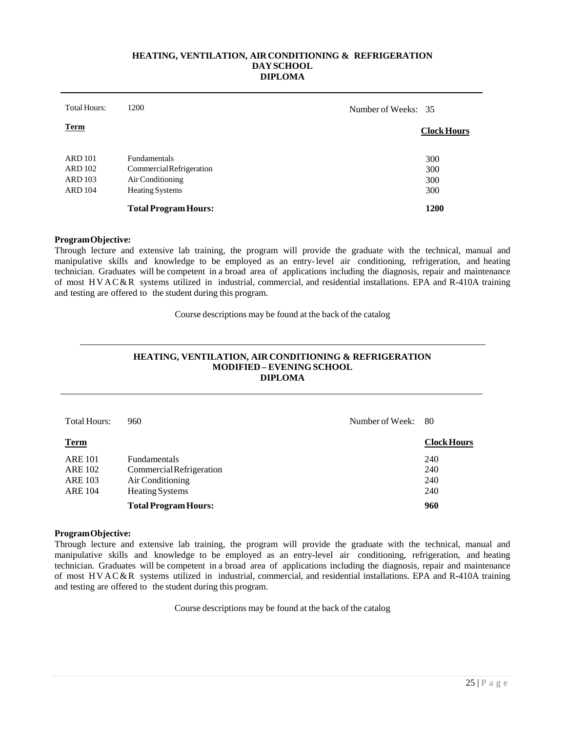## HEATING, VENTILATION, AIR CONDITIONING & REFRIGERATION
## DAY SCHOOL
## DIPLOMA

Total Hours: 1200 | Number of Weeks: 35

| Term | | Clock Hours |
|---|---|---|
| ARD 101 | Fundamentals | 300 |
| ARD 102 | Commercial Refrigeration | 300 |
| ARD 103 | Air Conditioning | 300 |
| ARD 104 | Heating Systems | 300 |
| | **Total Program Hours:** | **1200** |

**Program Objective:**
Through lecture and extensive lab training, the program will provide the graduate with the technical, manual and manipulative skills and knowledge to be employed as an entry-level air conditioning, refrigeration, and heating technician. Graduates will be competent in a broad area of applications including the diagnosis, repair and maintenance of most HVAC&R systems utilized in industrial, commercial, and residential installations. EPA and R-410A training and testing are offered to the student during this program.

Course descriptions may be found at the back of the catalog

---

## HEATING, VENTILATION, AIR CONDITIONING & REFRIGERATION
## MODIFIED – EVENING SCHOOL
## DIPLOMA

Total Hours: 960 | Number of Week: 80

| Term | | Clock Hours |
|---|---|---|
| ARE 101 | Fundamentals | 240 |
| ARE 102 | Commercial Refrigeration | 240 |
| ARE 103 | Air Conditioning | 240 |
| ARE 104 | Heating Systems | 240 |
| | **Total Program Hours:** | **960** |

**Program Objective:**
Through lecture and extensive lab training, the program will provide the graduate with the technical, manual and manipulative skills and knowledge to be employed as an entry-level air conditioning, refrigeration, and heating technician. Graduates will be competent in a broad area of applications including the diagnosis, repair and maintenance of most HVAC&R systems utilized in industrial, commercial, and residential installations. EPA and R-410A training and testing are offered to the student during this program.

Course descriptions may be found at the back of the catalog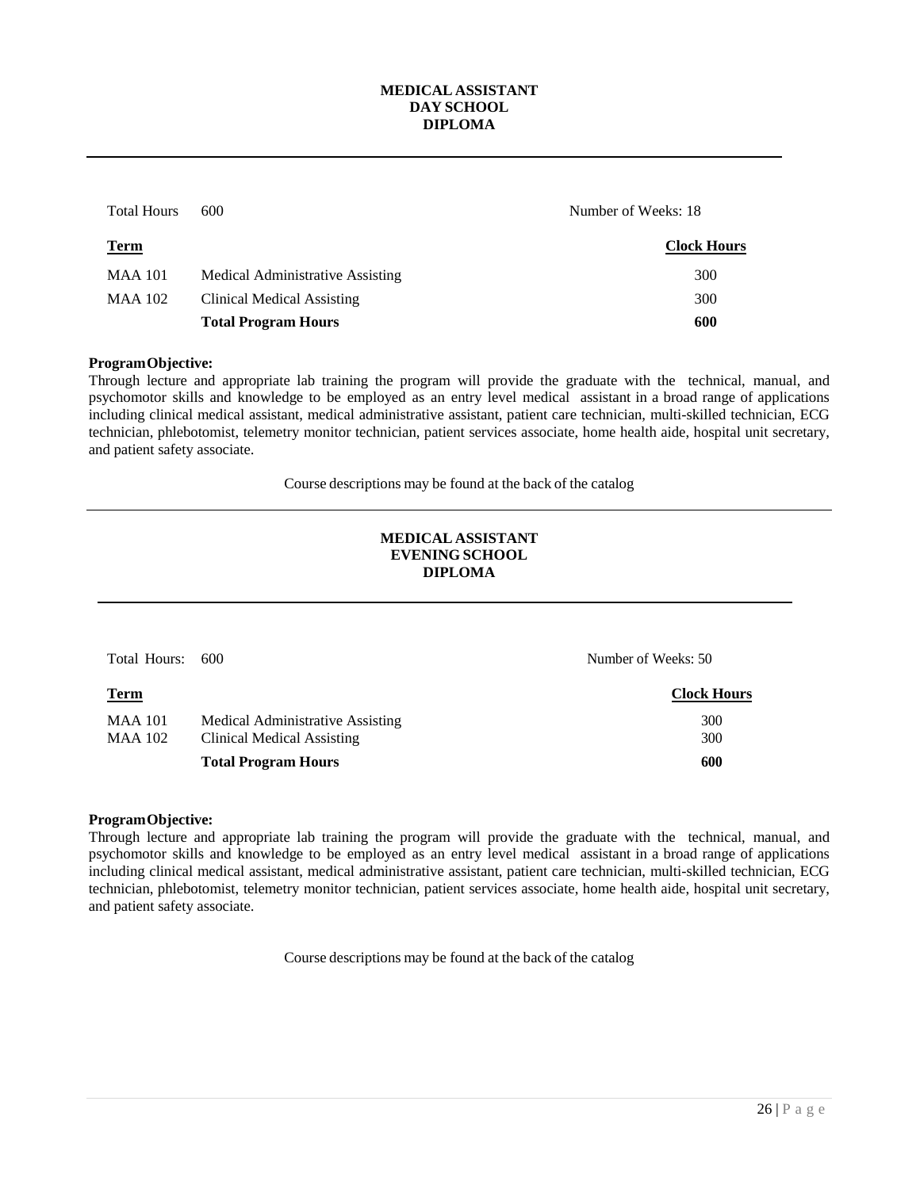# MEDICAL ASSISTANT
## DAY SCHOOL
## DIPLOMA

Total Hours 600 Number of Weeks: 18

| Term | | Clock Hours |
|---|---|---|
| MAA 101 | Medical Administrative Assisting | 300 |
| MAA 102 | Clinical Medical Assisting | 300 |
| | **Total Program Hours** | **600** |

**Program Objective:**

Through lecture and appropriate lab training the program will provide the graduate with the technical, manual, and psychomotor skills and knowledge to be employed as an entry level medical assistant in a broad range of applications including clinical medical assistant, medical administrative assistant, patient care technician, multi-skilled technician, ECG technician, phlebotomist, telemetry monitor technician, patient services associate, home health aide, hospital unit secretary, and patient safety associate.

Course descriptions may be found at the back of the catalog

# MEDICAL ASSISTANT
## EVENING SCHOOL
## DIPLOMA

Total Hours: 600 Number of Weeks: 50

| Term | | Clock Hours |
|---|---|---|
| MAA 101 | Medical Administrative Assisting | 300 |
| MAA 102 | Clinical Medical Assisting | 300 |
| | **Total Program Hours** | **600** |

**Program Objective:**

Through lecture and appropriate lab training the program will provide the graduate with the technical, manual, and psychomotor skills and knowledge to be employed as an entry level medical assistant in a broad range of applications including clinical medical assistant, medical administrative assistant, patient care technician, multi-skilled technician, ECG technician, phlebotomist, telemetry monitor technician, patient services associate, home health aide, hospital unit secretary, and patient safety associate.

Course descriptions may be found at the back of the catalog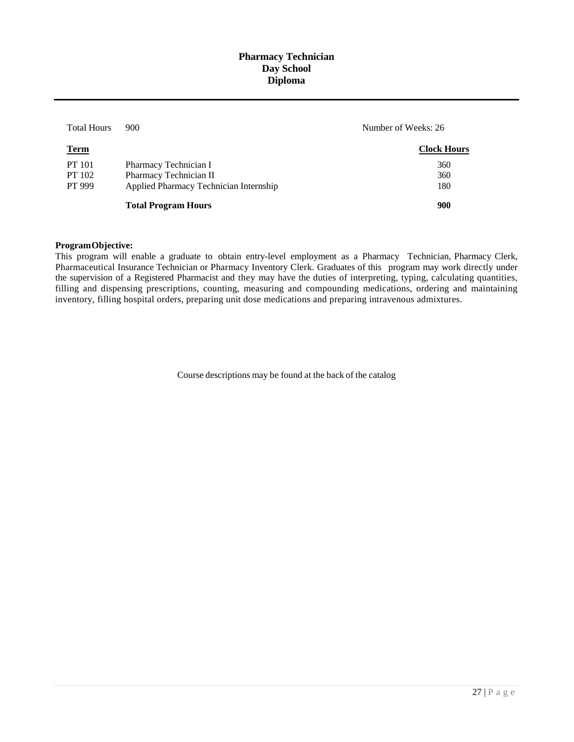# Pharmacy Technician
## Day School
## Diploma

Total Hours 900 Number of Weeks: 26

| Term | | Clock Hours |
|---|---|---|
| PT 101 | Pharmacy Technician I | 360 |
| PT 102 | Pharmacy Technician II | 360 |
| PT 999 | Applied Pharmacy Technician Internship | 180 |
| | **Total Program Hours** | **900** |

**Program Objective:**
This program will enable a graduate to obtain entry-level employment as a Pharmacy Technician, Pharmacy Clerk, Pharmaceutical Insurance Technician or Pharmacy Inventory Clerk. Graduates of this program may work directly under the supervision of a Registered Pharmacist and they may have the duties of interpreting, typing, calculating quantities, filling and dispensing prescriptions, counting, measuring and compounding medications, ordering and maintaining inventory, filling hospital orders, preparing unit dose medications and preparing intravenous admixtures.

Course descriptions may be found at the back of the catalog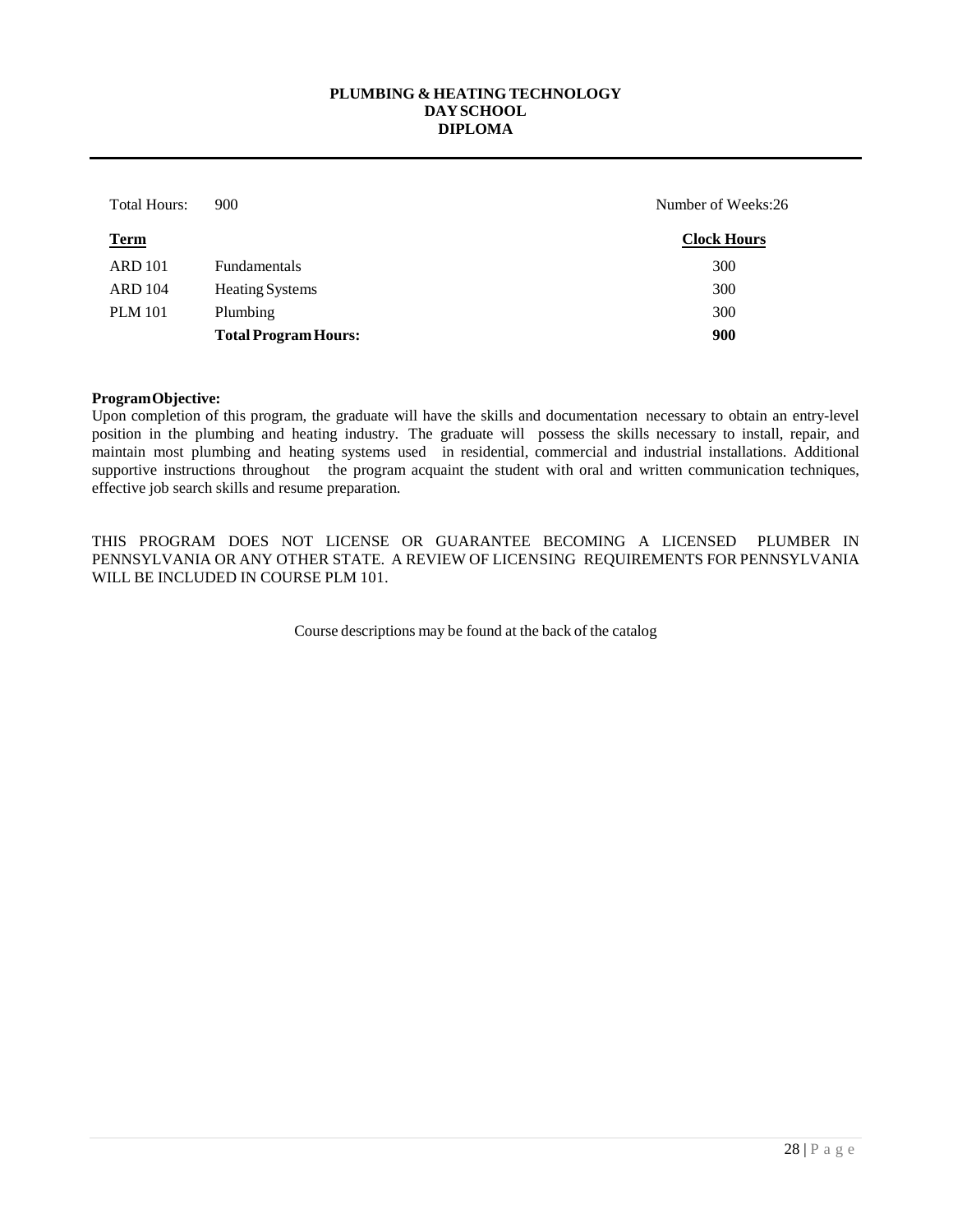**PLUMBING & HEATING TECHNOLOGY**
**DAY SCHOOL**
**DIPLOMA**

---

Total Hours: 900 Number of Weeks:26

| **Term** | | **Clock Hours** |
|---|---|---|
| ARD 101 | Fundamentals | 300 |
| ARD 104 | Heating Systems | 300 |
| PLM 101 | Plumbing | 300 |
| | **Total Program Hours:** | **900** |

**Program Objective:**
Upon completion of this program, the graduate will have the skills and documentation necessary to obtain an entry-level position in the plumbing and heating industry. The graduate will possess the skills necessary to install, repair, and maintain most plumbing and heating systems used in residential, commercial and industrial installations. Additional supportive instructions throughout the program acquaint the student with oral and written communication techniques, effective job search skills and resume preparation.

THIS PROGRAM DOES NOT LICENSE OR GUARANTEE BECOMING A LICENSED PLUMBER IN PENNSYLVANIA OR ANY OTHER STATE. A REVIEW OF LICENSING REQUIREMENTS FOR PENNSYLVANIA WILL BE INCLUDED IN COURSE PLM 101.

Course descriptions may be found at the back of the catalog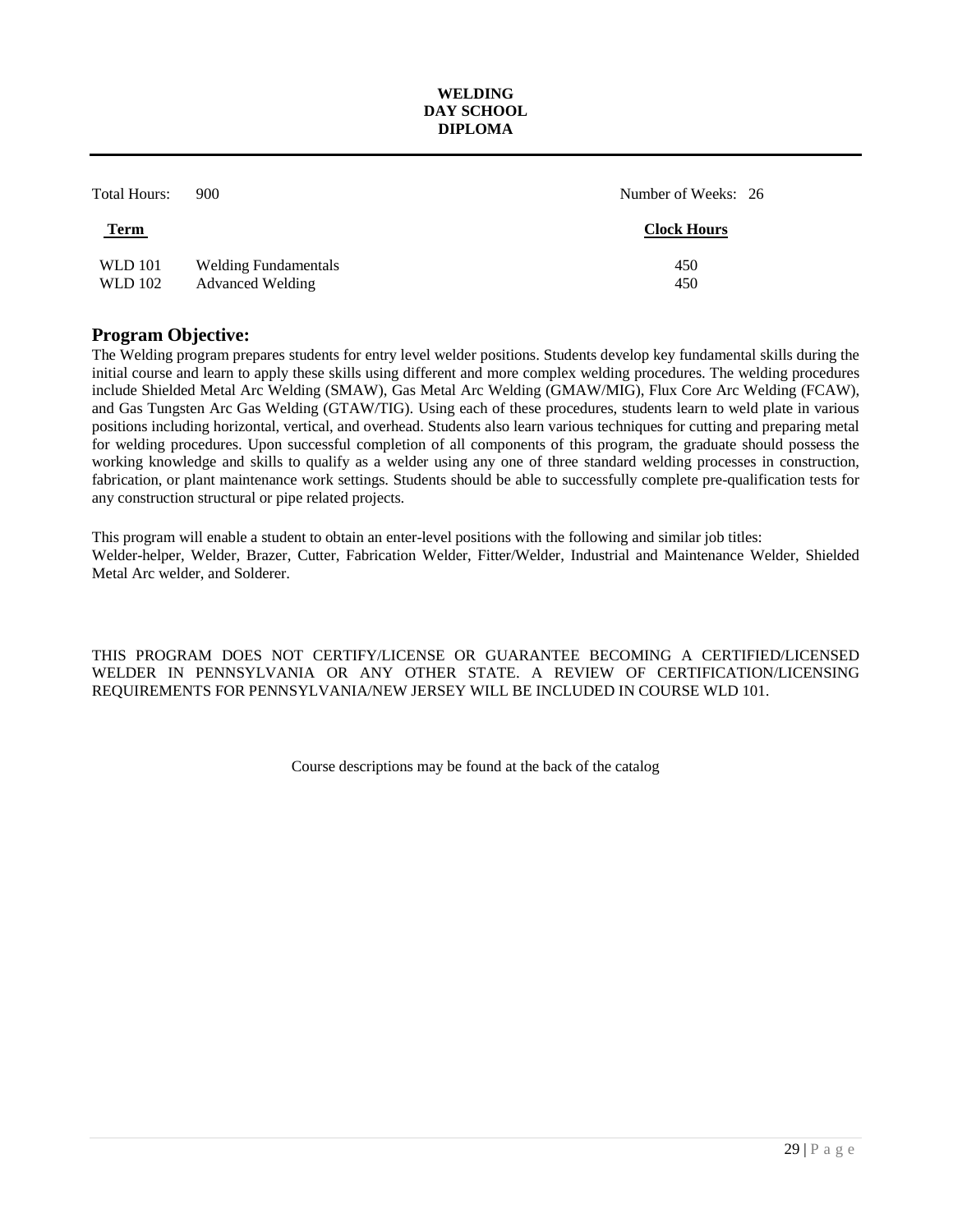# WELDING
## DAY SCHOOL
## DIPLOMA

Total Hours: 900 | Number of Weeks: 26

| Term | | Clock Hours |
|---|---|---|
| WLD 101 | Welding Fundamentals | 450 |
| WLD 102 | Advanced Welding | 450 |

## Program Objective:

The Welding program prepares students for entry level welder positions. Students develop key fundamental skills during the initial course and learn to apply these skills using different and more complex welding procedures. The welding procedures include Shielded Metal Arc Welding (SMAW), Gas Metal Arc Welding (GMAW/MIG), Flux Core Arc Welding (FCAW), and Gas Tungsten Arc Gas Welding (GTAW/TIG). Using each of these procedures, students learn to weld plate in various positions including horizontal, vertical, and overhead. Students also learn various techniques for cutting and preparing metal for welding procedures. Upon successful completion of all components of this program, the graduate should possess the working knowledge and skills to qualify as a welder using any one of three standard welding processes in construction, fabrication, or plant maintenance work settings. Students should be able to successfully complete pre-qualification tests for any construction structural or pipe related projects.

This program will enable a student to obtain an enter-level positions with the following and similar job titles:
Welder-helper, Welder, Brazer, Cutter, Fabrication Welder, Fitter/Welder, Industrial and Maintenance Welder, Shielded Metal Arc welder, and Solderer.

THIS PROGRAM DOES NOT CERTIFY/LICENSE OR GUARANTEE BECOMING A CERTIFIED/LICENSED WELDER IN PENNSYLVANIA OR ANY OTHER STATE. A REVIEW OF CERTIFICATION/LICENSING REQUIREMENTS FOR PENNSYLVANIA/NEW JERSEY WILL BE INCLUDED IN COURSE WLD 101.

Course descriptions may be found at the back of the catalog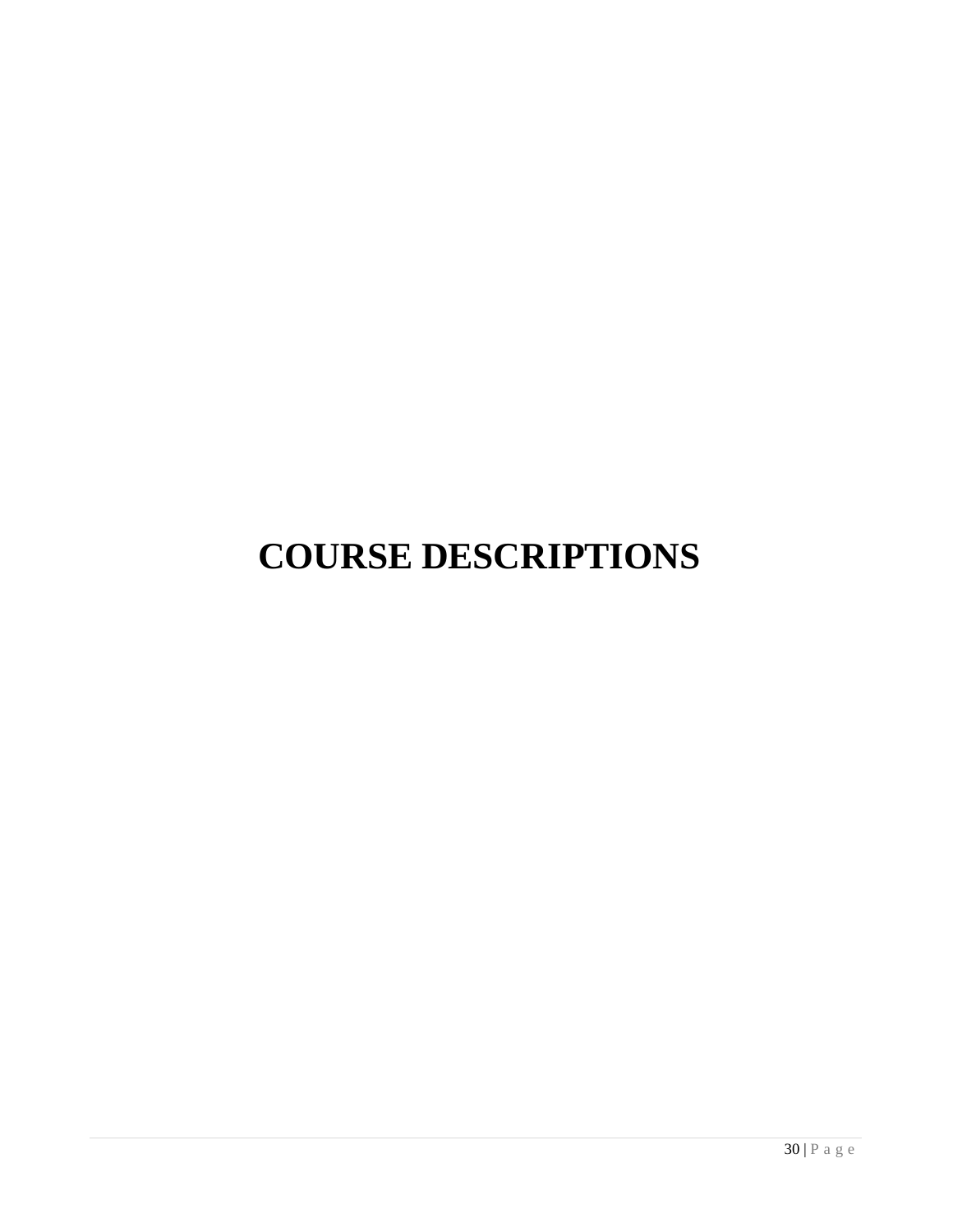# COURSE DESCRIPTIONS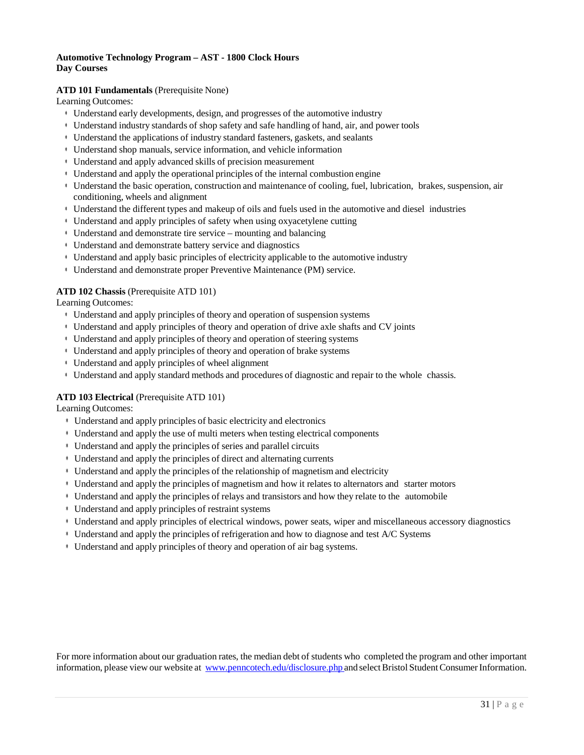**Automotive Technology Program – AST - 1800 Clock Hours**
**Day Courses**

**ATD 101 Fundamentals** (Prerequisite None)

Learning Outcomes:

- Understand early developments, design, and progresses of the automotive industry
- Understand industry standards of shop safety and safe handling of hand, air, and power tools
- Understand the applications of industry standard fasteners, gaskets, and sealants
- Understand shop manuals, service information, and vehicle information
- Understand and apply advanced skills of precision measurement
- Understand and apply the operational principles of the internal combustion engine
- Understand the basic operation, construction and maintenance of cooling, fuel, lubrication, brakes, suspension, air conditioning, wheels and alignment
- Understand the different types and makeup of oils and fuels used in the automotive and diesel industries
- Understand and apply principles of safety when using oxyacetylene cutting
- Understand and demonstrate tire service – mounting and balancing
- Understand and demonstrate battery service and diagnostics
- Understand and apply basic principles of electricity applicable to the automotive industry
- Understand and demonstrate proper Preventive Maintenance (PM) service.

**ATD 102 Chassis** (Prerequisite ATD 101)

Learning Outcomes:

- Understand and apply principles of theory and operation of suspension systems
- Understand and apply principles of theory and operation of drive axle shafts and CV joints
- Understand and apply principles of theory and operation of steering systems
- Understand and apply principles of theory and operation of brake systems
- Understand and apply principles of wheel alignment
- Understand and apply standard methods and procedures of diagnostic and repair to the whole chassis.

**ATD 103 Electrical** (Prerequisite ATD 101)

Learning Outcomes:

- Understand and apply principles of basic electricity and electronics
- Understand and apply the use of multi meters when testing electrical components
- Understand and apply the principles of series and parallel circuits
- Understand and apply the principles of direct and alternating currents
- Understand and apply the principles of the relationship of magnetism and electricity
- Understand and apply the principles of magnetism and how it relates to alternators and starter motors
- Understand and apply the principles of relays and transistors and how they relate to the automobile
- Understand and apply principles of restraint systems
- Understand and apply principles of electrical windows, power seats, wiper and miscellaneous accessory diagnostics
- Understand and apply the principles of refrigeration and how to diagnose and test A/C Systems
- Understand and apply principles of theory and operation of air bag systems.

For more information about our graduation rates, the median debt of students who completed the program and other important information, please view our website at www.penncotech.edu/disclosure.php and select Bristol Student Consumer Information.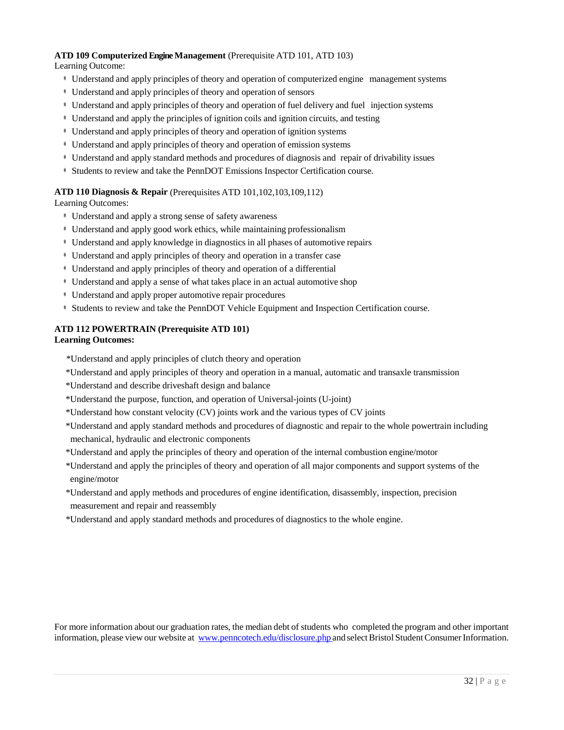**ATD 109 Computerized Engine Management** (Prerequisite ATD 101, ATD 103)

Learning Outcome:

- Understand and apply principles of theory and operation of computerized engine management systems
- Understand and apply principles of theory and operation of sensors
- Understand and apply principles of theory and operation of fuel delivery and fuel injection systems
- Understand and apply the principles of ignition coils and ignition circuits, and testing
- Understand and apply principles of theory and operation of ignition systems
- Understand and apply principles of theory and operation of emission systems
- Understand and apply standard methods and procedures of diagnosis and repair of drivability issues
- Students to review and take the PennDOT Emissions Inspector Certification course.

**ATD 110 Diagnosis & Repair** (Prerequisites ATD 101,102,103,109,112)

Learning Outcomes:

- Understand and apply a strong sense of safety awareness
- Understand and apply good work ethics, while maintaining professionalism
- Understand and apply knowledge in diagnostics in all phases of automotive repairs
- Understand and apply principles of theory and operation in a transfer case
- Understand and apply principles of theory and operation of a differential
- Understand and apply a sense of what takes place in an actual automotive shop
- Understand and apply proper automotive repair procedures
- Students to review and take the PennDOT Vehicle Equipment and Inspection Certification course.

**ATD 112 POWERTRAIN (Prerequisite ATD 101)**

**Learning Outcomes:**

*Understand and apply principles of clutch theory and operation

*Understand and apply principles of theory and operation in a manual, automatic and transaxle transmission

*Understand and describe driveshaft design and balance

*Understand the purpose, function, and operation of Universal-joints (U-joint)

*Understand how constant velocity (CV) joints work and the various types of CV joints

*Understand and apply standard methods and procedures of diagnostic and repair to the whole powertrain including mechanical, hydraulic and electronic components

*Understand and apply the principles of theory and operation of the internal combustion engine/motor

*Understand and apply the principles of theory and operation of all major components and support systems of the engine/motor

*Understand and apply methods and procedures of engine identification, disassembly, inspection, precision measurement and repair and reassembly

*Understand and apply standard methods and procedures of diagnostics to the whole engine.

For more information about our graduation rates, the median debt of students who completed the program and other important information, please view our website at [www.penncotech.edu/disclosure.php](http://www.penncotech.edu/disclosure.php) and select Bristol Student Consumer Information.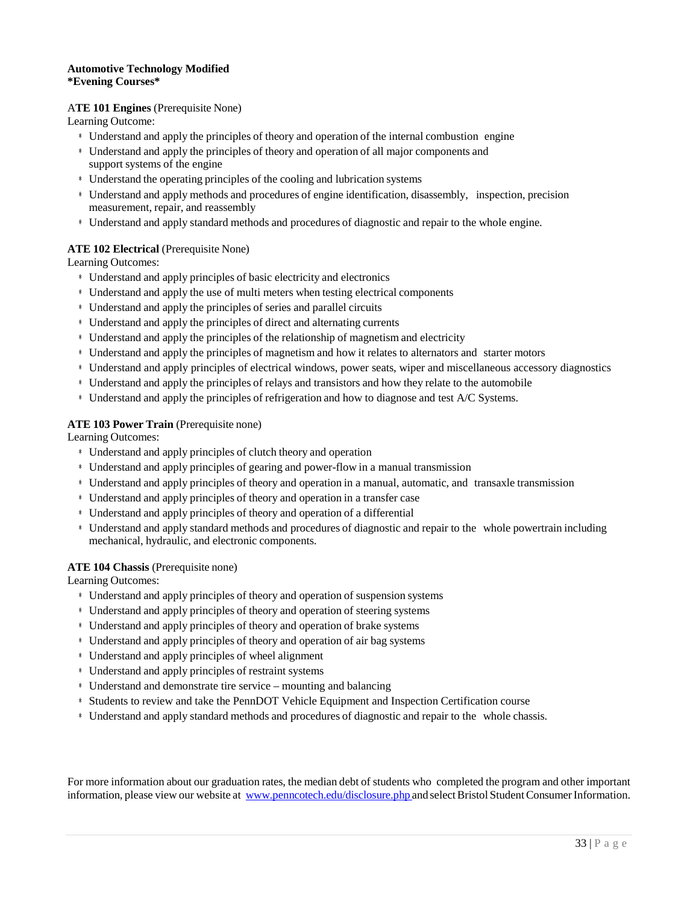**Automotive Technology Modified**
***Evening Courses***

**ATE 101 Engines** (Prerequisite None)

Learning Outcome:

- Understand and apply the principles of theory and operation of the internal combustion engine
- Understand and apply the principles of theory and operation of all major components and support systems of the engine
- Understand the operating principles of the cooling and lubrication systems
- Understand and apply methods and procedures of engine identification, disassembly, inspection, precision measurement, repair, and reassembly
- Understand and apply standard methods and procedures of diagnostic and repair to the whole engine.

**ATE 102 Electrical** (Prerequisite None)

Learning Outcomes:

- Understand and apply principles of basic electricity and electronics
- Understand and apply the use of multi meters when testing electrical components
- Understand and apply the principles of series and parallel circuits
- Understand and apply the principles of direct and alternating currents
- Understand and apply the principles of the relationship of magnetism and electricity
- Understand and apply the principles of magnetism and how it relates to alternators and starter motors
- Understand and apply principles of electrical windows, power seats, wiper and miscellaneous accessory diagnostics
- Understand and apply the principles of relays and transistors and how they relate to the automobile
- Understand and apply the principles of refrigeration and how to diagnose and test A/C Systems.

**ATE 103 Power Train** (Prerequisite none)

Learning Outcomes:

- Understand and apply principles of clutch theory and operation
- Understand and apply principles of gearing and power-flow in a manual transmission
- Understand and apply principles of theory and operation in a manual, automatic, and transaxle transmission
- Understand and apply principles of theory and operation in a transfer case
- Understand and apply principles of theory and operation of a differential
- Understand and apply standard methods and procedures of diagnostic and repair to the whole powertrain including mechanical, hydraulic, and electronic components.

**ATE 104 Chassis** (Prerequisite none)

Learning Outcomes:

- Understand and apply principles of theory and operation of suspension systems
- Understand and apply principles of theory and operation of steering systems
- Understand and apply principles of theory and operation of brake systems
- Understand and apply principles of theory and operation of air bag systems
- Understand and apply principles of wheel alignment
- Understand and apply principles of restraint systems
- Understand and demonstrate tire service – mounting and balancing
- Students to review and take the PennDOT Vehicle Equipment and Inspection Certification course
- Understand and apply standard methods and procedures of diagnostic and repair to the whole chassis.

For more information about our graduation rates, the median debt of students who completed the program and other important information, please view our website at [www.penncotech.edu/disclosure.php](www.penncotech.edu/disclosure.php) and select Bristol Student Consumer Information.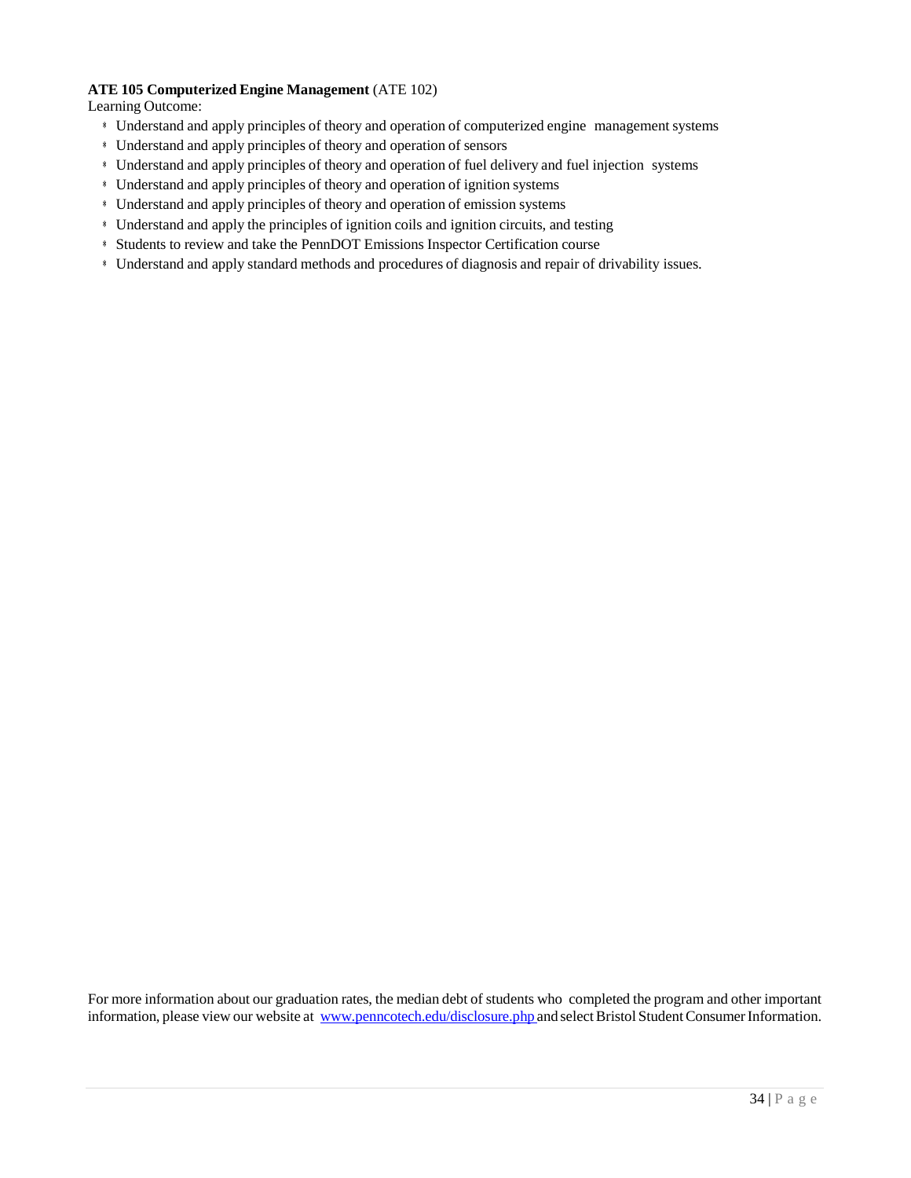**ATE 105 Computerized Engine Management** (ATE 102)

Learning Outcome:

- Understand and apply principles of theory and operation of computerized engine management systems
- Understand and apply principles of theory and operation of sensors
- Understand and apply principles of theory and operation of fuel delivery and fuel injection systems
- Understand and apply principles of theory and operation of ignition systems
- Understand and apply principles of theory and operation of emission systems
- Understand and apply the principles of ignition coils and ignition circuits, and testing
- Students to review and take the PennDOT Emissions Inspector Certification course
- Understand and apply standard methods and procedures of diagnosis and repair of drivability issues.

For more information about our graduation rates, the median debt of students who completed the program and other important information, please view our website at [www.penncotech.edu/disclosure.php](www.penncotech.edu/disclosure.php) and select Bristol Student Consumer Information.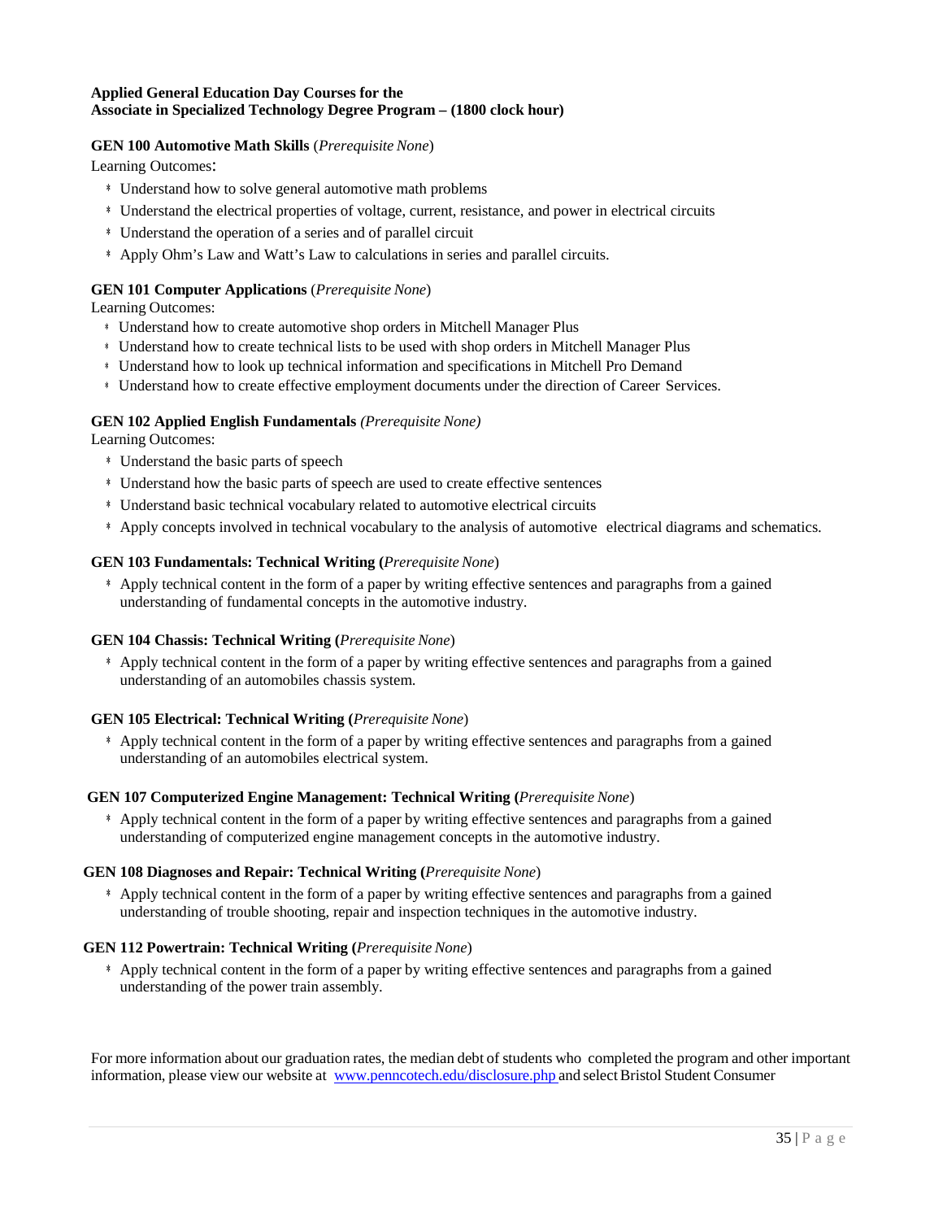**Applied General Education Day Courses for the**
**Associate in Specialized Technology Degree Program – (1800 clock hour)**

**GEN 100 Automotive Math Skills** (*Prerequisite None*)

Learning Outcomes:

- Understand how to solve general automotive math problems
- Understand the electrical properties of voltage, current, resistance, and power in electrical circuits
- Understand the operation of a series and of parallel circuit
- Apply Ohm's Law and Watt's Law to calculations in series and parallel circuits.

**GEN 101 Computer Applications** (*Prerequisite None*)

Learning Outcomes:

- Understand how to create automotive shop orders in Mitchell Manager Plus
- Understand how to create technical lists to be used with shop orders in Mitchell Manager Plus
- Understand how to look up technical information and specifications in Mitchell Pro Demand
- Understand how to create effective employment documents under the direction of Career Services.

**GEN 102 Applied English Fundamentals** *(Prerequisite None)*

Learning Outcomes:

- Understand the basic parts of speech
- Understand how the basic parts of speech are used to create effective sentences
- Understand basic technical vocabulary related to automotive electrical circuits
- Apply concepts involved in technical vocabulary to the analysis of automotive electrical diagrams and schematics.

**GEN 103 Fundamentals: Technical Writing (***Prerequisite None*)

- Apply technical content in the form of a paper by writing effective sentences and paragraphs from a gained understanding of fundamental concepts in the automotive industry.

**GEN 104 Chassis: Technical Writing (***Prerequisite None*)

- Apply technical content in the form of a paper by writing effective sentences and paragraphs from a gained understanding of an automobiles chassis system.

**GEN 105 Electrical: Technical Writing (***Prerequisite None*)

- Apply technical content in the form of a paper by writing effective sentences and paragraphs from a gained understanding of an automobiles electrical system.

**GEN 107 Computerized Engine Management: Technical Writing (***Prerequisite None*)

- Apply technical content in the form of a paper by writing effective sentences and paragraphs from a gained understanding of computerized engine management concepts in the automotive industry.

**GEN 108 Diagnoses and Repair: Technical Writing (***Prerequisite None*)

- Apply technical content in the form of a paper by writing effective sentences and paragraphs from a gained understanding of trouble shooting, repair and inspection techniques in the automotive industry.

**GEN 112 Powertrain: Technical Writing (***Prerequisite None*)

- Apply technical content in the form of a paper by writing effective sentences and paragraphs from a gained understanding of the power train assembly.

For more information about our graduation rates, the median debt of students who completed the program and other important information, please view our website at www.penncotech.edu/disclosure.php and select Bristol Student Consumer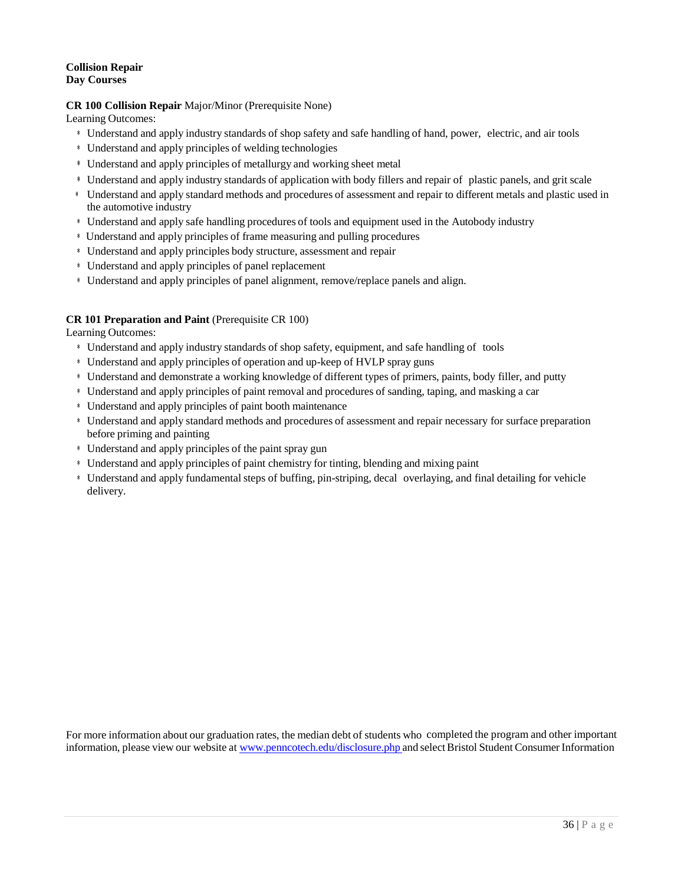**Collision Repair**
**Day Courses**

**CR 100 Collision Repair** Major/Minor (Prerequisite None)

Learning Outcomes:

- Understand and apply industry standards of shop safety and safe handling of hand, power, electric, and air tools
- Understand and apply principles of welding technologies
- Understand and apply principles of metallurgy and working sheet metal
- Understand and apply industry standards of application with body fillers and repair of plastic panels, and grit scale
- Understand and apply standard methods and procedures of assessment and repair to different metals and plastic used in the automotive industry
- Understand and apply safe handling procedures of tools and equipment used in the Autobody industry
- Understand and apply principles of frame measuring and pulling procedures
- Understand and apply principles body structure, assessment and repair
- Understand and apply principles of panel replacement
- Understand and apply principles of panel alignment, remove/replace panels and align.

**CR 101 Preparation and Paint** (Prerequisite CR 100)

Learning Outcomes:

- Understand and apply industry standards of shop safety, equipment, and safe handling of tools
- Understand and apply principles of operation and up-keep of HVLP spray guns
- Understand and demonstrate a working knowledge of different types of primers, paints, body filler, and putty
- Understand and apply principles of paint removal and procedures of sanding, taping, and masking a car
- Understand and apply principles of paint booth maintenance
- Understand and apply standard methods and procedures of assessment and repair necessary for surface preparation before priming and painting
- Understand and apply principles of the paint spray gun
- Understand and apply principles of paint chemistry for tinting, blending and mixing paint
- Understand and apply fundamental steps of buffing, pin-striping, decal overlaying, and final detailing for vehicle delivery.

For more information about our graduation rates, the median debt of students who completed the program and other important information, please view our website at www.penncotech.edu/disclosure.php and select Bristol Student Consumer Information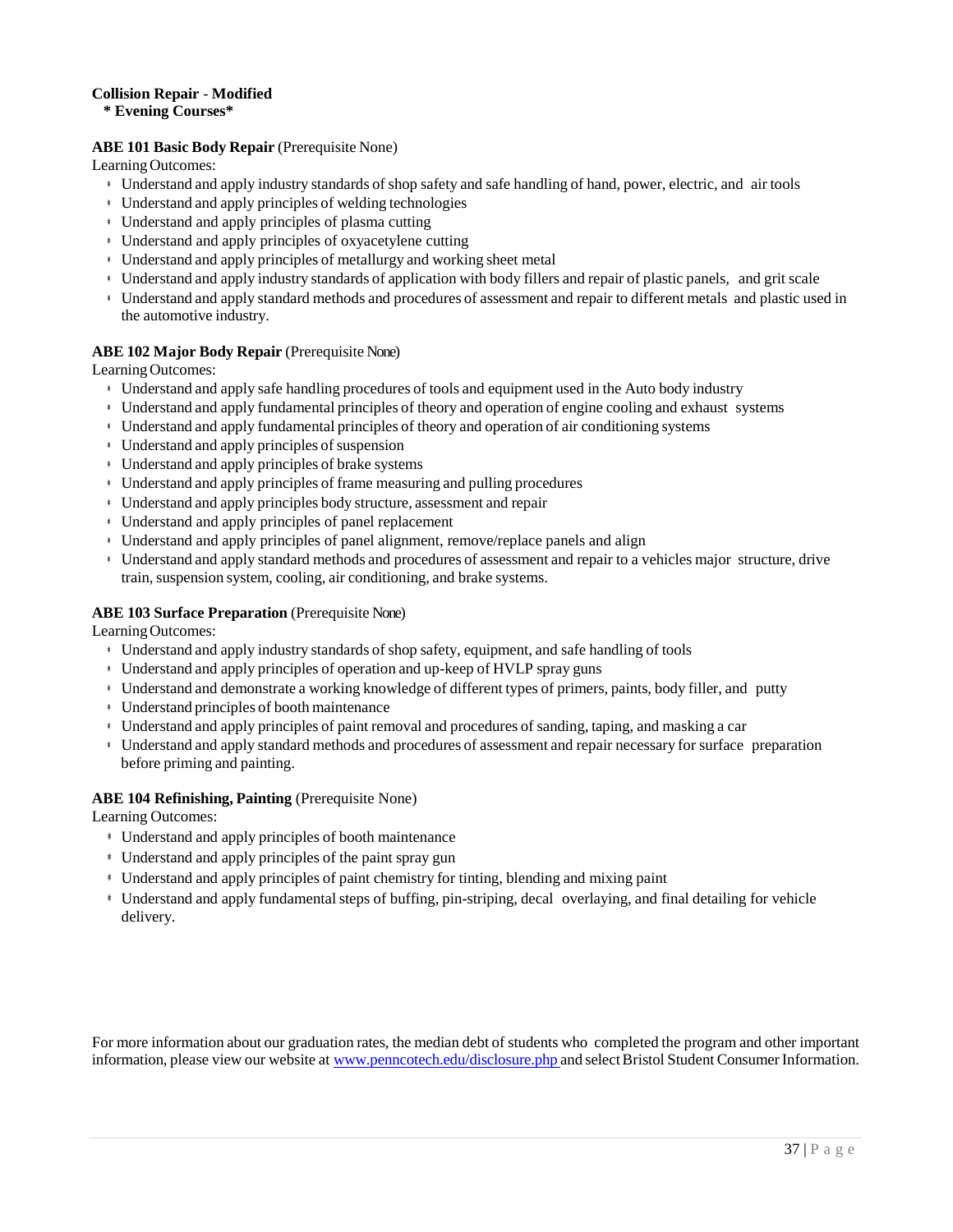**Collision Repair - Modified**

**\* Evening Courses\***

**ABE 101 Basic Body Repair** (Prerequisite None)

Learning Outcomes:

- Understand and apply industry standards of shop safety and safe handling of hand, power, electric, and air tools
- Understand and apply principles of welding technologies
- Understand and apply principles of plasma cutting
- Understand and apply principles of oxyacetylene cutting
- Understand and apply principles of metallurgy and working sheet metal
- Understand and apply industry standards of application with body fillers and repair of plastic panels, and grit scale
- Understand and apply standard methods and procedures of assessment and repair to different metals and plastic used in the automotive industry.

**ABE 102 Major Body Repair** (Prerequisite None)

Learning Outcomes:

- Understand and apply safe handling procedures of tools and equipment used in the Auto body industry
- Understand and apply fundamental principles of theory and operation of engine cooling and exhaust systems
- Understand and apply fundamental principles of theory and operation of air conditioning systems
- Understand and apply principles of suspension
- Understand and apply principles of brake systems
- Understand and apply principles of frame measuring and pulling procedures
- Understand and apply principles body structure, assessment and repair
- Understand and apply principles of panel replacement
- Understand and apply principles of panel alignment, remove/replace panels and align
- Understand and apply standard methods and procedures of assessment and repair to a vehicles major structure, drive train, suspension system, cooling, air conditioning, and brake systems.

**ABE 103 Surface Preparation** (Prerequisite None)

Learning Outcomes:

- Understand and apply industry standards of shop safety, equipment, and safe handling of tools
- Understand and apply principles of operation and up-keep of HVLP spray guns
- Understand and demonstrate a working knowledge of different types of primers, paints, body filler, and putty
- Understand principles of booth maintenance
- Understand and apply principles of paint removal and procedures of sanding, taping, and masking a car
- Understand and apply standard methods and procedures of assessment and repair necessary for surface preparation before priming and painting.

**ABE 104 Refinishing, Painting** (Prerequisite None)

Learning Outcomes:

- Understand and apply principles of booth maintenance
- Understand and apply principles of the paint spray gun
- Understand and apply principles of paint chemistry for tinting, blending and mixing paint
- Understand and apply fundamental steps of buffing, pin-striping, decal overlaying, and final detailing for vehicle delivery.

For more information about our graduation rates, the median debt of students who completed the program and other important information, please view our website at www.penncotech.edu/disclosure.php and select Bristol Student Consumer Information.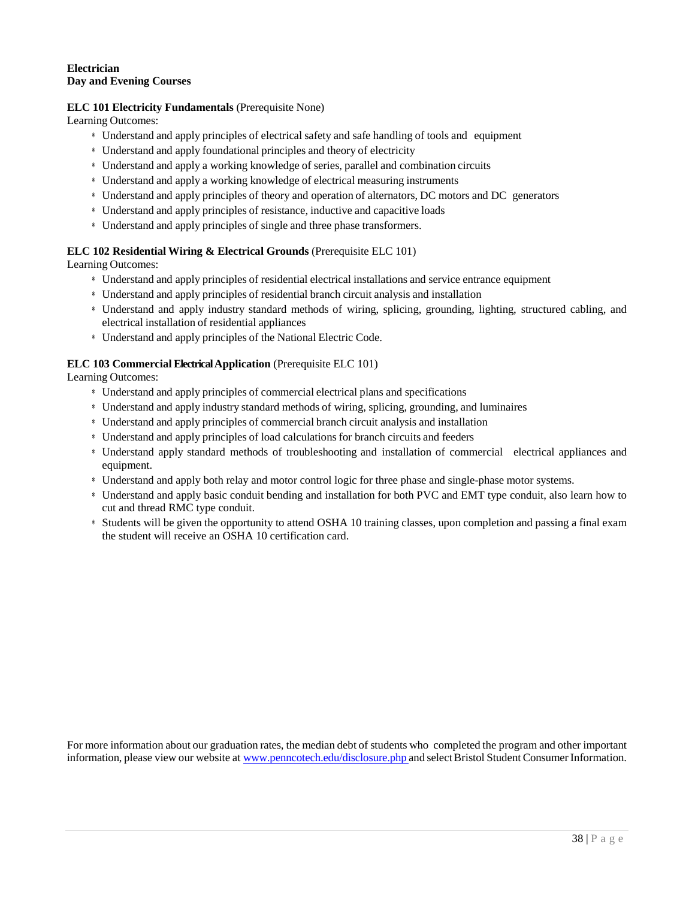**Electrician**
**Day and Evening Courses**

**ELC 101 Electricity Fundamentals** (Prerequisite None)

Learning Outcomes:

- Understand and apply principles of electrical safety and safe handling of tools and equipment
- Understand and apply foundational principles and theory of electricity
- Understand and apply a working knowledge of series, parallel and combination circuits
- Understand and apply a working knowledge of electrical measuring instruments
- Understand and apply principles of theory and operation of alternators, DC motors and DC generators
- Understand and apply principles of resistance, inductive and capacitive loads
- Understand and apply principles of single and three phase transformers.

**ELC 102 Residential Wiring & Electrical Grounds** (Prerequisite ELC 101)

Learning Outcomes:

- Understand and apply principles of residential electrical installations and service entrance equipment
- Understand and apply principles of residential branch circuit analysis and installation
- Understand and apply industry standard methods of wiring, splicing, grounding, lighting, structured cabling, and electrical installation of residential appliances
- Understand and apply principles of the National Electric Code.

**ELC 103 Commercial Electrical Application** (Prerequisite ELC 101)

Learning Outcomes:

- Understand and apply principles of commercial electrical plans and specifications
- Understand and apply industry standard methods of wiring, splicing, grounding, and luminaires
- Understand and apply principles of commercial branch circuit analysis and installation
- Understand and apply principles of load calculations for branch circuits and feeders
- Understand apply standard methods of troubleshooting and installation of commercial electrical appliances and equipment.
- Understand and apply both relay and motor control logic for three phase and single-phase motor systems.
- Understand and apply basic conduit bending and installation for both PVC and EMT type conduit, also learn how to cut and thread RMC type conduit.
- Students will be given the opportunity to attend OSHA 10 training classes, upon completion and passing a final exam the student will receive an OSHA 10 certification card.

For more information about our graduation rates, the median debt of students who completed the program and other important information, please view our website at www.penncotech.edu/disclosure.php and select Bristol Student Consumer Information.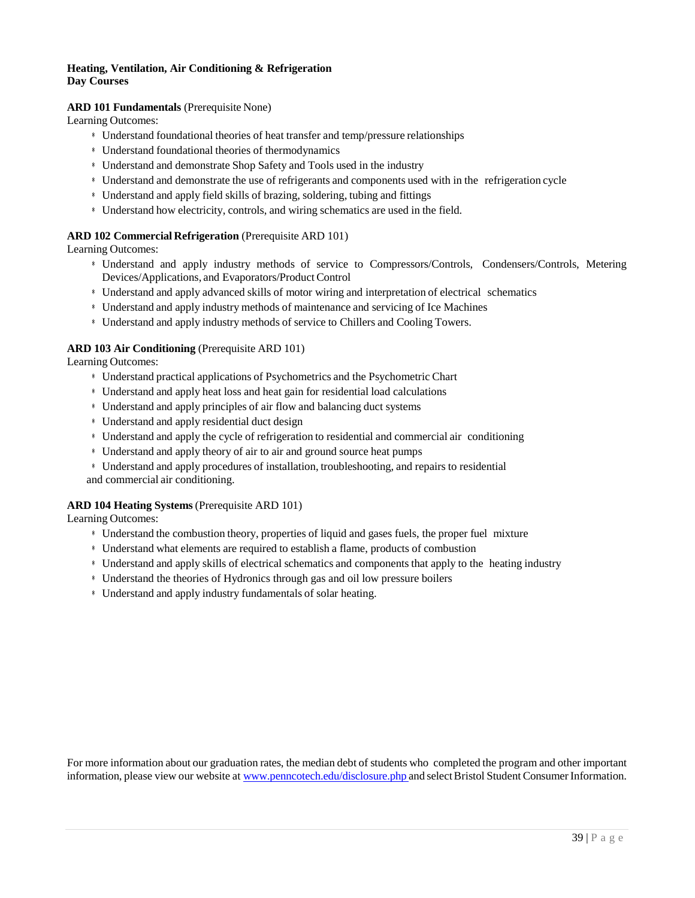**Heating, Ventilation, Air Conditioning & Refrigeration**
**Day Courses**

**ARD 101 Fundamentals** (Prerequisite None)
Learning Outcomes:

- Understand foundational theories of heat transfer and temp/pressure relationships
- Understand foundational theories of thermodynamics
- Understand and demonstrate Shop Safety and Tools used in the industry
- Understand and demonstrate the use of refrigerants and components used with in the refrigeration cycle
- Understand and apply field skills of brazing, soldering, tubing and fittings
- Understand how electricity, controls, and wiring schematics are used in the field.

**ARD 102 Commercial Refrigeration** (Prerequisite ARD 101)
Learning Outcomes:

- Understand and apply industry methods of service to Compressors/Controls, Condensers/Controls, Metering Devices/Applications, and Evaporators/Product Control
- Understand and apply advanced skills of motor wiring and interpretation of electrical schematics
- Understand and apply industry methods of maintenance and servicing of Ice Machines
- Understand and apply industry methods of service to Chillers and Cooling Towers.

**ARD 103 Air Conditioning** (Prerequisite ARD 101)
Learning Outcomes:

- Understand practical applications of Psychometrics and the Psychometric Chart
- Understand and apply heat loss and heat gain for residential load calculations
- Understand and apply principles of air flow and balancing duct systems
- Understand and apply residential duct design
- Understand and apply the cycle of refrigeration to residential and commercial air conditioning
- Understand and apply theory of air to air and ground source heat pumps
- Understand and apply procedures of installation, troubleshooting, and repairs to residential and commercial air conditioning.

**ARD 104 Heating Systems** (Prerequisite ARD 101)
Learning Outcomes:

- Understand the combustion theory, properties of liquid and gases fuels, the proper fuel mixture
- Understand what elements are required to establish a flame, products of combustion
- Understand and apply skills of electrical schematics and components that apply to the heating industry
- Understand the theories of Hydronics through gas and oil low pressure boilers
- Understand and apply industry fundamentals of solar heating.

For more information about our graduation rates, the median debt of students who completed the program and other important information, please view our website at [www.penncotech.edu/disclosure.php](www.penncotech.edu/disclosure.php) and select Bristol Student Consumer Information.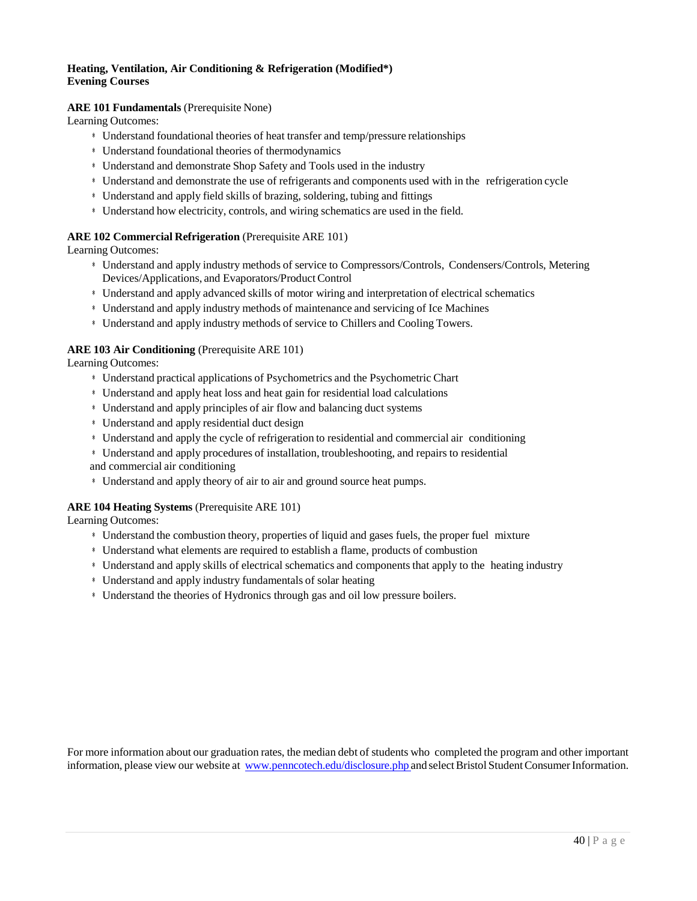**Heating, Ventilation, Air Conditioning & Refrigeration (Modified*)**
**Evening Courses**

**ARE 101 Fundamentals** (Prerequisite None)
Learning Outcomes:

- Understand foundational theories of heat transfer and temp/pressure relationships
- Understand foundational theories of thermodynamics
- Understand and demonstrate Shop Safety and Tools used in the industry
- Understand and demonstrate the use of refrigerants and components used with in the refrigeration cycle
- Understand and apply field skills of brazing, soldering, tubing and fittings
- Understand how electricity, controls, and wiring schematics are used in the field.

**ARE 102 Commercial Refrigeration** (Prerequisite ARE 101)
Learning Outcomes:

- Understand and apply industry methods of service to Compressors/Controls, Condensers/Controls, Metering Devices/Applications, and Evaporators/Product Control
- Understand and apply advanced skills of motor wiring and interpretation of electrical schematics
- Understand and apply industry methods of maintenance and servicing of Ice Machines
- Understand and apply industry methods of service to Chillers and Cooling Towers.

**ARE 103 Air Conditioning** (Prerequisite ARE 101)
Learning Outcomes:

- Understand practical applications of Psychometrics and the Psychometric Chart
- Understand and apply heat loss and heat gain for residential load calculations
- Understand and apply principles of air flow and balancing duct systems
- Understand and apply residential duct design
- Understand and apply the cycle of refrigeration to residential and commercial air conditioning
- Understand and apply procedures of installation, troubleshooting, and repairs to residential and commercial air conditioning
- Understand and apply theory of air to air and ground source heat pumps.

**ARE 104 Heating Systems** (Prerequisite ARE 101)
Learning Outcomes:

- Understand the combustion theory, properties of liquid and gases fuels, the proper fuel mixture
- Understand what elements are required to establish a flame, products of combustion
- Understand and apply skills of electrical schematics and components that apply to the heating industry
- Understand and apply industry fundamentals of solar heating
- Understand the theories of Hydronics through gas and oil low pressure boilers.

For more information about our graduation rates, the median debt of students who completed the program and other important information, please view our website at www.penncotech.edu/disclosure.php and select Bristol Student Consumer Information.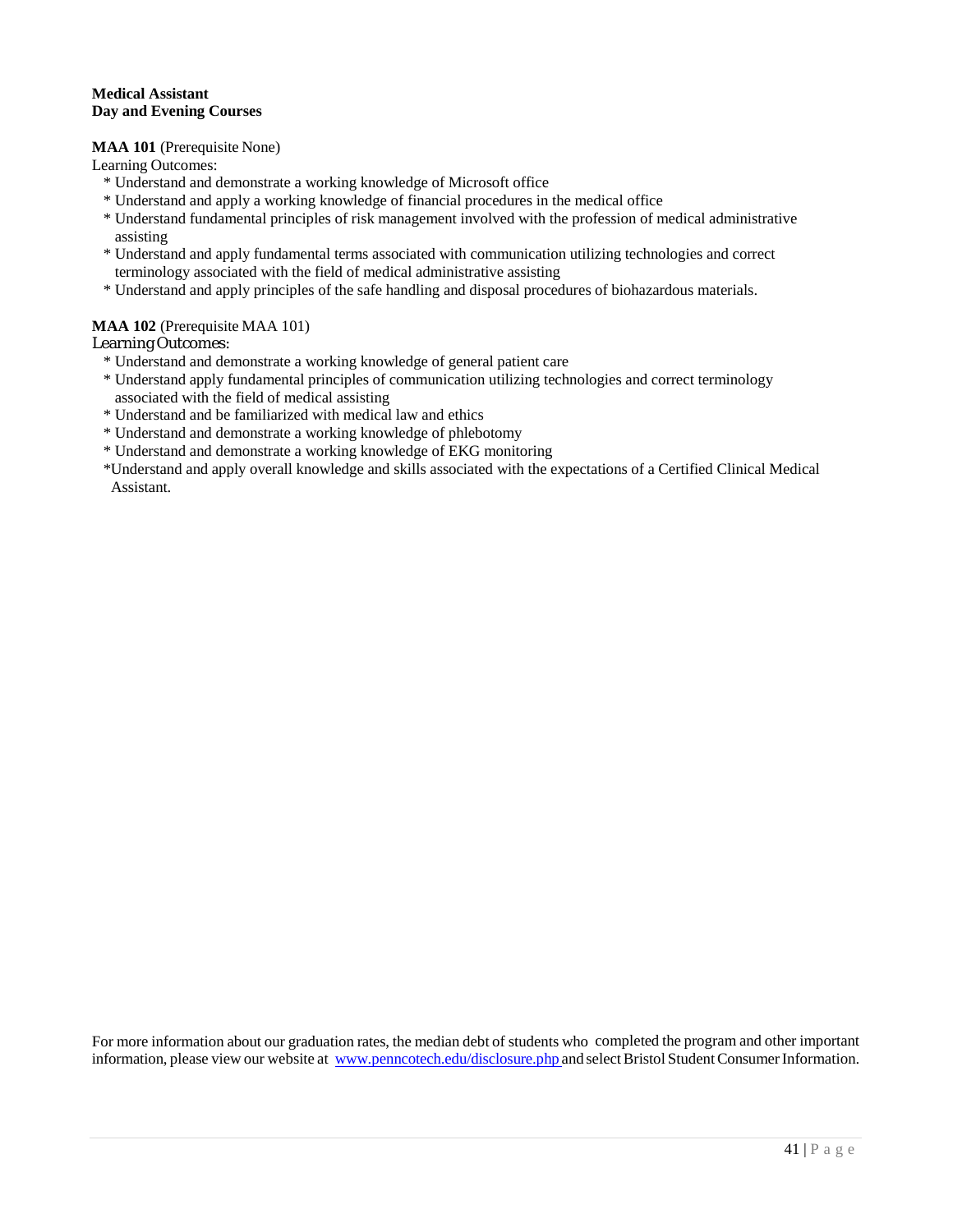**Medical Assistant**
**Day and Evening Courses**

**MAA 101** (Prerequisite None)
Learning Outcomes:

* Understand and demonstrate a working knowledge of Microsoft office
* Understand and apply a working knowledge of financial procedures in the medical office
* Understand fundamental principles of risk management involved with the profession of medical administrative assisting
* Understand and apply fundamental terms associated with communication utilizing technologies and correct terminology associated with the field of medical administrative assisting
* Understand and apply principles of the safe handling and disposal procedures of biohazardous materials.

**MAA 102** (Prerequisite MAA 101)
Learning Outcomes:

* Understand and demonstrate a working knowledge of general patient care
* Understand apply fundamental principles of communication utilizing technologies and correct terminology associated with the field of medical assisting
* Understand and be familiarized with medical law and ethics
* Understand and demonstrate a working knowledge of phlebotomy
* Understand and demonstrate a working knowledge of EKG monitoring
* Understand and apply overall knowledge and skills associated with the expectations of a Certified Clinical Medical Assistant.

For more information about our graduation rates, the median debt of students who completed the program and other important information, please view our website at [www.penncotech.edu/disclosure.php](www.penncotech.edu/disclosure.php) and select Bristol Student Consumer Information.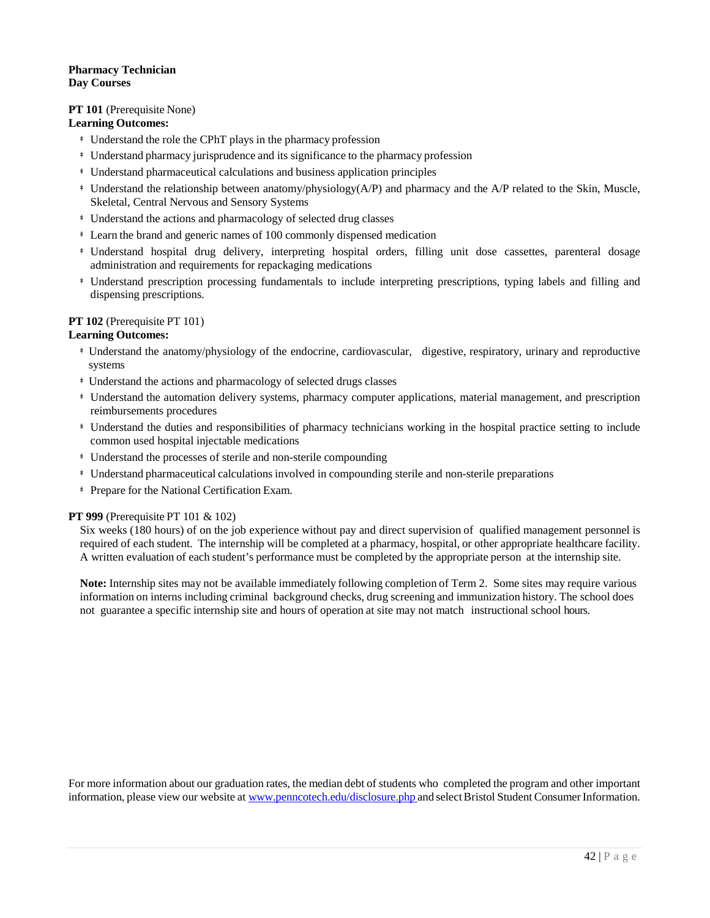**Pharmacy Technician**
**Day Courses**

**PT 101** (Prerequisite None)
**Learning Outcomes:**

- Understand the role the CPhT plays in the pharmacy profession
- Understand pharmacy jurisprudence and its significance to the pharmacy profession
- Understand pharmaceutical calculations and business application principles
- Understand the relationship between anatomy/physiology(A/P) and pharmacy and the A/P related to the Skin, Muscle, Skeletal, Central Nervous and Sensory Systems
- Understand the actions and pharmacology of selected drug classes
- Learn the brand and generic names of 100 commonly dispensed medication
- Understand hospital drug delivery, interpreting hospital orders, filling unit dose cassettes, parenteral dosage administration and requirements for repackaging medications
- Understand prescription processing fundamentals to include interpreting prescriptions, typing labels and filling and dispensing prescriptions.

**PT 102** (Prerequisite PT 101)
**Learning Outcomes:**

- Understand the anatomy/physiology of the endocrine, cardiovascular, digestive, respiratory, urinary and reproductive systems
- Understand the actions and pharmacology of selected drugs classes
- Understand the automation delivery systems, pharmacy computer applications, material management, and prescription reimbursements procedures
- Understand the duties and responsibilities of pharmacy technicians working in the hospital practice setting to include common used hospital injectable medications
- Understand the processes of sterile and non-sterile compounding
- Understand pharmaceutical calculations involved in compounding sterile and non-sterile preparations
- Prepare for the National Certification Exam.

**PT 999** (Prerequisite PT 101 & 102)
Six weeks (180 hours) of on the job experience without pay and direct supervision of qualified management personnel is required of each student. The internship will be completed at a pharmacy, hospital, or other appropriate healthcare facility. A written evaluation of each student's performance must be completed by the appropriate person at the internship site.

**Note:** Internship sites may not be available immediately following completion of Term 2. Some sites may require various information on interns including criminal background checks, drug screening and immunization history. The school does not guarantee a specific internship site and hours of operation at site may not match instructional school hours.

For more information about our graduation rates, the median debt of students who completed the program and other important information, please view our website at [www.penncotech.edu/disclosure.php](http://www.penncotech.edu/disclosure.php) and select Bristol Student Consumer Information.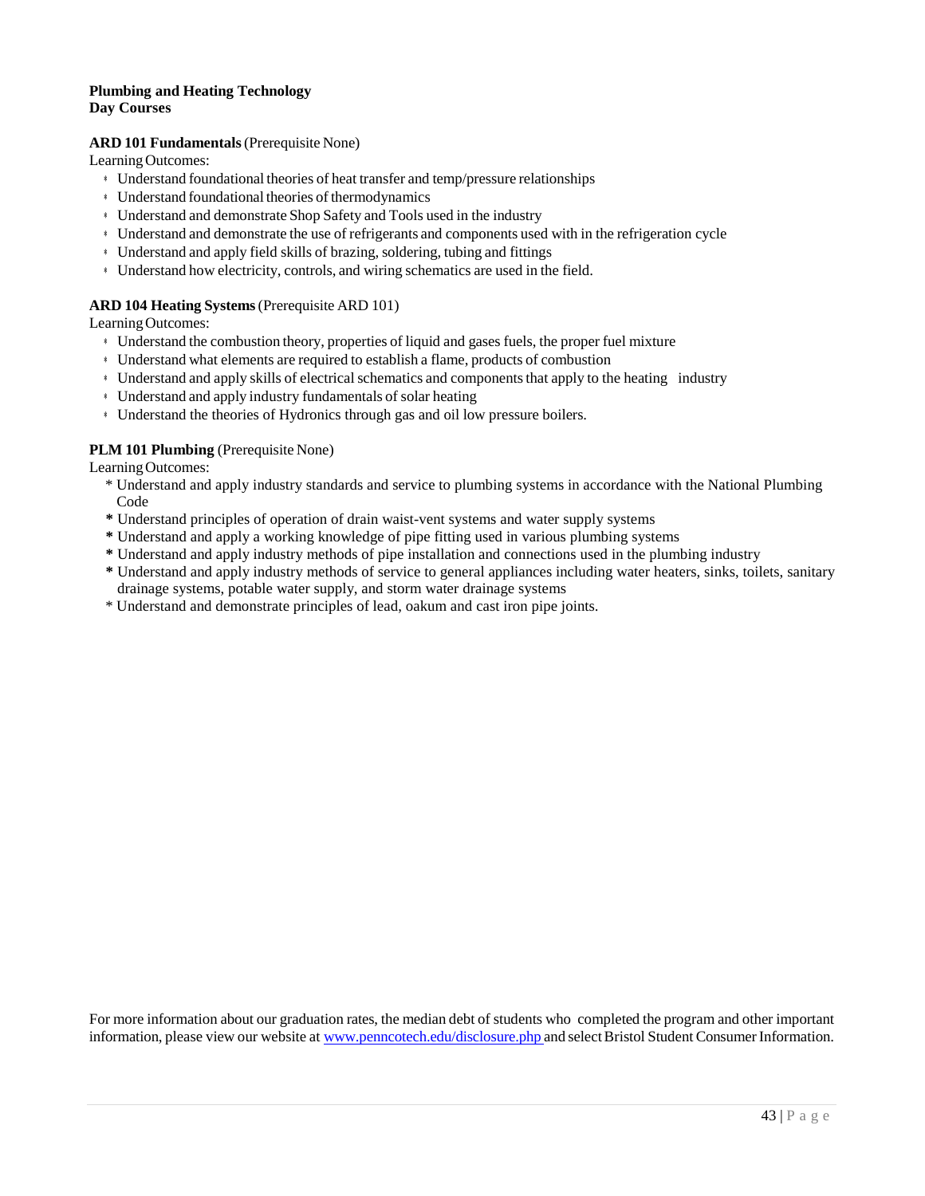**Plumbing and Heating Technology**
**Day Courses**

**ARD 101 Fundamentals** (Prerequisite None)

Learning Outcomes:

- Understand foundational theories of heat transfer and temp/pressure relationships
- Understand foundational theories of thermodynamics
- Understand and demonstrate Shop Safety and Tools used in the industry
- Understand and demonstrate the use of refrigerants and components used with in the refrigeration cycle
- Understand and apply field skills of brazing, soldering, tubing and fittings
- Understand how electricity, controls, and wiring schematics are used in the field.

**ARD 104 Heating Systems** (Prerequisite ARD 101)

Learning Outcomes:

- Understand the combustion theory, properties of liquid and gases fuels, the proper fuel mixture
- Understand what elements are required to establish a flame, products of combustion
- Understand and apply skills of electrical schematics and components that apply to the heating industry
- Understand and apply industry fundamentals of solar heating
- Understand the theories of Hydronics through gas and oil low pressure boilers.

**PLM 101 Plumbing** (Prerequisite None)

Learning Outcomes:

- Understand and apply industry standards and service to plumbing systems in accordance with the National Plumbing Code
- Understand principles of operation of drain waist-vent systems and water supply systems
- Understand and apply a working knowledge of pipe fitting used in various plumbing systems
- Understand and apply industry methods of pipe installation and connections used in the plumbing industry
- Understand and apply industry methods of service to general appliances including water heaters, sinks, toilets, sanitary drainage systems, potable water supply, and storm water drainage systems
- Understand and demonstrate principles of lead, oakum and cast iron pipe joints.

For more information about our graduation rates, the median debt of students who completed the program and other important information, please view our website at www.penncotech.edu/disclosure.php and select Bristol Student Consumer Information.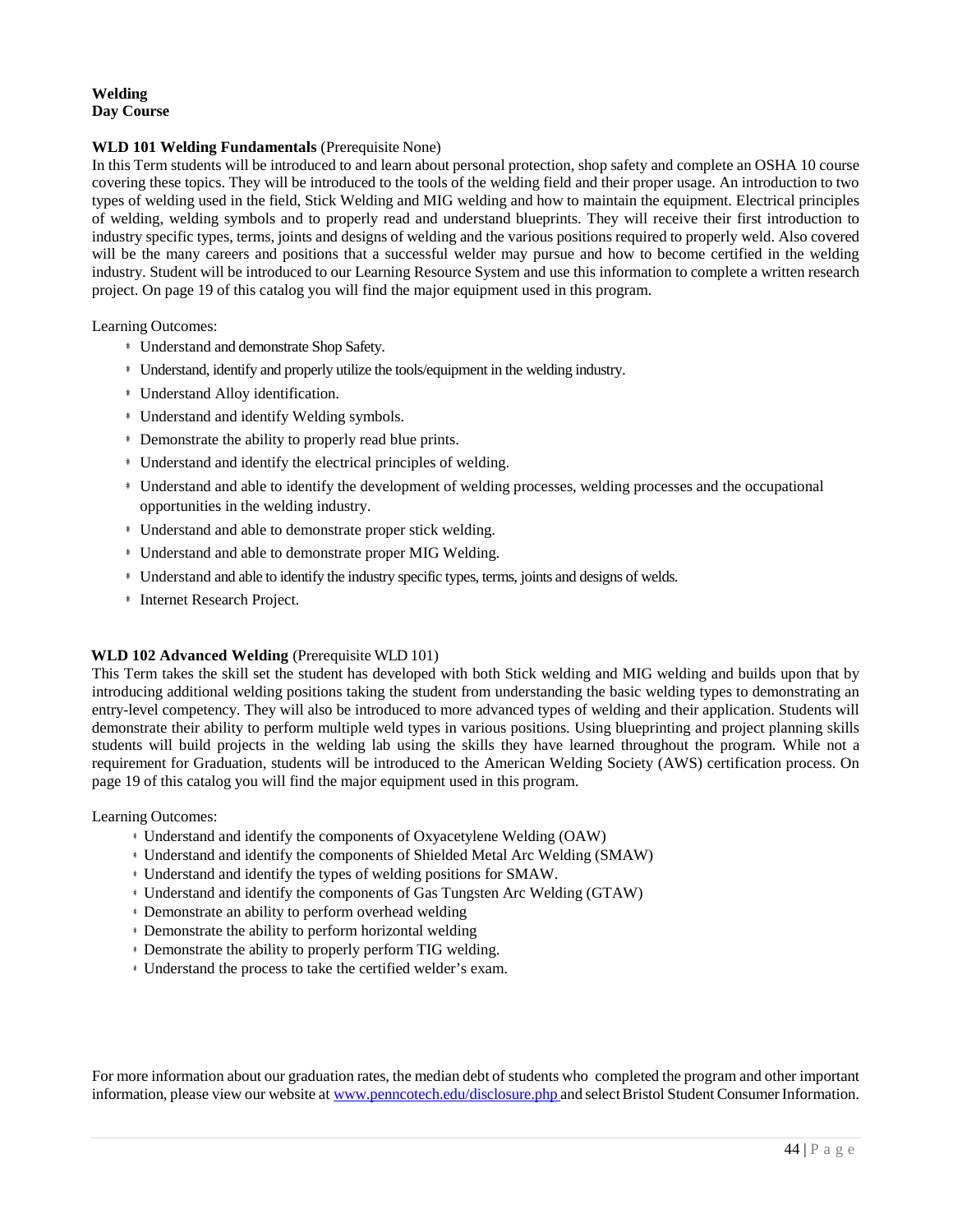**Welding**
**Day Course**

**WLD 101 Welding Fundamentals** (Prerequisite None)

In this Term students will be introduced to and learn about personal protection, shop safety and complete an OSHA 10 course covering these topics. They will be introduced to the tools of the welding field and their proper usage. An introduction to two types of welding used in the field, Stick Welding and MIG welding and how to maintain the equipment. Electrical principles of welding, welding symbols and to properly read and understand blueprints. They will receive their first introduction to industry specific types, terms, joints and designs of welding and the various positions required to properly weld. Also covered will be the many careers and positions that a successful welder may pursue and how to become certified in the welding industry. Student will be introduced to our Learning Resource System and use this information to complete a written research project. On page 19 of this catalog you will find the major equipment used in this program.

Learning Outcomes:

- Understand and demonstrate Shop Safety.
- Understand, identify and properly utilize the tools/equipment in the welding industry.
- Understand Alloy identification.
- Understand and identify Welding symbols.
- Demonstrate the ability to properly read blue prints.
- Understand and identify the electrical principles of welding.
- Understand and able to identify the development of welding processes, welding processes and the occupational opportunities in the welding industry.
- Understand and able to demonstrate proper stick welding.
- Understand and able to demonstrate proper MIG Welding.
- Understand and able to identify the industry specific types, terms, joints and designs of welds.
- Internet Research Project.

**WLD 102 Advanced Welding** (Prerequisite WLD 101)

This Term takes the skill set the student has developed with both Stick welding and MIG welding and builds upon that by introducing additional welding positions taking the student from understanding the basic welding types to demonstrating an entry-level competency. They will also be introduced to more advanced types of welding and their application. Students will demonstrate their ability to perform multiple weld types in various positions. Using blueprinting and project planning skills students will build projects in the welding lab using the skills they have learned throughout the program. While not a requirement for Graduation, students will be introduced to the American Welding Society (AWS) certification process. On page 19 of this catalog you will find the major equipment used in this program.

Learning Outcomes:

- Understand and identify the components of Oxyacetylene Welding (OAW)
- Understand and identify the components of Shielded Metal Arc Welding (SMAW)
- Understand and identify the types of welding positions for SMAW.
- Understand and identify the components of Gas Tungsten Arc Welding (GTAW)
- Demonstrate an ability to perform overhead welding
- Demonstrate the ability to perform horizontal welding
- Demonstrate the ability to properly perform TIG welding.
- Understand the process to take the certified welder's exam.

For more information about our graduation rates, the median debt of students who completed the program and other important information, please view our website at www.penncotech.edu/disclosure.php and select Bristol Student Consumer Information.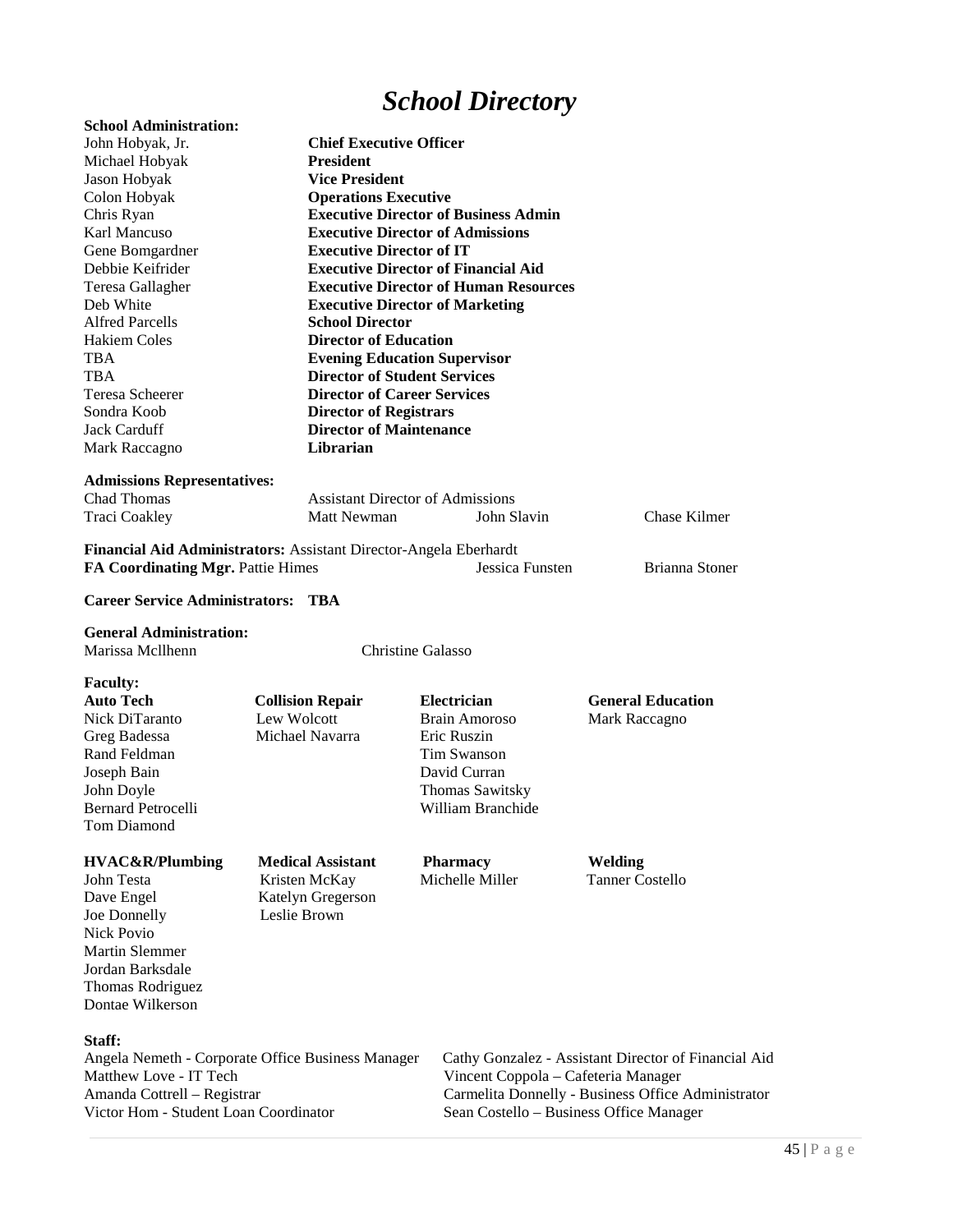# *School Directory*

**School Administration:**

| | |
|---|---|
| John Hobyak, Jr. | **Chief Executive Officer** |
| Michael Hobyak | **President** |
| Jason Hobyak | **Vice President** |
| Colon Hobyak | **Operations Executive** |
| Chris Ryan | **Executive Director of Business Admin** |
| Karl Mancuso | **Executive Director of Admissions** |
| Gene Bomgardner | **Executive Director of IT** |
| Debbie Keifrider | **Executive Director of Financial Aid** |
| Teresa Gallagher | **Executive Director of Human Resources** |
| Deb White | **Executive Director of Marketing** |
| Alfred Parcells | **School Director** |
| Hakiem Coles | **Director of Education** |
| TBA | **Evening Education Supervisor** |
| TBA | **Director of Student Services** |
| Teresa Scheerer | **Director of Career Services** |
| Sondra Koob | **Director of Registrars** |
| Jack Carduff | **Director of Maintenance** |
| Mark Raccagno | **Librarian** |

**Admissions Representatives:**

Chad Thomas — Assistant Director of Admissions

Traci Coakley, Matt Newman, John Slavin, Chase Kilmer

**Financial Aid Administrators:** Assistant Director-Angela Eberhardt

**FA Coordinating Mgr.** Pattie Himes, Jessica Funsten, Brianna Stoner

**Career Service Administrators: TBA**

**General Administration:**

Marissa Mcllhenn, Christine Galasso

**Faculty:**

| **Auto Tech** | **Collision Repair** | **Electrician** | **General Education** |
|---|---|---|---|
| Nick DiTaranto | Lew Wolcott | Brain Amoroso | Mark Raccagno |
| Greg Badessa | Michael Navarra | Eric Ruszin | |
| Rand Feldman | | Tim Swanson | |
| Joseph Bain | | David Curran | |
| John Doyle | | Thomas Sawitsky | |
| Bernard Petrocelli | | William Branchide | |
| Tom Diamond | | | |

| **HVAC&R/Plumbing** | **Medical Assistant** | **Pharmacy** | **Welding** |
|---|---|---|---|
| John Testa | Kristen McKay | Michelle Miller | Tanner Costello |
| Dave Engel | Katelyn Gregerson | | |
| Joe Donnelly | Leslie Brown | | |
| Nick Povio | | | |
| Martin Slemmer | | | |
| Jordan Barksdale | | | |
| Thomas Rodriguez | | | |
| Dontae Wilkerson | | | |

**Staff:**

Angela Nemeth - Corporate Office Business Manager
Matthew Love - IT Tech
Amanda Cottrell – Registrar
Victor Hom - Student Loan Coordinator
Cathy Gonzalez - Assistant Director of Financial Aid
Vincent Coppola – Cafeteria Manager
Carmelita Donnelly - Business Office Administrator
Sean Costello – Business Office Manager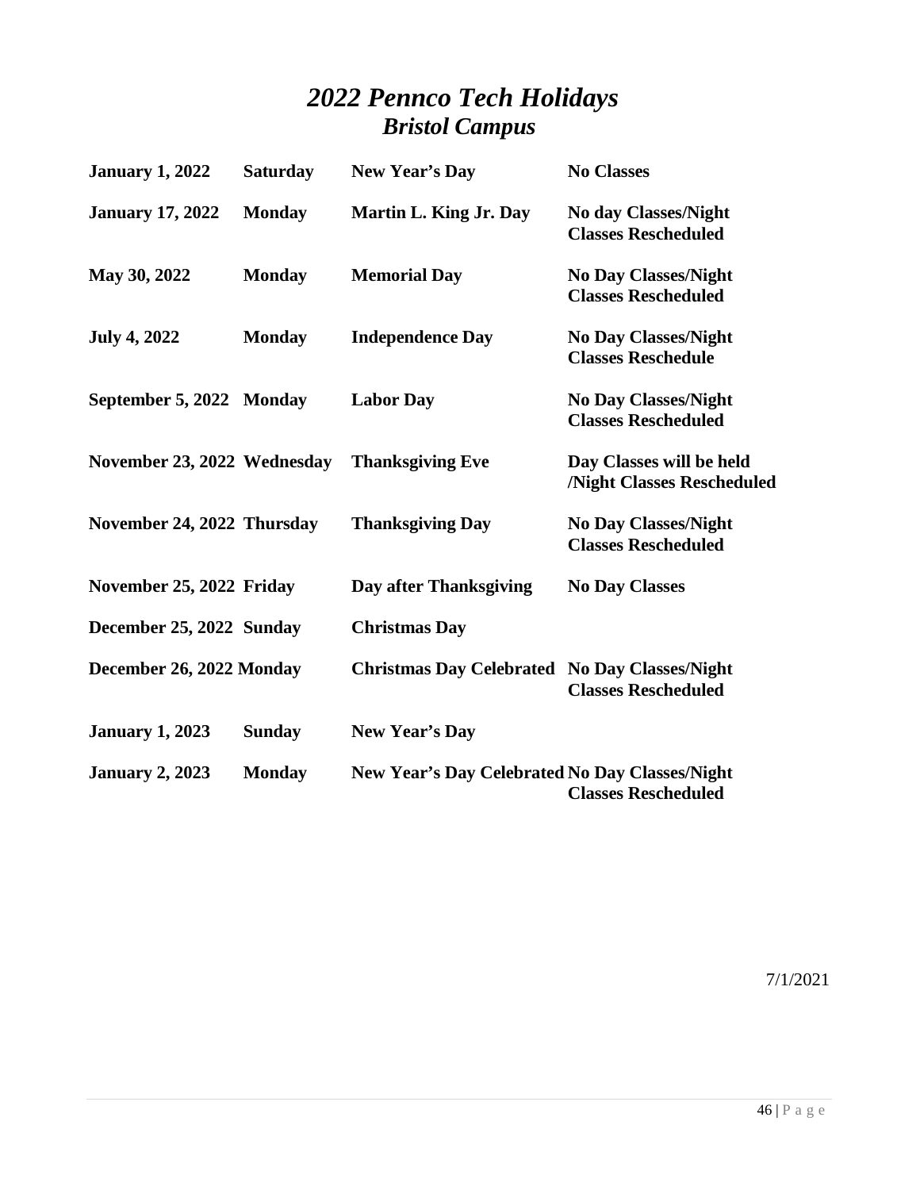# *2022 Pennco Tech Holidays*
## *Bristol Campus*

| | | | |
|---|---|---|---|
| **January 1, 2022** | **Saturday** | **New Year's Day** | **No Classes** |
| **January 17, 2022** | **Monday** | **Martin L. King Jr. Day** | **No day Classes/Night Classes Rescheduled** |
| **May 30, 2022** | **Monday** | **Memorial Day** | **No Day Classes/Night Classes Rescheduled** |
| **July 4, 2022** | **Monday** | **Independence Day** | **No Day Classes/Night Classes Reschedule** |
| **September 5, 2022** | **Monday** | **Labor Day** | **No Day Classes/Night Classes Rescheduled** |
| **November 23, 2022** | **Wednesday** | **Thanksgiving Eve** | **Day Classes will be held /Night Classes Rescheduled** |
| **November 24, 2022** | **Thursday** | **Thanksgiving Day** | **No Day Classes/Night Classes Rescheduled** |
| **November 25, 2022** | **Friday** | **Day after Thanksgiving** | **No Day Classes** |
| **December 25, 2022** | **Sunday** | **Christmas Day** | |
| **December 26, 2022** | **Monday** | **Christmas Day Celebrated** | **No Day Classes/Night Classes Rescheduled** |
| **January 1, 2023** | **Sunday** | **New Year's Day** | |
| **January 2, 2023** | **Monday** | **New Year's Day Celebrated** | **No Day Classes/Night Classes Rescheduled** |

7/1/2021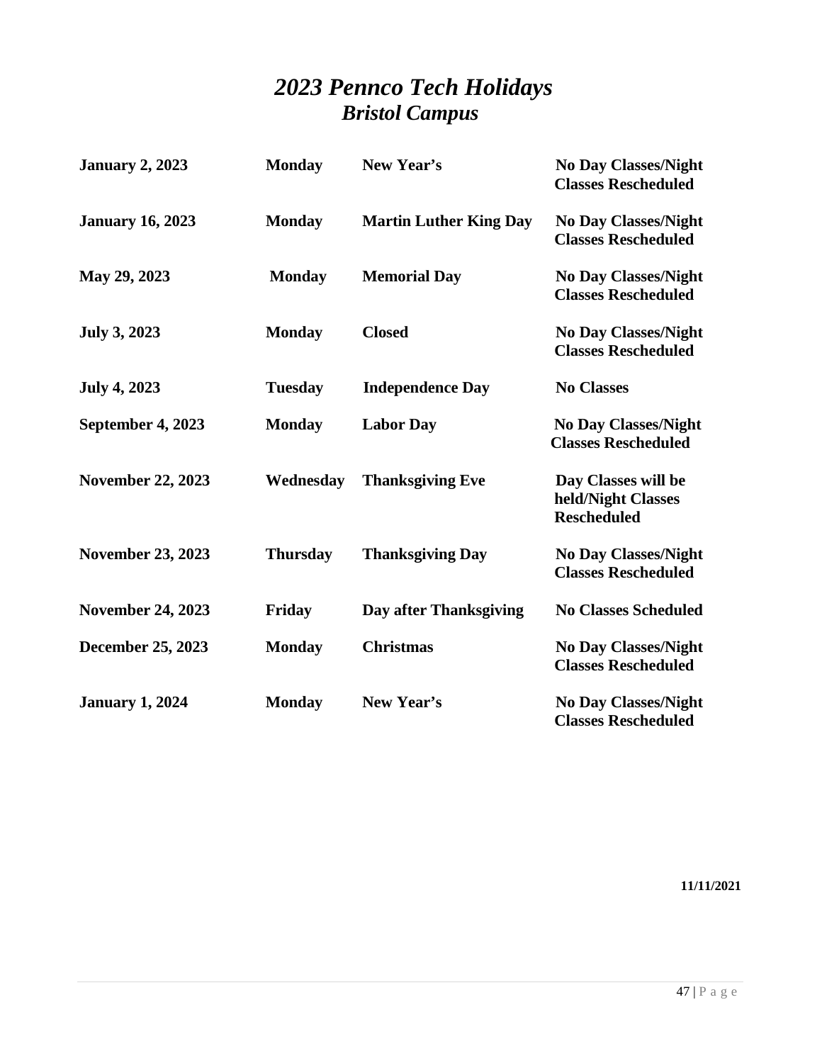# *2023 Pennco Tech Holidays*
## *Bristol Campus*

| | | | |
|---|---|---|---|
| **January 2, 2023** | **Monday** | **New Year's** | **No Day Classes/Night Classes Rescheduled** |
| **January 16, 2023** | **Monday** | **Martin Luther King Day** | **No Day Classes/Night Classes Rescheduled** |
| **May 29, 2023** | **Monday** | **Memorial Day** | **No Day Classes/Night Classes Rescheduled** |
| **July 3, 2023** | **Monday** | **Closed** | **No Day Classes/Night Classes Rescheduled** |
| **July 4, 2023** | **Tuesday** | **Independence Day** | **No Classes** |
| **September 4, 2023** | **Monday** | **Labor Day** | **No Day Classes/Night Classes Rescheduled** |
| **November 22, 2023** | **Wednesday** | **Thanksgiving Eve** | **Day Classes will be held/Night Classes Rescheduled** |
| **November 23, 2023** | **Thursday** | **Thanksgiving Day** | **No Day Classes/Night Classes Rescheduled** |
| **November 24, 2023** | **Friday** | **Day after Thanksgiving** | **No Classes Scheduled** |
| **December 25, 2023** | **Monday** | **Christmas** | **No Day Classes/Night Classes Rescheduled** |
| **January 1, 2024** | **Monday** | **New Year's** | **No Day Classes/Night Classes Rescheduled** |

**11/11/2021**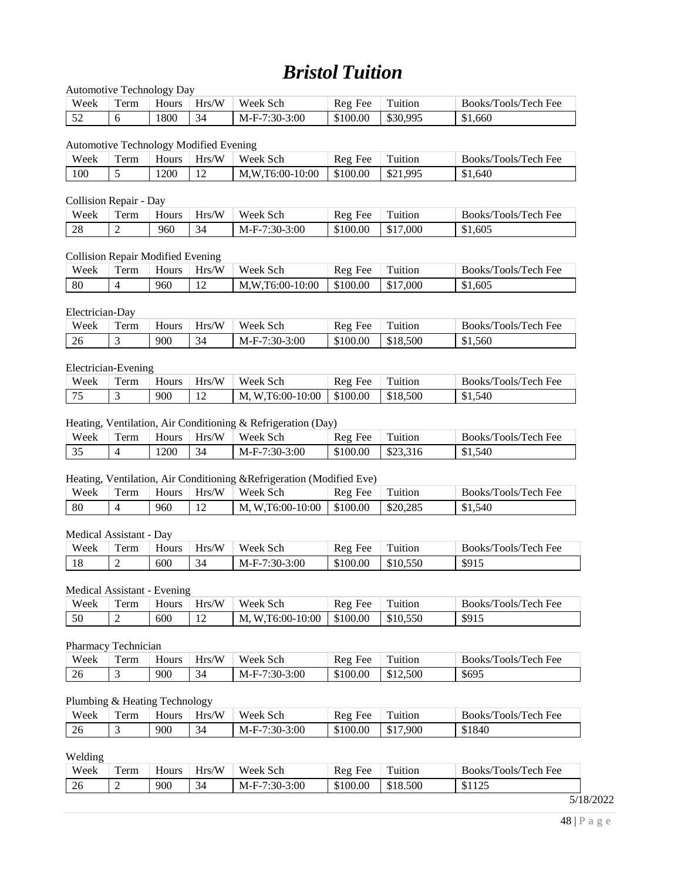# *Bristol Tuition*

Automotive Technology Day

| Week | Term | Hours | Hrs/W | Week Sch | Reg Fee | Tuition | Books/Tools/Tech Fee |
|---|---|---|---|---|---|---|---|
| 52 | 6 | 1800 | 34 | M-F-7:30-3:00 | $100.00 | $30,995 | $1,660 |

Automotive Technology Modified Evening

| Week | Term | Hours | Hrs/W | Week Sch | Reg Fee | Tuition | Books/Tools/Tech Fee |
|---|---|---|---|---|---|---|---|
| 100 | 5 | 1200 | 12 | M,W,T6:00-10:00 | $100.00 | $21,995 | $1,640 |

Collision Repair - Day

| Week | Term | Hours | Hrs/W | Week Sch | Reg Fee | Tuition | Books/Tools/Tech Fee |
|---|---|---|---|---|---|---|---|
| 28 | 2 | 960 | 34 | M-F-7:30-3:00 | $100.00 | $17,000 | $1,605 |

Collision Repair Modified Evening

| Week | Term | Hours | Hrs/W | Week Sch | Reg Fee | Tuition | Books/Tools/Tech Fee |
|---|---|---|---|---|---|---|---|
| 80 | 4 | 960 | 12 | M,W,T6:00-10:00 | $100.00 | $17,000 | $1,605 |

Electrician-Day

| Week | Term | Hours | Hrs/W | Week Sch | Reg Fee | Tuition | Books/Tools/Tech Fee |
|---|---|---|---|---|---|---|---|
| 26 | 3 | 900 | 34 | M-F-7:30-3:00 | $100.00 | $18,500 | $1,560 |

Electrician-Evening

| Week | Term | Hours | Hrs/W | Week Sch | Reg Fee | Tuition | Books/Tools/Tech Fee |
|---|---|---|---|---|---|---|---|
| 75 | 3 | 900 | 12 | M, W,T6:00-10:00 | $100.00 | $18,500 | $1,540 |

Heating, Ventilation, Air Conditioning & Refrigeration (Day)

| Week | Term | Hours | Hrs/W | Week Sch | Reg Fee | Tuition | Books/Tools/Tech Fee |
|---|---|---|---|---|---|---|---|
| 35 | 4 | 1200 | 34 | M-F-7:30-3:00 | $100.00 | $23,316 | $1,540 |

Heating, Ventilation, Air Conditioning &Refrigeration (Modified Eve)

| Week | Term | Hours | Hrs/W | Week Sch | Reg Fee | Tuition | Books/Tools/Tech Fee |
|---|---|---|---|---|---|---|---|
| 80 | 4 | 960 | 12 | M, W,T6:00-10:00 | $100.00 | $20,285 | $1,540 |

Medical Assistant - Day

| Week | Term | Hours | Hrs/W | Week Sch | Reg Fee | Tuition | Books/Tools/Tech Fee |
|---|---|---|---|---|---|---|---|
| 18 | 2 | 600 | 34 | M-F-7:30-3:00 | $100.00 | $10,550 | $915 |

Medical Assistant - Evening

| Week | Term | Hours | Hrs/W | Week Sch | Reg Fee | Tuition | Books/Tools/Tech Fee |
|---|---|---|---|---|---|---|---|
| 50 | 2 | 600 | 12 | M, W,T6:00-10:00 | $100.00 | $10,550 | $915 |

Pharmacy Technician

| Week | Term | Hours | Hrs/W | Week Sch | Reg Fee | Tuition | Books/Tools/Tech Fee |
|---|---|---|---|---|---|---|---|
| 26 | 3 | 900 | 34 | M-F-7:30-3:00 | $100.00 | $12,500 | $695 |

Plumbing & Heating Technology

| Week | Term | Hours | Hrs/W | Week Sch | Reg Fee | Tuition | Books/Tools/Tech Fee |
|---|---|---|---|---|---|---|---|
| 26 | 3 | 900 | 34 | M-F-7:30-3:00 | $100.00 | $17,900 | $1840 |

Welding

| Week | Term | Hours | Hrs/W | Week Sch | Reg Fee | Tuition | Books/Tools/Tech Fee |
|---|---|---|---|---|---|---|---|
| 26 | 2 | 900 | 34 | M-F-7:30-3:00 | $100.00 | $18.500 | $1125 |

5/18/2022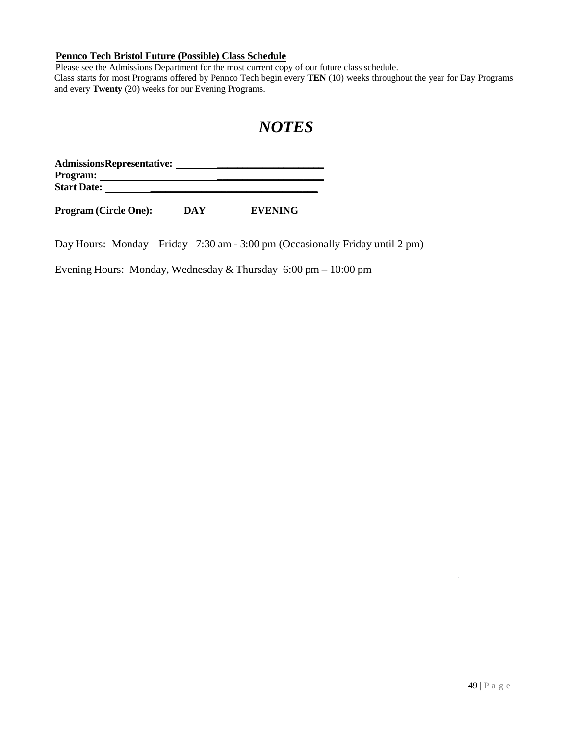**Pennco Tech Bristol Future (Possible) Class Schedule**

Please see the Admissions Department for the most current copy of our future class schedule.
Class starts for most Programs offered by Pennco Tech begin every **TEN** (10) weeks throughout the year for Day Programs and every **Twenty** (20) weeks for our Evening Programs.

# *NOTES*

**AdmissionsRepresentative:** ________________________________

**Program:** ________________________________

**Start Date:** ________________________________

**Program (Circle One):** **DAY** **EVENING**

Day Hours: Monday – Friday 7:30 am - 3:00 pm (Occasionally Friday until 2 pm)

Evening Hours: Monday, Wednesday & Thursday 6:00 pm – 10:00 pm